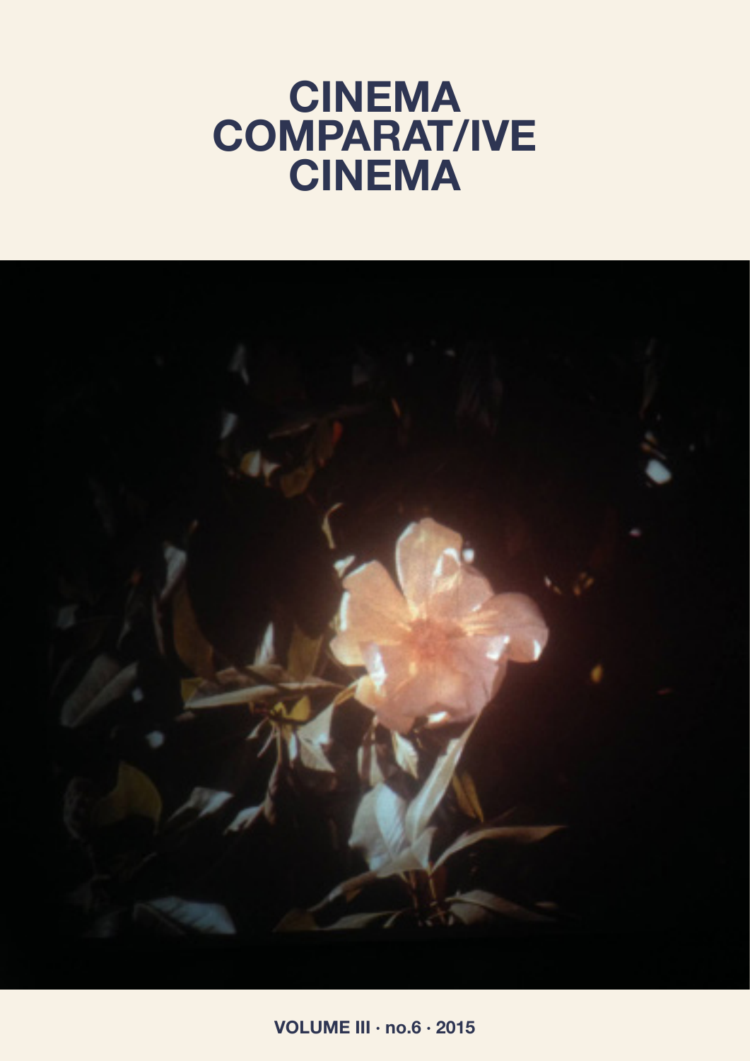# CINEMA COMPARAT/IVE CINEMA

**VOLUME III · no.6 · 2015**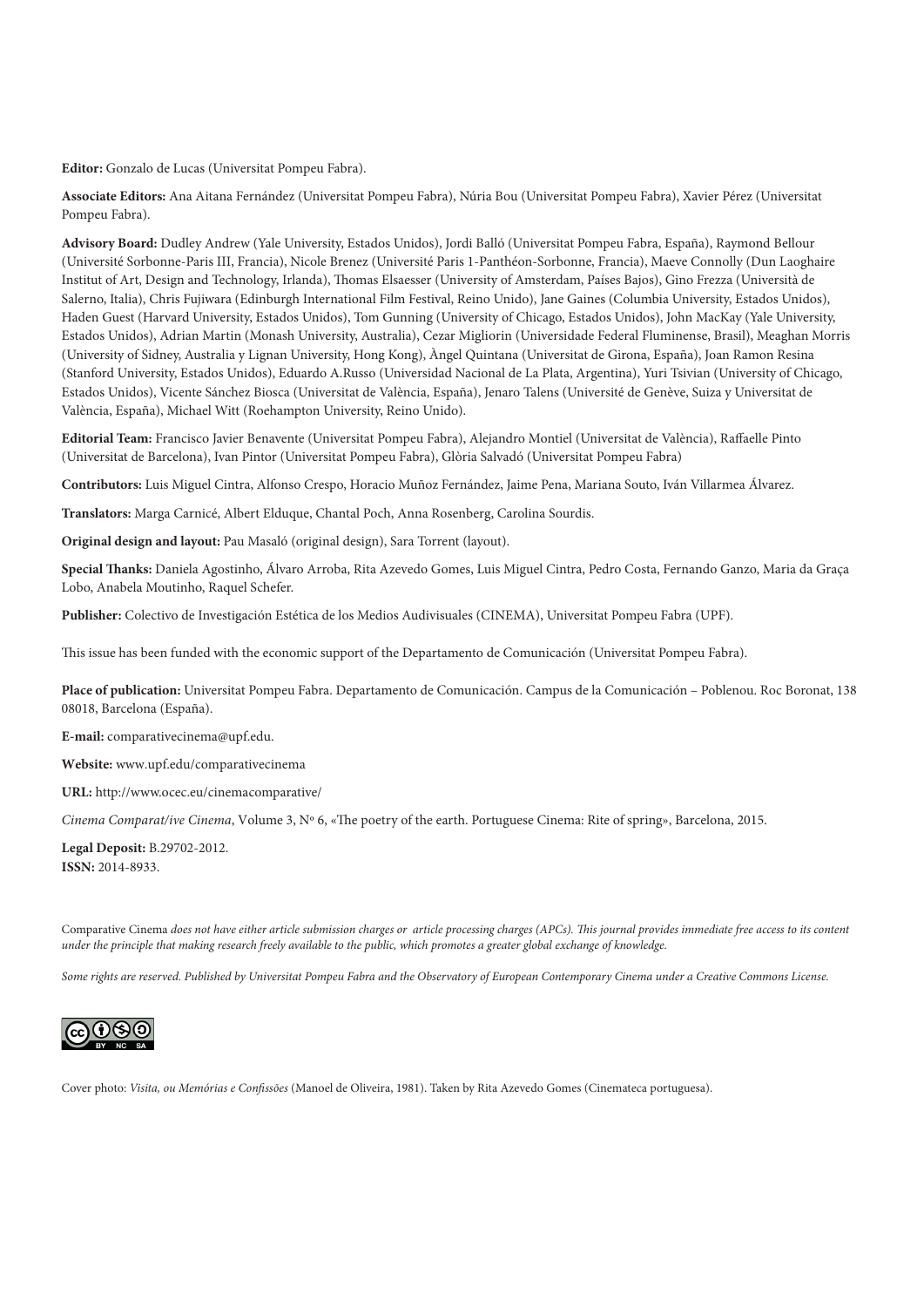**Editor:** Gonzalo de Lucas (Universitat Pompeu Fabra).

**Associate Editors:** Ana Aitana Fernández (Universitat Pompeu Fabra), Núria Bou (Universitat Pompeu Fabra), Xavier Pérez (Universitat Pompeu Fabra).

**Advisory Board:** Dudley Andrew (Yale University, Estados Unidos), Jordi Balló (Universitat Pompeu Fabra, España), Raymond Bellour (Université Sorbonne-Paris III, Francia), Nicole Brenez (Université Paris 1-Panthéon-Sorbonne, Francia), Maeve Connolly (Dun Laoghaire Institut of Art, Design and Technology, Irlanda), Thomas Elsaesser (University of Amsterdam, Países Bajos), Gino Frezza (Università de Salerno, Italia), Chris Fujiwara (Edinburgh International Film Festival, Reino Unido), Jane Gaines (Columbia University, Estados Unidos), Haden Guest (Harvard University, Estados Unidos), Tom Gunning (University of Chicago, Estados Unidos), John MacKay (Yale University, Estados Unidos), Adrian Martin (Monash University, Australia), Cezar Migliorin (Universidade Federal Fluminense, Brasil), Meaghan Morris (University of Sidney, Australia y Lignan University, Hong Kong), Àngel Quintana (Universitat de Girona, España), Joan Ramon Resina (Stanford University, Estados Unidos), Eduardo A.Russo (Universidad Nacional de La Plata, Argentina), Yuri Tsivian (University of Chicago, Estados Unidos), Vicente Sánchez Biosca (Universitat de València, España), Jenaro Talens (Université de Genève, Suiza y Universitat de València, España), Michael Witt (Roehampton University, Reino Unido).

**Editorial Team:** Francisco Javier Benavente (Universitat Pompeu Fabra), Alejandro Montiel (Universitat de València), Raffaelle Pinto (Universitat de Barcelona), Ivan Pintor (Universitat Pompeu Fabra), Glòria Salvadó (Universitat Pompeu Fabra)

**Contributors:** Luis Miguel Cintra, Alfonso Crespo, Horacio Muñoz Fernández, Jaime Pena, Mariana Souto, Iván Villarmea Álvarez.

**Translators:** Marga Carnicé, Albert Elduque, Chantal Poch, Anna Rosenberg, Carolina Sourdis.

**Original design and layout:** Pau Masaló (original design), Sara Torrent (layout).

**Special Thanks:** Daniela Agostinho, Álvaro Arroba, Rita Azevedo Gomes, Luis Miguel Cintra, Pedro Costa, Fernando Ganzo, Maria da Graça Lobo, Anabela Moutinho, Raquel Schefer.

**Publisher:** Colectivo de Investigación Estética de los Medios Audivisuales (CINEMA), Universitat Pompeu Fabra (UPF).

This issue has been funded with the economic support of the Departamento de Comunicación (Universitat Pompeu Fabra).

**Place of publication:** Universitat Pompeu Fabra. Departamento de Comunicación. Campus de la Comunicación – Poblenou. Roc Boronat, 138 08018, Barcelona (España).

**E-mail:** comparativecinema@upf.edu.

**Website:** www.upf.edu/comparativecinema

**URL:** http://www.ocec.eu/cinemacomparative/

*Cinema Comparat/ive Cinema*, Volume 3, Nº 6, «The poetry of the earth. Portuguese Cinema: Rite of spring», Barcelona, 2015.

**Legal Deposit:** B.29702-2012.
**ISSN:** 2014-8933.

Comparative Cinema *does not have either article submission charges or article processing charges (APCs). This journal provides immediate free access to its content under the principle that making research freely available to the public, which promotes a greater global exchange of knowledge.*

*Some rights are reserved. Published by Universitat Pompeu Fabra and the Observatory of European Contemporary Cinema under a Creative Commons License.*

Cover photo: *Visita, ou Memórias e Confissões* (Manoel de Oliveira, 1981). Taken by Rita Azevedo Gomes (Cinemateca portuguesa).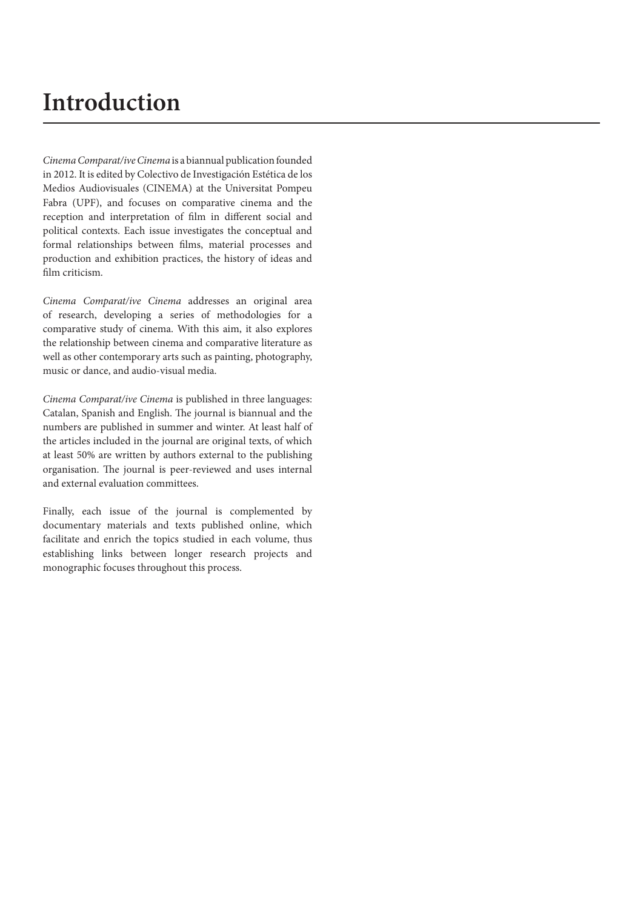# Introduction

*Cinema Comparat/ive Cinema* is a biannual publication founded in 2012. It is edited by Colectivo de Investigación Estética de los Medios Audiovisuales (CINEMA) at the Universitat Pompeu Fabra (UPF), and focuses on comparative cinema and the reception and interpretation of film in different social and political contexts. Each issue investigates the conceptual and formal relationships between films, material processes and production and exhibition practices, the history of ideas and film criticism.

*Cinema Comparat/ive Cinema* addresses an original area of research, developing a series of methodologies for a comparative study of cinema. With this aim, it also explores the relationship between cinema and comparative literature as well as other contemporary arts such as painting, photography, music or dance, and audio-visual media.

*Cinema Comparat/ive Cinema* is published in three languages: Catalan, Spanish and English. The journal is biannual and the numbers are published in summer and winter. At least half of the articles included in the journal are original texts, of which at least 50% are written by authors external to the publishing organisation. The journal is peer-reviewed and uses internal and external evaluation committees.

Finally, each issue of the journal is complemented by documentary materials and texts published online, which facilitate and enrich the topics studied in each volume, thus establishing links between longer research projects and monographic focuses throughout this process.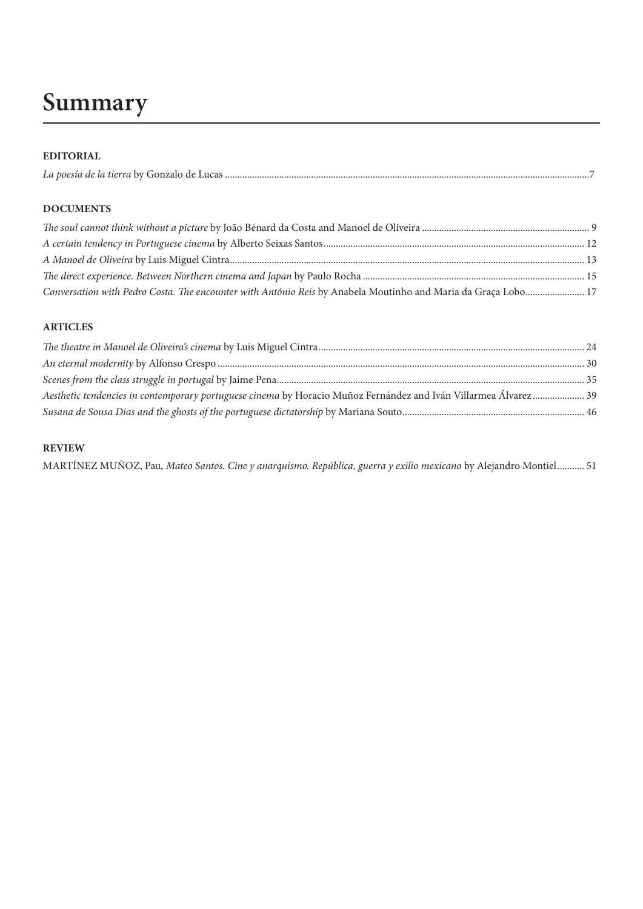# Summary

**EDITORIAL**

*La poesía de la tierra* by Gonzalo de Lucas ....................7

**DOCUMENTS**

*The soul cannot think without a picture* by João Bénard da Costa and Manoel de Oliveira .................... 9
*A certain tendency in Portuguese cinema* by Alberto Seixas Santos .................... 12
*A Manoel de Oliveira* by Luis Miguel Cintra .................... 13
*The direct experience. Between Northern cinema and Japan* by Paulo Rocha .................... 15
*Conversation with Pedro Costa. The encounter with António Reis* by Anabela Moutinho and Maria da Graça Lobo .................... 17

**ARTICLES**

*The theatre in Manoel de Oliveira's cinema* by Luis Miguel Cintra .................... 24
*An eternal modernity* by Alfonso Crespo .................... 30
*Scenes from the class struggle in portugal* by Jaime Pena .................... 35
*Aesthetic tendencies in contemporary portuguese cinema* by Horacio Muñoz Fernández and Iván Villarmea Álvarez .................... 39
*Susana de Sousa Dias and the ghosts of the portuguese dictatorship* by Mariana Souto .................... 46

**REVIEW**

MARTÍNEZ MUÑOZ, Pau, *Mateo Santos. Cine y anarquismo. República, guerra y exilio mexicano* by Alejandro Montiel .................... 51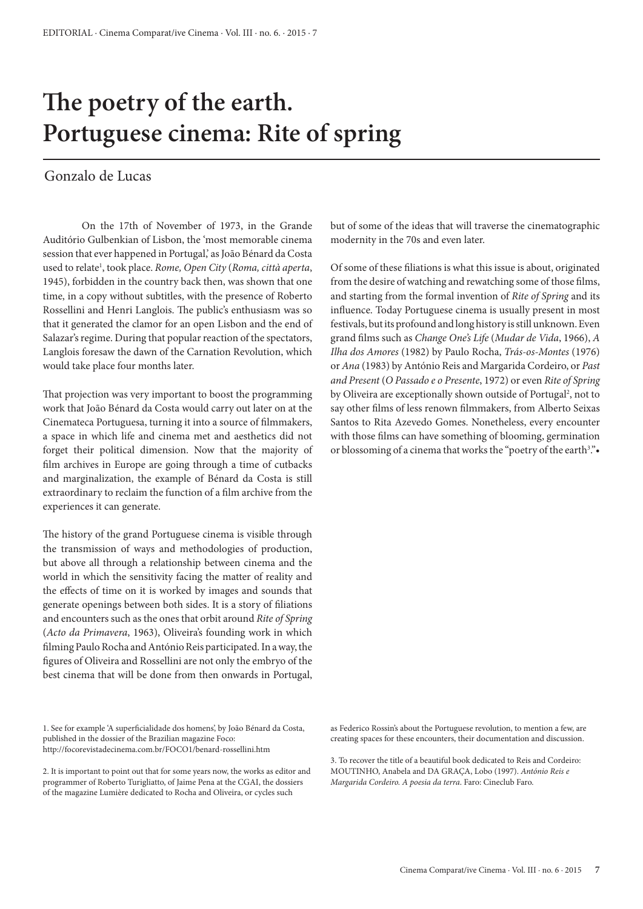# The poetry of the earth. Portuguese cinema: Rite of spring

Gonzalo de Lucas

On the 17th of November of 1973, in the Grande Auditório Gulbenkian of Lisbon, the 'most memorable cinema session that ever happened in Portugal,' as João Bénard da Costa used to relate[1], took place. *Rome, Open City* (*Roma, città aperta*, 1945), forbidden in the country back then, was shown that one time, in a copy without subtitles, with the presence of Roberto Rossellini and Henri Langlois. The public's enthusiasm was so that it generated the clamor for an open Lisbon and the end of Salazar's regime. During that popular reaction of the spectators, Langlois foresaw the dawn of the Carnation Revolution, which would take place four months later.

That projection was very important to boost the programming work that João Bénard da Costa would carry out later on at the Cinemateca Portuguesa, turning it into a source of filmmakers, a space in which life and cinema met and aesthetics did not forget their political dimension. Now that the majority of film archives in Europe are going through a time of cutbacks and marginalization, the example of Bénard da Costa is still extraordinary to reclaim the function of a film archive from the experiences it can generate.

The history of the grand Portuguese cinema is visible through the transmission of ways and methodologies of production, but above all through a relationship between cinema and the world in which the sensitivity facing the matter of reality and the effects of time on it is worked by images and sounds that generate openings between both sides. It is a story of filiations and encounters such as the ones that orbit around *Rite of Spring* (*Acto da Primavera*, 1963), Oliveira's founding work in which filming Paulo Rocha and António Reis participated. In a way, the figures of Oliveira and Rossellini are not only the embryo of the best cinema that will be done from then onwards in Portugal, but of some of the ideas that will traverse the cinematographic modernity in the 70s and even later.

Of some of these filiations is what this issue is about, originated from the desire of watching and rewatching some of those films, and starting from the formal invention of *Rite of Spring* and its influence. Today Portuguese cinema is usually present in most festivals, but its profound and long history is still unknown. Even grand films such as *Change One's Life* (*Mudar de Vida*, 1966), *A Ilha dos Amores* (1982) by Paulo Rocha, *Trás-os-Montes* (1976) or *Ana* (1983) by António Reis and Margarida Cordeiro, or *Past and Present* (*O Passado e o Presente*, 1972) or even *Rite of Spring* by Oliveira are exceptionally shown outside of Portugal[2], not to say other films of less renown filmmakers, from Alberto Seixas Santos to Rita Azevedo Gomes. Nonetheless, every encounter with those films can have something of blooming, germination or blossoming of a cinema that works the "poetry of the earth[3]."•

1. See for example 'A superficialidade dos homens', by João Bénard da Costa, published in the dossier of the Brazilian magazine Foco: http://focorevistadecinema.com.br/FOCO1/benard-rossellini.htm

2. It is important to point out that for some years now, the works as editor and programmer of Roberto Turigliatto, of Jaime Pena at the CGAI, the dossiers of the magazine Lumière dedicated to Rocha and Oliveira, or cycles such as Federico Rossin's about the Portuguese revolution, to mention a few, are creating spaces for these encounters, their documentation and discussion.

3. To recover the title of a beautiful book dedicated to Reis and Cordeiro: MOUTINHO, Anabela and DA GRAÇA, Lobo (1997). *António Reis e Margarida Cordeiro. A poesia da terra*. Faro: Cineclub Faro.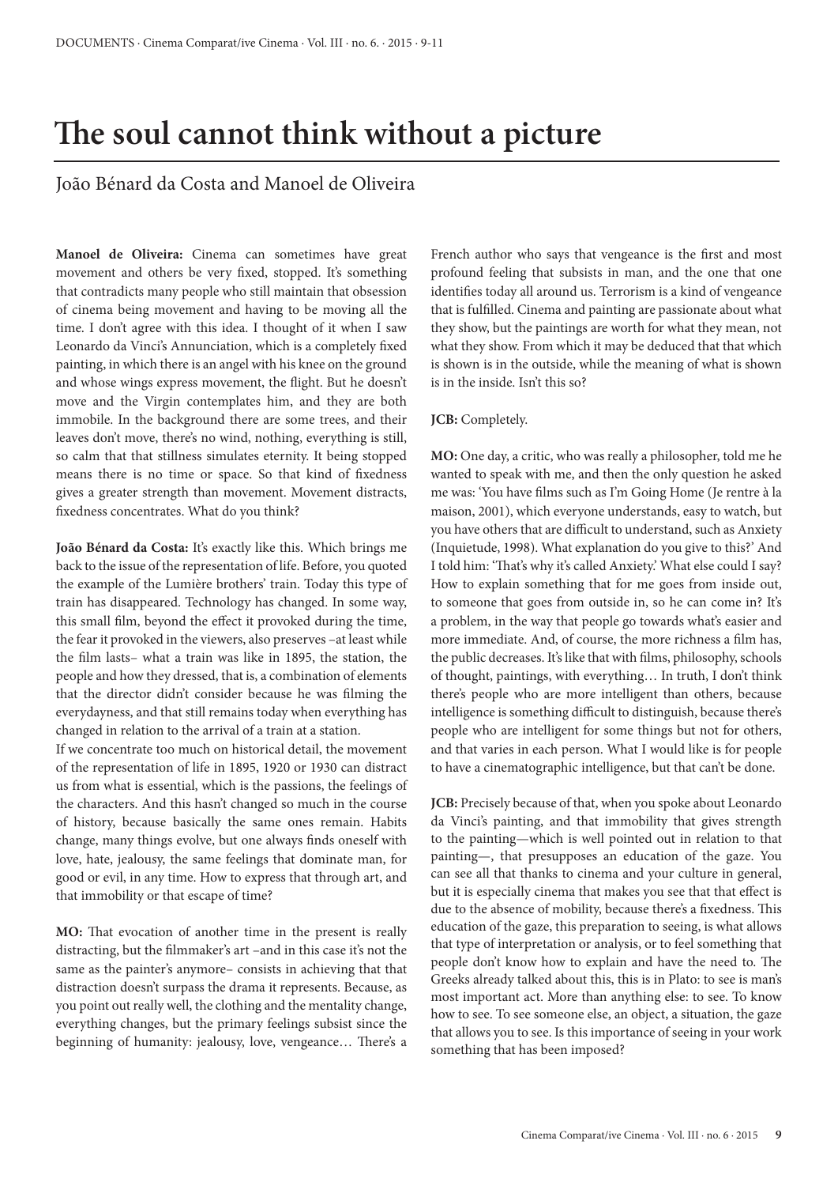# The soul cannot think without a picture

João Bénard da Costa and Manoel de Oliveira

**Manoel de Oliveira:** Cinema can sometimes have great movement and others be very fixed, stopped. It's something that contradicts many people who still maintain that obsession of cinema being movement and having to be moving all the time. I don't agree with this idea. I thought of it when I saw Leonardo da Vinci's Annunciation, which is a completely fixed painting, in which there is an angel with his knee on the ground and whose wings express movement, the flight. But he doesn't move and the Virgin contemplates him, and they are both immobile. In the background there are some trees, and their leaves don't move, there's no wind, nothing, everything is still, so calm that that stillness simulates eternity. It being stopped means there is no time or space. So that kind of fixedness gives a greater strength than movement. Movement distracts, fixedness concentrates. What do you think?

**João Bénard da Costa:** It's exactly like this. Which brings me back to the issue of the representation of life. Before, you quoted the example of the Lumière brothers' train. Today this type of train has disappeared. Technology has changed. In some way, this small film, beyond the effect it provoked during the time, the fear it provoked in the viewers, also preserves –at least while the film lasts– what a train was like in 1895, the station, the people and how they dressed, that is, a combination of elements that the director didn't consider because he was filming the everydayness, and that still remains today when everything has changed in relation to the arrival of a train at a station.

If we concentrate too much on historical detail, the movement of the representation of life in 1895, 1920 or 1930 can distract us from what is essential, which is the passions, the feelings of the characters. And this hasn't changed so much in the course of history, because basically the same ones remain. Habits change, many things evolve, but one always finds oneself with love, hate, jealousy, the same feelings that dominate man, for good or evil, in any time. How to express that through art, and that immobility or that escape of time?

**MO:** That evocation of another time in the present is really distracting, but the filmmaker's art –and in this case it's not the same as the painter's anymore– consists in achieving that that distraction doesn't surpass the drama it represents. Because, as you point out really well, the clothing and the mentality change, everything changes, but the primary feelings subsist since the beginning of humanity: jealousy, love, vengeance… There's a French author who says that vengeance is the first and most profound feeling that subsists in man, and the one that one identifies today all around us. Terrorism is a kind of vengeance that is fulfilled. Cinema and painting are passionate about what they show, but the paintings are worth for what they mean, not what they show. From which it may be deduced that that which is shown is in the outside, while the meaning of what is shown is in the inside. Isn't this so?

**JCB:** Completely.

**MO:** One day, a critic, who was really a philosopher, told me he wanted to speak with me, and then the only question he asked me was: 'You have films such as I'm Going Home (Je rentre à la maison, 2001), which everyone understands, easy to watch, but you have others that are difficult to understand, such as Anxiety (Inquietude, 1998). What explanation do you give to this?' And I told him: 'That's why it's called Anxiety.' What else could I say? How to explain something that for me goes from inside out, to someone that goes from outside in, so he can come in? It's a problem, in the way that people go towards what's easier and more immediate. And, of course, the more richness a film has, the public decreases. It's like that with films, philosophy, schools of thought, paintings, with everything… In truth, I don't think there's people who are more intelligent than others, because intelligence is something difficult to distinguish, because there's people who are intelligent for some things but not for others, and that varies in each person. What I would like is for people to have a cinematographic intelligence, but that can't be done.

**JCB:** Precisely because of that, when you spoke about Leonardo da Vinci's painting, and that immobility that gives strength to the painting—which is well pointed out in relation to that painting—, that presupposes an education of the gaze. You can see all that thanks to cinema and your culture in general, but it is especially cinema that makes you see that that effect is due to the absence of mobility, because there's a fixedness. This education of the gaze, this preparation to seeing, is what allows that type of interpretation or analysis, or to feel something that people don't know how to explain and have the need to. The Greeks already talked about this, this is in Plato: to see is man's most important act. More than anything else: to see. To know how to see. To see someone else, an object, a situation, the gaze that allows you to see. Is this importance of seeing in your work something that has been imposed?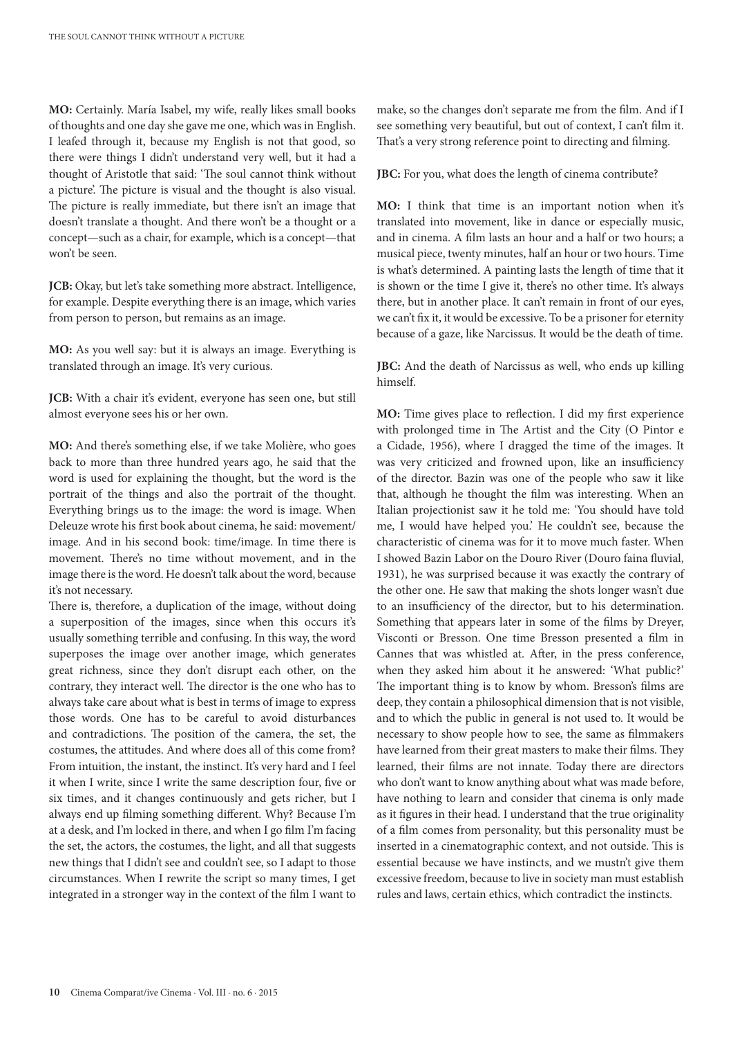**MO:** Certainly. María Isabel, my wife, really likes small books of thoughts and one day she gave me one, which was in English. I leafed through it, because my English is not that good, so there were things I didn't understand very well, but it had a thought of Aristotle that said: 'The soul cannot think without a picture'. The picture is visual and the thought is also visual. The picture is really immediate, but there isn't an image that doesn't translate a thought. And there won't be a thought or a concept—such as a chair, for example, which is a concept—that won't be seen.

**JCB:** Okay, but let's take something more abstract. Intelligence, for example. Despite everything there is an image, which varies from person to person, but remains as an image.

**MO:** As you well say: but it is always an image. Everything is translated through an image. It's very curious.

**JCB:** With a chair it's evident, everyone has seen one, but still almost everyone sees his or her own.

**MO:** And there's something else, if we take Molière, who goes back to more than three hundred years ago, he said that the word is used for explaining the thought, but the word is the portrait of the things and also the portrait of the thought. Everything brings us to the image: the word is image. When Deleuze wrote his first book about cinema, he said: movement/image. And in his second book: time/image. In time there is movement. There's no time without movement, and in the image there is the word. He doesn't talk about the word, because it's not necessary.

There is, therefore, a duplication of the image, without doing a superposition of the images, since when this occurs it's usually something terrible and confusing. In this way, the word superposes the image over another image, which generates great richness, since they don't disrupt each other, on the contrary, they interact well. The director is the one who has to always take care about what is best in terms of image to express those words. One has to be careful to avoid disturbances and contradictions. The position of the camera, the set, the costumes, the attitudes. And where does all of this come from? From intuition, the instant, the instinct. It's very hard and I feel it when I write, since I write the same description four, five or six times, and it changes continuously and gets richer, but I always end up filming something different. Why? Because I'm at a desk, and I'm locked in there, and when I go film I'm facing the set, the actors, the costumes, the light, and all that suggests new things that I didn't see and couldn't see, so I adapt to those circumstances. When I rewrite the script so many times, I get integrated in a stronger way in the context of the film I want to make, so the changes don't separate me from the film. And if I see something very beautiful, but out of context, I can't film it. That's a very strong reference point to directing and filming.

**JBC:** For you, what does the length of cinema contribute?

**MO:** I think that time is an important notion when it's translated into movement, like in dance or especially music, and in cinema. A film lasts an hour and a half or two hours; a musical piece, twenty minutes, half an hour or two hours. Time is what's determined. A painting lasts the length of time that it is shown or the time I give it, there's no other time. It's always there, but in another place. It can't remain in front of our eyes, we can't fix it, it would be excessive. To be a prisoner for eternity because of a gaze, like Narcissus. It would be the death of time.

**JBC:** And the death of Narcissus as well, who ends up killing himself.

**MO:** Time gives place to reflection. I did my first experience with prolonged time in The Artist and the City (O Pintor e a Cidade, 1956), where I dragged the time of the images. It was very criticized and frowned upon, like an insufficiency of the director. Bazin was one of the people who saw it like that, although he thought the film was interesting. When an Italian projectionist saw it he told me: 'You should have told me, I would have helped you.' He couldn't see, because the characteristic of cinema was for it to move much faster. When I showed Bazin Labor on the Douro River (Douro faina fluvial, 1931), he was surprised because it was exactly the contrary of the other one. He saw that making the shots longer wasn't due to an insufficiency of the director, but to his determination. Something that appears later in some of the films by Dreyer, Visconti or Bresson. One time Bresson presented a film in Cannes that was whistled at. After, in the press conference, when they asked him about it he answered: 'What public?' The important thing is to know by whom. Bresson's films are deep, they contain a philosophical dimension that is not visible, and to which the public in general is not used to. It would be necessary to show people how to see, the same as filmmakers have learned from their great masters to make their films. They learned, their films are not innate. Today there are directors who don't want to know anything about what was made before, have nothing to learn and consider that cinema is only made as it figures in their head. I understand that the true originality of a film comes from personality, but this personality must be inserted in a cinematographic context, and not outside. This is essential because we have instincts, and we mustn't give them excessive freedom, because to live in society man must establish rules and laws, certain ethics, which contradict the instincts.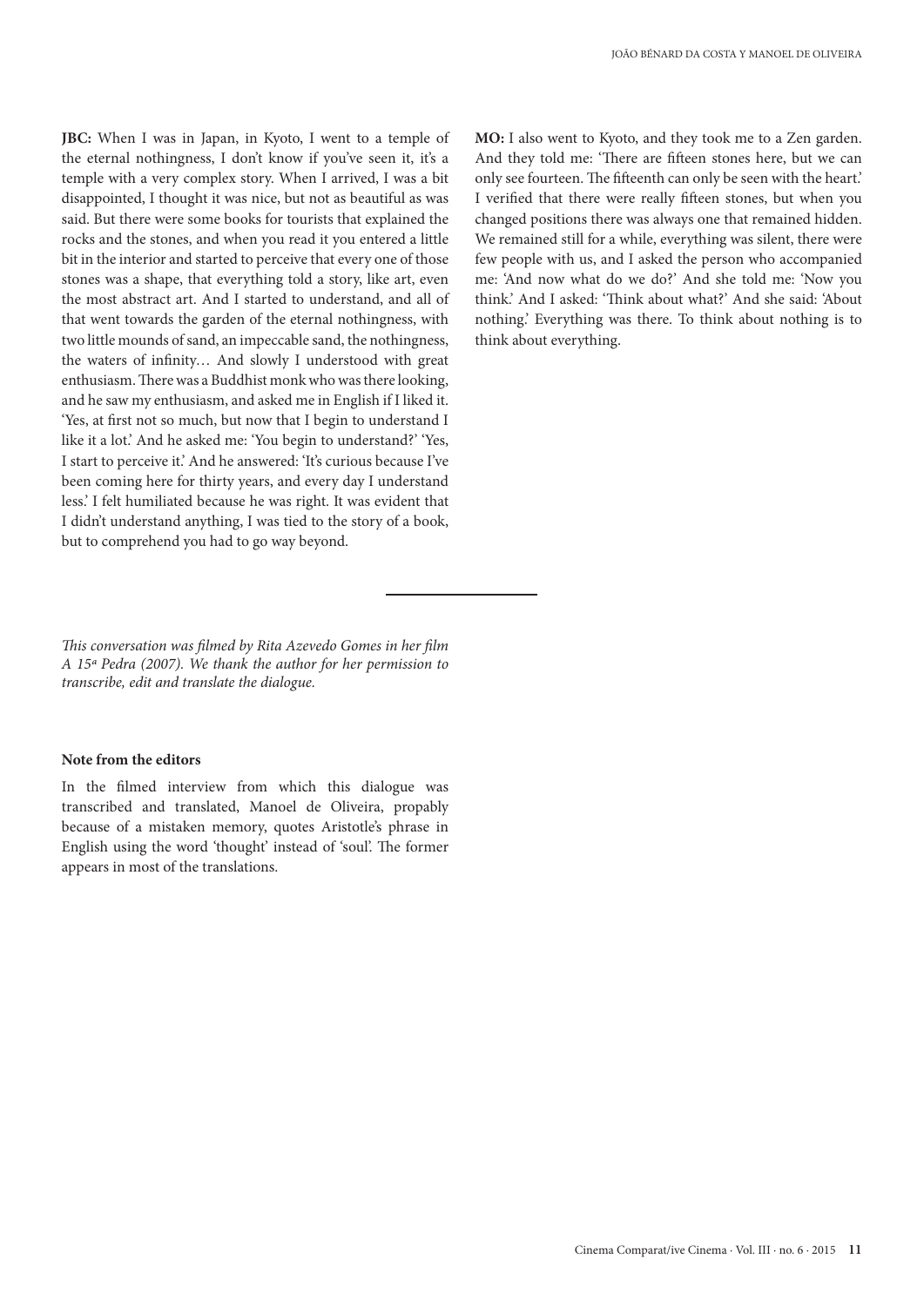**JBC:** When I was in Japan, in Kyoto, I went to a temple of the eternal nothingness, I don't know if you've seen it, it's a temple with a very complex story. When I arrived, I was a bit disappointed, I thought it was nice, but not as beautiful as was said. But there were some books for tourists that explained the rocks and the stones, and when you read it you entered a little bit in the interior and started to perceive that every one of those stones was a shape, that everything told a story, like art, even the most abstract art. And I started to understand, and all of that went towards the garden of the eternal nothingness, with two little mounds of sand, an impeccable sand, the nothingness, the waters of infinity… And slowly I understood with great enthusiasm. There was a Buddhist monk who was there looking, and he saw my enthusiasm, and asked me in English if I liked it. 'Yes, at first not so much, but now that I begin to understand I like it a lot.' And he asked me: 'You begin to understand?' 'Yes, I start to perceive it.' And he answered: 'It's curious because I've been coming here for thirty years, and every day I understand less.' I felt humiliated because he was right. It was evident that I didn't understand anything, I was tied to the story of a book, but to comprehend you had to go way beyond.

**MO:** I also went to Kyoto, and they took me to a Zen garden. And they told me: 'There are fifteen stones here, but we can only see fourteen. The fifteenth can only be seen with the heart.' I verified that there were really fifteen stones, but when you changed positions there was always one that remained hidden. We remained still for a while, everything was silent, there were few people with us, and I asked the person who accompanied me: 'And now what do we do?' And she told me: 'Now you think.' And I asked: 'Think about what?' And she said: 'About nothing.' Everything was there. To think about nothing is to think about everything.

---

*This conversation was filmed by Rita Azevedo Gomes in her film A 15ª Pedra (2007). We thank the author for her permission to transcribe, edit and translate the dialogue.*

**Note from the editors**

In the filmed interview from which this dialogue was transcribed and translated, Manoel de Oliveira, propably because of a mistaken memory, quotes Aristotle's phrase in English using the word 'thought' instead of 'soul'. The former appears in most of the translations.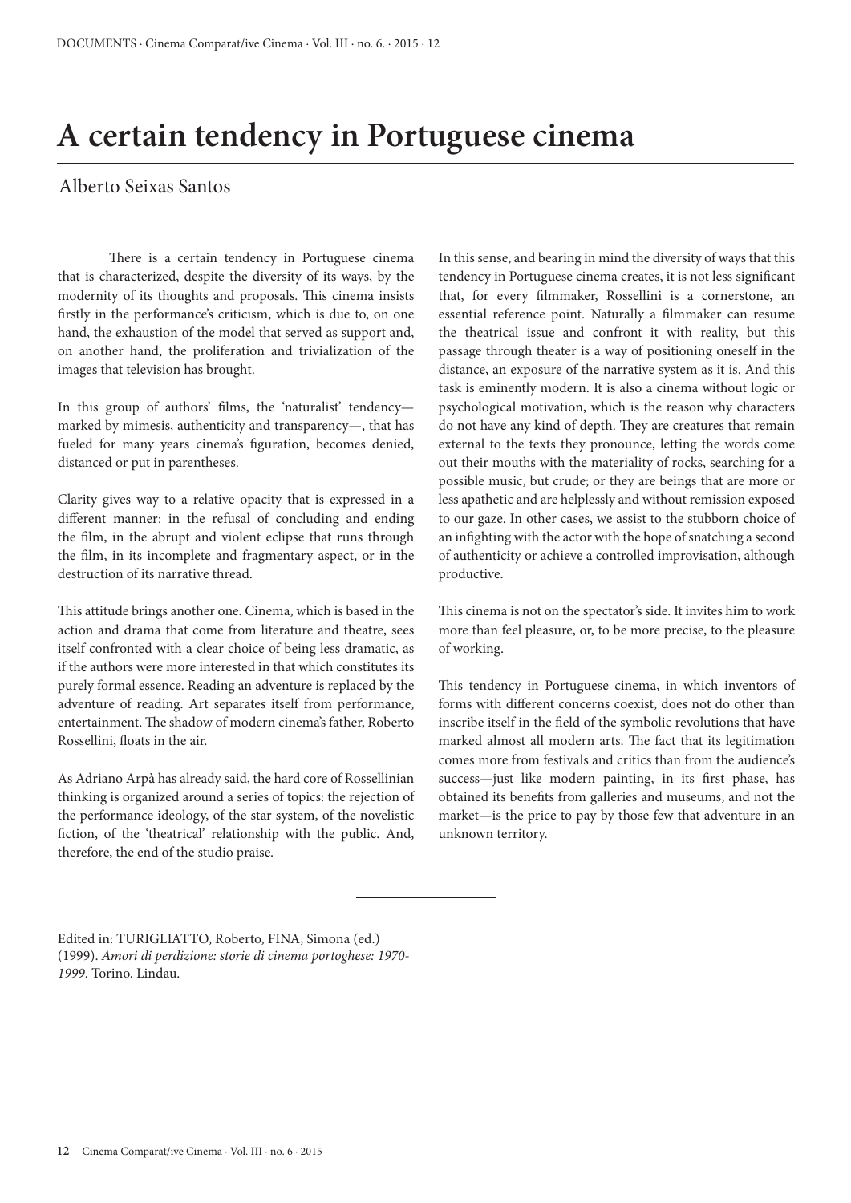# A certain tendency in Portuguese cinema

Alberto Seixas Santos

There is a certain tendency in Portuguese cinema that is characterized, despite the diversity of its ways, by the modernity of its thoughts and proposals. This cinema insists firstly in the performance's criticism, which is due to, on one hand, the exhaustion of the model that served as support and, on another hand, the proliferation and trivialization of the images that television has brought.

In this group of authors' films, the 'naturalist' tendency—marked by mimesis, authenticity and transparency—, that has fueled for many years cinema's figuration, becomes denied, distanced or put in parentheses.

Clarity gives way to a relative opacity that is expressed in a different manner: in the refusal of concluding and ending the film, in the abrupt and violent eclipse that runs through the film, in its incomplete and fragmentary aspect, or in the destruction of its narrative thread.

This attitude brings another one. Cinema, which is based in the action and drama that come from literature and theatre, sees itself confronted with a clear choice of being less dramatic, as if the authors were more interested in that which constitutes its purely formal essence. Reading an adventure is replaced by the adventure of reading. Art separates itself from performance, entertainment. The shadow of modern cinema's father, Roberto Rossellini, floats in the air.

As Adriano Arpà has already said, the hard core of Rossellinian thinking is organized around a series of topics: the rejection of the performance ideology, of the star system, of the novelistic fiction, of the 'theatrical' relationship with the public. And, therefore, the end of the studio praise.

In this sense, and bearing in mind the diversity of ways that this tendency in Portuguese cinema creates, it is not less significant that, for every filmmaker, Rossellini is a cornerstone, an essential reference point. Naturally a filmmaker can resume the theatrical issue and confront it with reality, but this passage through theater is a way of positioning oneself in the distance, an exposure of the narrative system as it is. And this task is eminently modern. It is also a cinema without logic or psychological motivation, which is the reason why characters do not have any kind of depth. They are creatures that remain external to the texts they pronounce, letting the words come out their mouths with the materiality of rocks, searching for a possible music, but crude; or they are beings that are more or less apathetic and are helplessly and without remission exposed to our gaze. In other cases, we assist to the stubborn choice of an infighting with the actor with the hope of snatching a second of authenticity or achieve a controlled improvisation, although productive.

This cinema is not on the spectator's side. It invites him to work more than feel pleasure, or, to be more precise, to the pleasure of working.

This tendency in Portuguese cinema, in which inventors of forms with different concerns coexist, does not do other than inscribe itself in the field of the symbolic revolutions that have marked almost all modern arts. The fact that its legitimation comes more from festivals and critics than from the audience's success—just like modern painting, in its first phase, has obtained its benefits from galleries and museums, and not the market—is the price to pay by those few that adventure in an unknown territory.

---

Edited in: TURIGLIATTO, Roberto, FINA, Simona (ed.) (1999). *Amori di perdizione: storie di cinema portoghese: 1970-1999*. Torino. Lindau.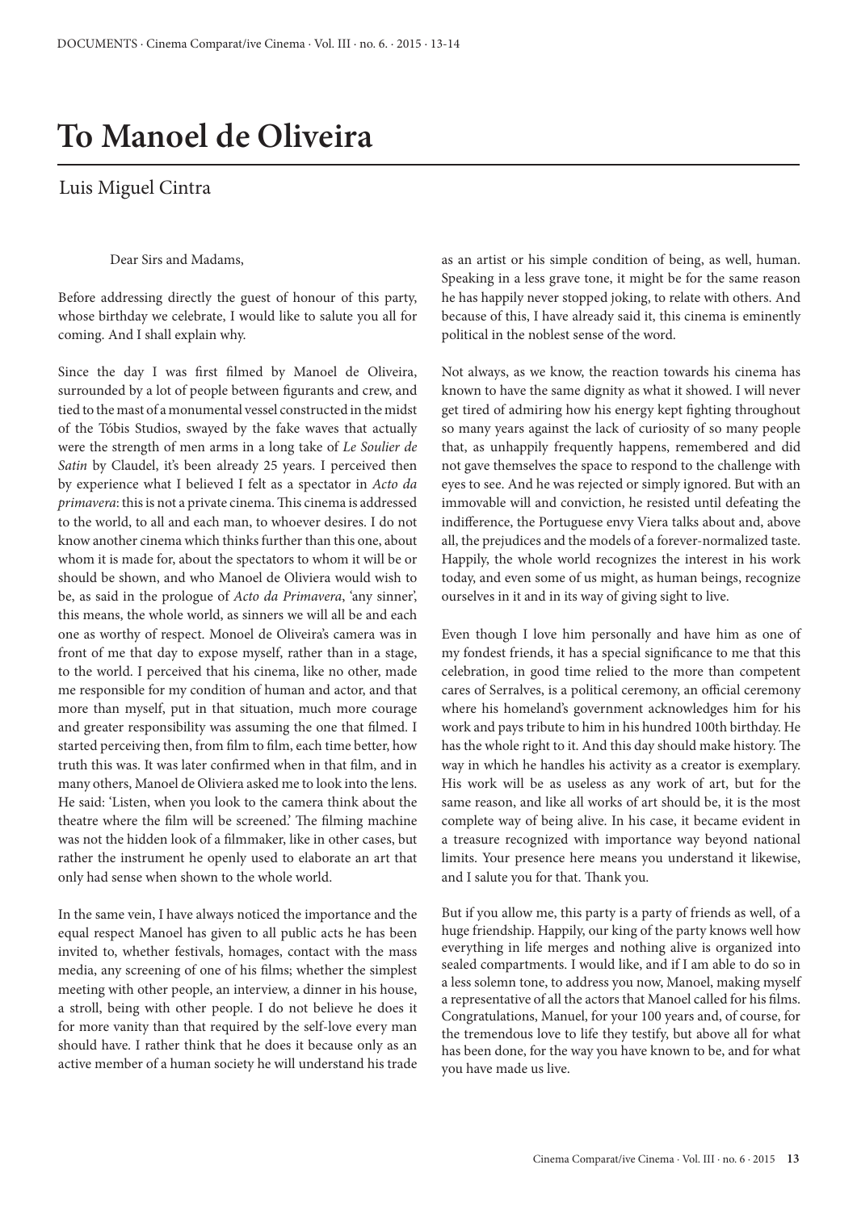# To Manoel de Oliveira

## Luis Miguel Cintra

Dear Sirs and Madams,

Before addressing directly the guest of honour of this party, whose birthday we celebrate, I would like to salute you all for coming. And I shall explain why.

Since the day I was first filmed by Manoel de Oliveira, surrounded by a lot of people between figurants and crew, and tied to the mast of a monumental vessel constructed in the midst of the Tóbis Studios, swayed by the fake waves that actually were the strength of men arms in a long take of *Le Soulier de Satin* by Claudel, it's been already 25 years. I perceived then by experience what I believed I felt as a spectator in *Acto da primavera*: this is not a private cinema. This cinema is addressed to the world, to all and each man, to whoever desires. I do not know another cinema which thinks further than this one, about whom it is made for, about the spectators to whom it will be or should be shown, and who Manoel de Oliveira would wish to be, as said in the prologue of *Acto da Primavera*, 'any sinner', this means, the whole world, as sinners we will all be and each one as worthy of respect. Monoel de Oliveira's camera was in front of me that day to expose myself, rather than in a stage, to the world. I perceived that his cinema, like no other, made me responsible for my condition of human and actor, and that more than myself, put in that situation, much more courage and greater responsibility was assuming the one that filmed. I started perceiving then, from film to film, each time better, how truth this was. It was later confirmed when in that film, and in many others, Manoel de Oliveira asked me to look into the lens. He said: 'Listen, when you look to the camera think about the theatre where the film will be screened.' The filming machine was not the hidden look of a filmmaker, like in other cases, but rather the instrument he openly used to elaborate an art that only had sense when shown to the whole world.

In the same vein, I have always noticed the importance and the equal respect Manoel has given to all public acts he has been invited to, whether festivals, homages, contact with the mass media, any screening of one of his films; whether the simplest meeting with other people, an interview, a dinner in his house, a stroll, being with other people. I do not believe he does it for more vanity than that required by the self-love every man should have. I rather think that he does it because only as an active member of a human society he will understand his trade as an artist or his simple condition of being, as well, human. Speaking in a less grave tone, it might be for the same reason he has happily never stopped joking, to relate with others. And because of this, I have already said it, this cinema is eminently political in the noblest sense of the word.

Not always, as we know, the reaction towards his cinema has known to have the same dignity as what it showed. I will never get tired of admiring how his energy kept fighting throughout so many years against the lack of curiosity of so many people that, as unhappily frequently happens, remembered and did not gave themselves the space to respond to the challenge with eyes to see. And he was rejected or simply ignored. But with an immovable will and conviction, he resisted until defeating the indifference, the Portuguese envy Viera talks about and, above all, the prejudices and the models of a forever-normalized taste. Happily, the whole world recognizes the interest in his work today, and even some of us might, as human beings, recognize ourselves in it and in its way of giving sight to live.

Even though I love him personally and have him as one of my fondest friends, it has a special significance to me that this celebration, in good time relied to the more than competent cares of Serralves, is a political ceremony, an official ceremony where his homeland's government acknowledges him for his work and pays tribute to him in his hundred 100th birthday. He has the whole right to it. And this day should make history. The way in which he handles his activity as a creator is exemplary. His work will be as useless as any work of art, but for the same reason, and like all works of art should be, it is the most complete way of being alive. In his case, it became evident in a treasure recognized with importance way beyond national limits. Your presence here means you understand it likewise, and I salute you for that. Thank you.

But if you allow me, this party is a party of friends as well, of a huge friendship. Happily, our king of the party knows well how everything in life merges and nothing alive is organized into sealed compartments. I would like, and if I am able to do so in a less solemn tone, to address you now, Manoel, making myself a representative of all the actors that Manoel called for his films. Congratulations, Manuel, for your 100 years and, of course, for the tremendous love to life they testify, but above all for what has been done, for the way you have known to be, and for what you have made us live.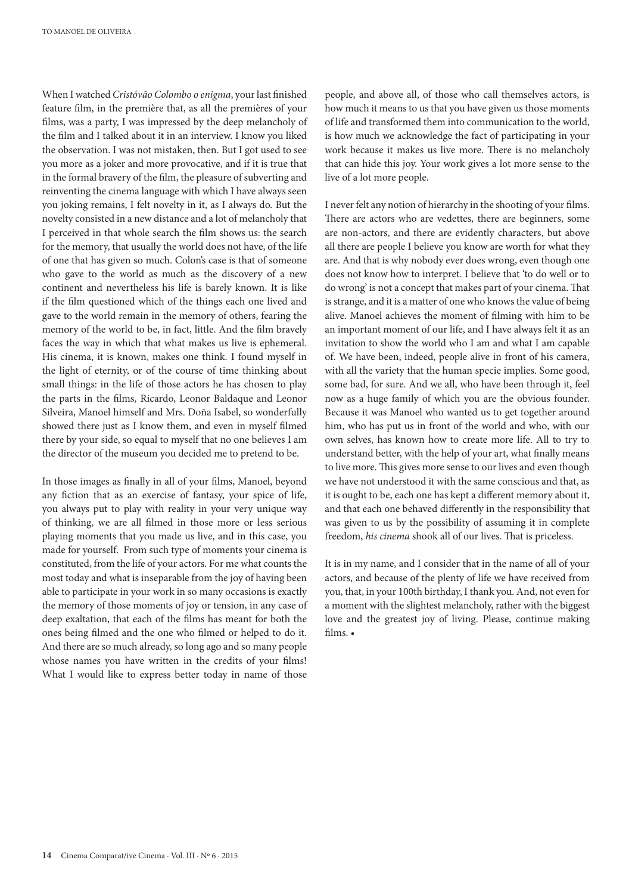When I watched *Cristóvão Colombo o enigma*, your last finished feature film, in the première that, as all the premières of your films, was a party, I was impressed by the deep melancholy of the film and I talked about it in an interview. I know you liked the observation. I was not mistaken, then. But I got used to see you more as a joker and more provocative, and if it is true that in the formal bravery of the film, the pleasure of subverting and reinventing the cinema language with which I have always seen you joking remains, I felt novelty in it, as I always do. But the novelty consisted in a new distance and a lot of melancholy that I perceived in that whole search the film shows us: the search for the memory, that usually the world does not have, of the life of one that has given so much. Colon's case is that of someone who gave to the world as much as the discovery of a new continent and nevertheless his life is barely known. It is like if the film questioned which of the things each one lived and gave to the world remain in the memory of others, fearing the memory of the world to be, in fact, little. And the film bravely faces the way in which that what makes us live is ephemeral. His cinema, it is known, makes one think. I found myself in the light of eternity, or of the course of time thinking about small things: in the life of those actors he has chosen to play the parts in the films, Ricardo, Leonor Baldaque and Leonor Silveira, Manoel himself and Mrs. Doña Isabel, so wonderfully showed there just as I know them, and even in myself filmed there by your side, so equal to myself that no one believes I am the director of the museum you decided me to pretend to be.

In those images as finally in all of your films, Manoel, beyond any fiction that as an exercise of fantasy, your spice of life, you always put to play with reality in your very unique way of thinking, we are all filmed in those more or less serious playing moments that you made us live, and in this case, you made for yourself. From such type of moments your cinema is constituted, from the life of your actors. For me what counts the most today and what is inseparable from the joy of having been able to participate in your work in so many occasions is exactly the memory of those moments of joy or tension, in any case of deep exaltation, that each of the films has meant for both the ones being filmed and the one who filmed or helped to do it. And there are so much already, so long ago and so many people whose names you have written in the credits of your films! What I would like to express better today in name of those people, and above all, of those who call themselves actors, is how much it means to us that you have given us those moments of life and transformed them into communication to the world, is how much we acknowledge the fact of participating in your work because it makes us live more. There is no melancholy that can hide this joy. Your work gives a lot more sense to the live of a lot more people.

I never felt any notion of hierarchy in the shooting of your films. There are actors who are vedettes, there are beginners, some are non-actors, and there are evidently characters, but above all there are people I believe you know are worth for what they are. And that is why nobody ever does wrong, even though one does not know how to interpret. I believe that 'to do well or to do wrong' is not a concept that makes part of your cinema. That is strange, and it is a matter of one who knows the value of being alive. Manoel achieves the moment of filming with him to be an important moment of our life, and I have always felt it as an invitation to show the world who I am and what I am capable of. We have been, indeed, people alive in front of his camera, with all the variety that the human specie implies. Some good, some bad, for sure. And we all, who have been through it, feel now as a huge family of which you are the obvious founder. Because it was Manoel who wanted us to get together around him, who has put us in front of the world and who, with our own selves, has known how to create more life. All to try to understand better, with the help of your art, what finally means to live more. This gives more sense to our lives and even though we have not understood it with the same conscious and that, as it is ought to be, each one has kept a different memory about it, and that each one behaved differently in the responsibility that was given to us by the possibility of assuming it in complete freedom, *his cinema* shook all of our lives. That is priceless.

It is in my name, and I consider that in the name of all of your actors, and because of the plenty of life we have received from you, that, in your 100th birthday, I thank you. And, not even for a moment with the slightest melancholy, rather with the biggest love and the greatest joy of living. Please, continue making films. •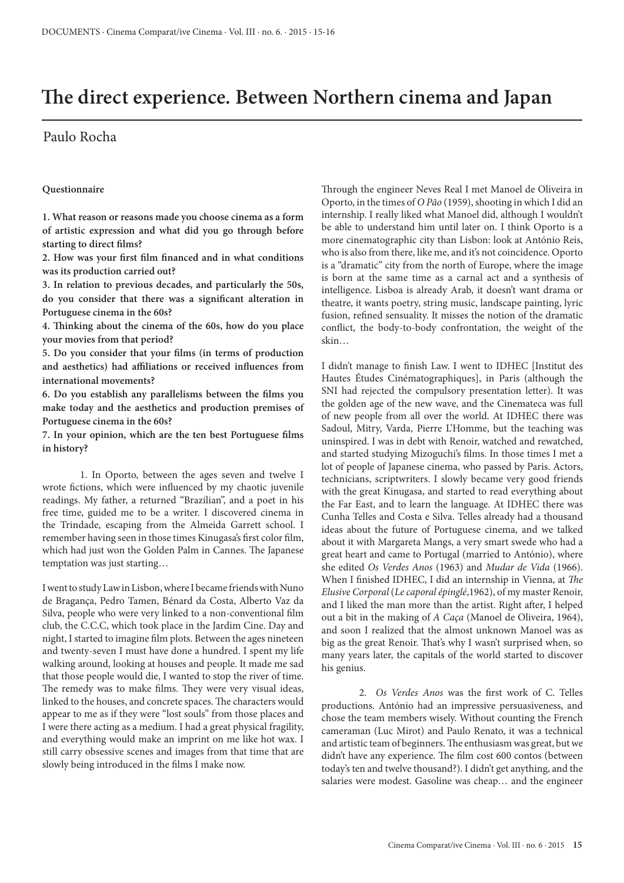# The direct experience. Between Northern cinema and Japan

Paulo Rocha

**Questionnaire**

**1. What reason or reasons made you choose cinema as a form of artistic expression and what did you go through before starting to direct films?**

**2. How was your first film financed and in what conditions was its production carried out?**

**3. In relation to previous decades, and particularly the 50s, do you consider that there was a significant alteration in Portuguese cinema in the 60s?**

**4. Thinking about the cinema of the 60s, how do you place your movies from that period?**

**5. Do you consider that your films (in terms of production and aesthetics) had affiliations or received influences from international movements?**

**6. Do you establish any parallelisms between the films you make today and the aesthetics and production premises of Portuguese cinema in the 60s?**

**7. In your opinion, which are the ten best Portuguese films in history?**

1. In Oporto, between the ages seven and twelve I wrote fictions, which were influenced by my chaotic juvenile readings. My father, a returned "Brazilian", and a poet in his free time, guided me to be a writer. I discovered cinema in the Trindade, escaping from the Almeida Garrett school. I remember having seen in those times Kinugasa's first color film, which had just won the Golden Palm in Cannes. The Japanese temptation was just starting…

I went to study Law in Lisbon, where I became friends with Nuno de Bragança, Pedro Tamen, Bénard da Costa, Alberto Vaz da Silva, people who were very linked to a non-conventional film club, the C.C.C, which took place in the Jardim Cine. Day and night, I started to imagine film plots. Between the ages nineteen and twenty-seven I must have done a hundred. I spent my life walking around, looking at houses and people. It made me sad that those people would die, I wanted to stop the river of time. The remedy was to make films. They were very visual ideas, linked to the houses, and concrete spaces. The characters would appear to me as if they were "lost souls" from those places and I were there acting as a medium. I had a great physical fragility, and everything would make an imprint on me like hot wax. I still carry obsessive scenes and images from that time that are slowly being introduced in the films I make now.

Through the engineer Neves Real I met Manoel de Oliveira in Oporto, in the times of *O Pão* (1959), shooting in which I did an internship. I really liked what Manoel did, although I wouldn't be able to understand him until later on. I think Oporto is a more cinematographic city than Lisbon: look at António Reis, who is also from there, like me, and it's not coincidence. Oporto is a "dramatic" city from the north of Europe, where the image is born at the same time as a carnal act and a synthesis of intelligence. Lisboa is already Arab, it doesn't want drama or theatre, it wants poetry, string music, landscape painting, lyric fusion, refined sensuality. It misses the notion of the dramatic conflict, the body-to-body confrontation, the weight of the skin…

I didn't manage to finish Law. I went to IDHEC [Institut des Hautes Études Cinématographiques], in Paris (although the SNI had rejected the compulsory presentation letter). It was the golden age of the new wave, and the Cinemateca was full of new people from all over the world. At IDHEC there was Sadoul, Mitry, Varda, Pierre L'Homme, but the teaching was uninspired. I was in debt with Renoir, watched and rewatched, and started studying Mizoguchi's films. In those times I met a lot of people of Japanese cinema, who passed by Paris. Actors, technicians, scriptwriters. I slowly became very good friends with the great Kinugasa, and started to read everything about the Far East, and to learn the language. At IDHEC there was Cunha Telles and Costa e Silva. Telles already had a thousand ideas about the future of Portuguese cinema, and we talked about it with Margareta Mangs, a very smart swede who had a great heart and came to Portugal (married to António), where she edited *Os Verdes Anos* (1963) and *Mudar de Vida* (1966). When I finished IDHEC, I did an internship in Vienna, at *The Elusive Corporal* (*Le caporal épinglé*,1962), of my master Renoir, and I liked the man more than the artist. Right after, I helped out a bit in the making of *A Caça* (Manoel de Oliveira, 1964), and soon I realized that the almost unknown Manoel was as big as the great Renoir. That's why I wasn't surprised when, so many years later, the capitals of the world started to discover his genius.

2. *Os Verdes Anos* was the first work of C. Telles productions. António had an impressive persuasiveness, and chose the team members wisely. Without counting the French cameraman (Luc Mirot) and Paulo Renato, it was a technical and artistic team of beginners. The enthusiasm was great, but we didn't have any experience. The film cost 600 contos (between today's ten and twelve thousand?). I didn't get anything, and the salaries were modest. Gasoline was cheap… and the engineer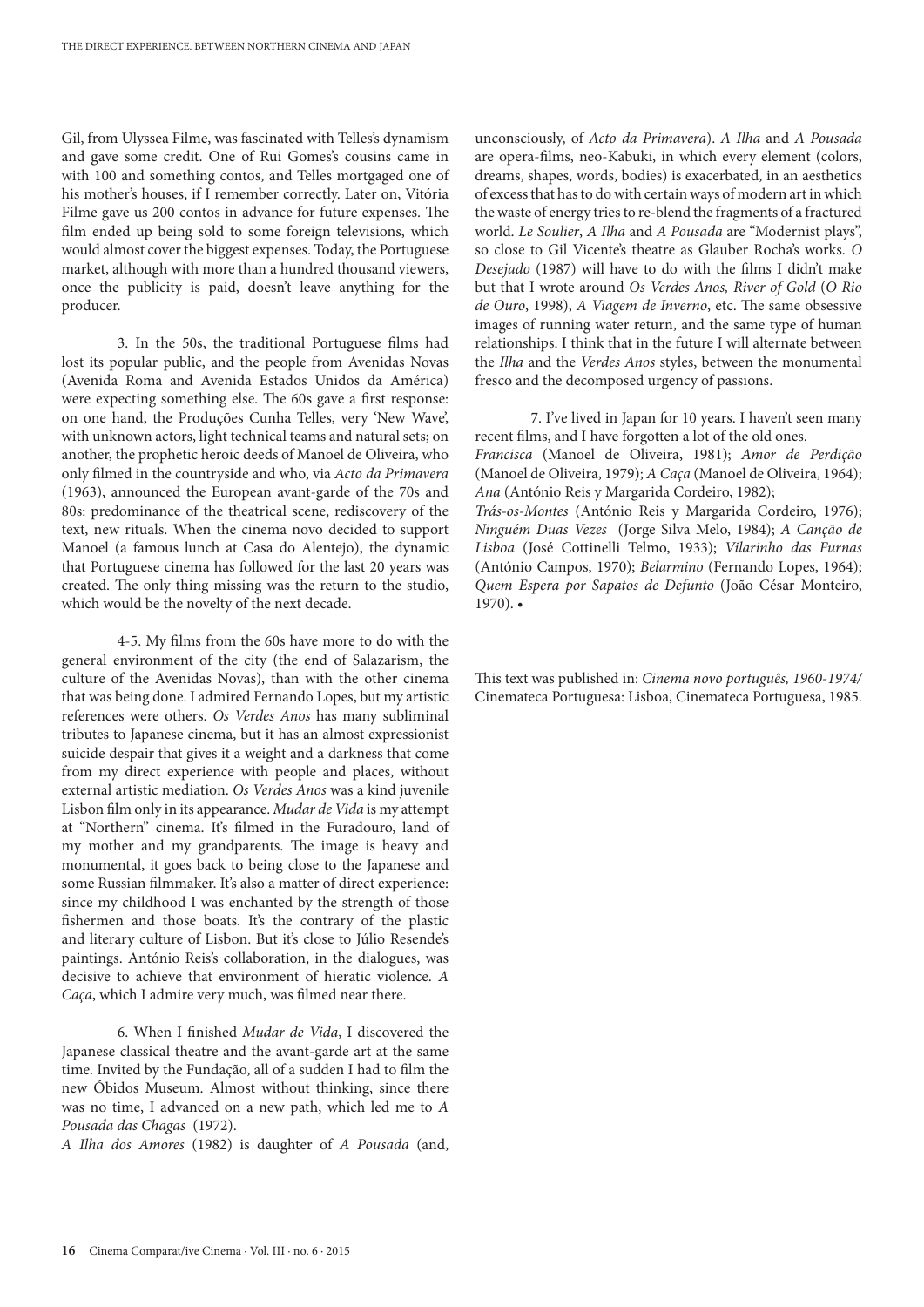Gil, from Ulyssea Filme, was fascinated with Telles's dynamism and gave some credit. One of Rui Gomes's cousins came in with 100 and something contos, and Telles mortgaged one of his mother's houses, if I remember correctly. Later on, Vitória Filme gave us 200 contos in advance for future expenses. The film ended up being sold to some foreign televisions, which would almost cover the biggest expenses. Today, the Portuguese market, although with more than a hundred thousand viewers, once the publicity is paid, doesn't leave anything for the producer.

3. In the 50s, the traditional Portuguese films had lost its popular public, and the people from Avenidas Novas (Avenida Roma and Avenida Estados Unidos da América) were expecting something else. The 60s gave a first response: on one hand, the Produções Cunha Telles, very 'New Wave', with unknown actors, light technical teams and natural sets; on another, the prophetic heroic deeds of Manoel de Oliveira, who only filmed in the countryside and who, via *Acto da Primavera* (1963), announced the European avant-garde of the 70s and 80s: predominance of the theatrical scene, rediscovery of the text, new rituals. When the cinema novo decided to support Manoel (a famous lunch at Casa do Alentejo), the dynamic that Portuguese cinema has followed for the last 20 years was created. The only thing missing was the return to the studio, which would be the novelty of the next decade.

4-5. My films from the 60s have more to do with the general environment of the city (the end of Salazarism, the culture of the Avenidas Novas), than with the other cinema that was being done. I admired Fernando Lopes, but my artistic references were others. *Os Verdes Anos* has many subliminal tributes to Japanese cinema, but it has an almost expressionist suicide despair that gives it a weight and a darkness that come from my direct experience with people and places, without external artistic mediation. *Os Verdes Anos* was a kind juvenile Lisbon film only in its appearance. *Mudar de Vida* is my attempt at "Northern" cinema. It's filmed in the Furadouro, land of my mother and my grandparents. The image is heavy and monumental, it goes back to being close to the Japanese and some Russian filmmaker. It's also a matter of direct experience: since my childhood I was enchanted by the strength of those fishermen and those boats. It's the contrary of the plastic and literary culture of Lisbon. But it's close to Júlio Resende's paintings. António Reis's collaboration, in the dialogues, was decisive to achieve that environment of hieratic violence. *A Caça*, which I admire very much, was filmed near there.

6. When I finished *Mudar de Vida*, I discovered the Japanese classical theatre and the avant-garde art at the same time. Invited by the Fundação, all of a sudden I had to film the new Óbidos Museum. Almost without thinking, since there was no time, I advanced on a new path, which led me to *A Pousada das Chagas* (1972).
*A Ilha dos Amores* (1982) is daughter of *A Pousada* (and, unconsciously, of *Acto da Primavera*). *A Ilha* and *A Pousada* are opera-films, neo-Kabuki, in which every element (colors, dreams, shapes, words, bodies) is exacerbated, in an aesthetics of excess that has to do with certain ways of modern art in which the waste of energy tries to re-blend the fragments of a fractured world. *Le Soulier*, *A Ilha* and *A Pousada* are "Modernist plays", so close to Gil Vicente's theatre as Glauber Rocha's works. *O Desejado* (1987) will have to do with the films I didn't make but that I wrote around *Os Verdes Anos, River of Gold* (*O Rio de Ouro*, 1998), *A Viagem de Inverno*, etc. The same obsessive images of running water return, and the same type of human relationships. I think that in the future I will alternate between the *Ilha* and the *Verdes Anos* styles, between the monumental fresco and the decomposed urgency of passions.

7. I've lived in Japan for 10 years. I haven't seen many recent films, and I have forgotten a lot of the old ones.
*Francisca* (Manoel de Oliveira, 1981); *Amor de Perdição* (Manoel de Oliveira, 1979); *A Caça* (Manoel de Oliveira, 1964); *Ana* (António Reis y Margarida Cordeiro, 1982);
*Trás-os-Montes* (António Reis y Margarida Cordeiro, 1976); *Ninguém Duas Vezes* (Jorge Silva Melo, 1984); *A Canção de Lisboa* (José Cottinelli Telmo, 1933); *Vilarinho das Furnas* (António Campos, 1970); *Belarmino* (Fernando Lopes, 1964); *Quem Espera por Sapatos de Defunto* (João César Monteiro, 1970). •

This text was published in: *Cinema novo português, 1960-1974*/ Cinemateca Portuguesa: Lisboa, Cinemateca Portuguesa, 1985.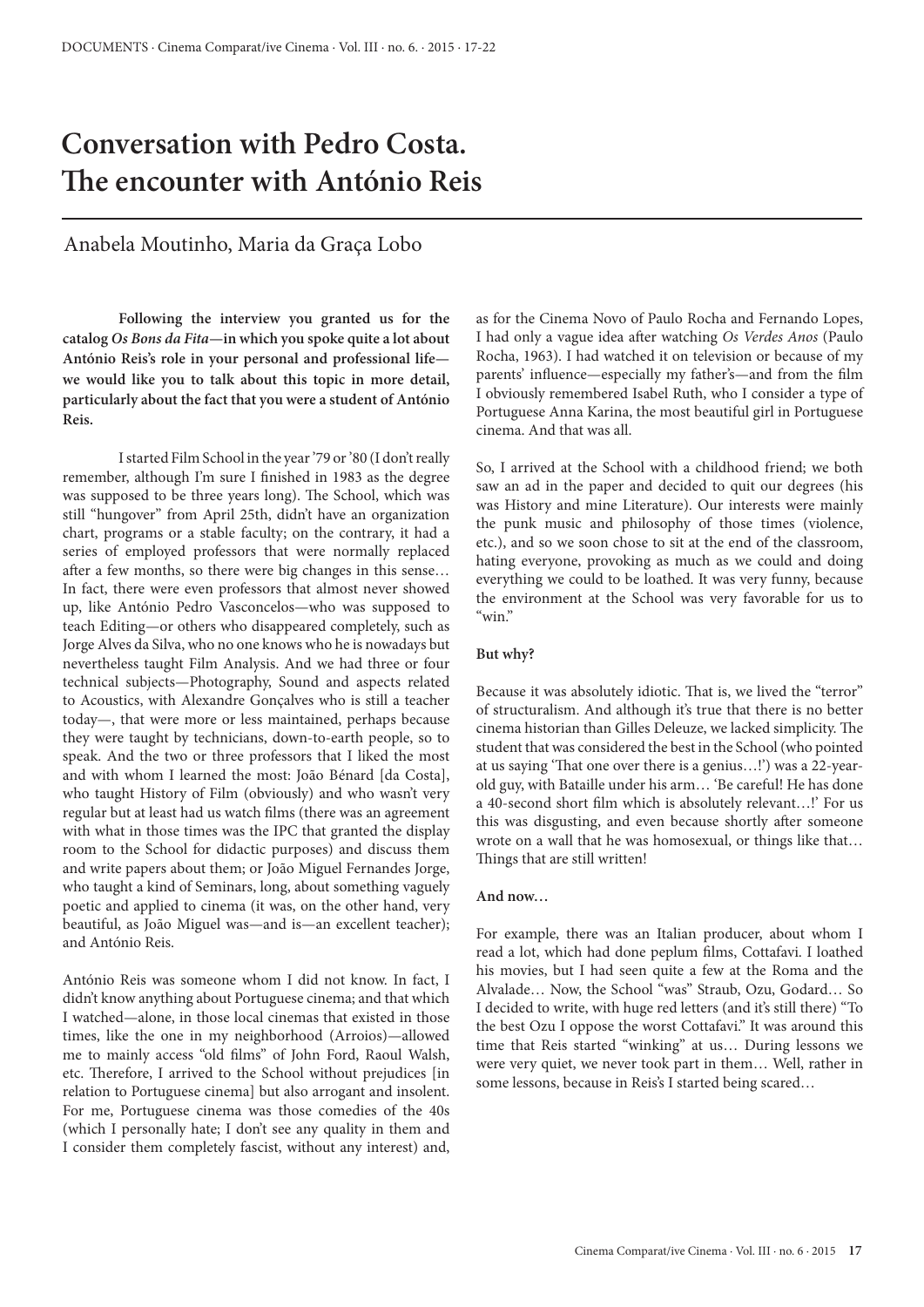# Conversation with Pedro Costa. The encounter with António Reis

Anabela Moutinho, Maria da Graça Lobo

**Following the interview you granted us for the catalog *Os Bons da Fita*—in which you spoke quite a lot about António Reis's role in your personal and professional life—we would like you to talk about this topic in more detail, particularly about the fact that you were a student of António Reis.**

I started Film School in the year '79 or '80 (I don't really remember, although I'm sure I finished in 1983 as the degree was supposed to be three years long). The School, which was still "hungover" from April 25th, didn't have an organization chart, programs or a stable faculty; on the contrary, it had a series of employed professors that were normally replaced after a few months, so there were big changes in this sense… In fact, there were even professors that almost never showed up, like António Pedro Vasconcelos—who was supposed to teach Editing—or others who disappeared completely, such as Jorge Alves da Silva, who no one knows who he is nowadays but nevertheless taught Film Analysis. And we had three or four technical subjects—Photography, Sound and aspects related to Acoustics, with Alexandre Gonçalves who is still a teacher today—, that were more or less maintained, perhaps because they were taught by technicians, down-to-earth people, so to speak. And the two or three professors that I liked the most and with whom I learned the most: João Bénard [da Costa], who taught History of Film (obviously) and who wasn't very regular but at least had us watch films (there was an agreement with what in those times was the IPC that granted the display room to the School for didactic purposes) and discuss them and write papers about them; or João Miguel Fernandes Jorge, who taught a kind of Seminars, long, about something vaguely poetic and applied to cinema (it was, on the other hand, very beautiful, as João Miguel was—and is—an excellent teacher); and António Reis.

António Reis was someone whom I did not know. In fact, I didn't know anything about Portuguese cinema; and that which I watched—alone, in those local cinemas that existed in those times, like the one in my neighborhood (Arroios)—allowed me to mainly access "old films" of John Ford, Raoul Walsh, etc. Therefore, I arrived to the School without prejudices [in relation to Portuguese cinema] but also arrogant and insolent. For me, Portuguese cinema was those comedies of the 40s (which I personally hate; I don't see any quality in them and I consider them completely fascist, without any interest) and, as for the Cinema Novo of Paulo Rocha and Fernando Lopes, I had only a vague idea after watching *Os Verdes Anos* (Paulo Rocha, 1963). I had watched it on television or because of my parents' influence—especially my father's—and from the film I obviously remembered Isabel Ruth, who I consider a type of Portuguese Anna Karina, the most beautiful girl in Portuguese cinema. And that was all.

So, I arrived at the School with a childhood friend; we both saw an ad in the paper and decided to quit our degrees (his was History and mine Literature). Our interests were mainly the punk music and philosophy of those times (violence, etc.), and so we soon chose to sit at the end of the classroom, hating everyone, provoking as much as we could and doing everything we could to be loathed. It was very funny, because the environment at the School was very favorable for us to "win."

**But why?**

Because it was absolutely idiotic. That is, we lived the "terror" of structuralism. And although it's true that there is no better cinema historian than Gilles Deleuze, we lacked simplicity. The student that was considered the best in the School (who pointed at us saying 'That one over there is a genius…!') was a 22-year-old guy, with Bataille under his arm… 'Be careful! He has done a 40-second short film which is absolutely relevant…!' For us this was disgusting, and even because shortly after someone wrote on a wall that he was homosexual, or things like that… Things that are still written!

**And now…**

For example, there was an Italian producer, about whom I read a lot, which had done peplum films, Cottafavi. I loathed his movies, but I had seen quite a few at the Roma and the Alvalade… Now, the School "was" Straub, Ozu, Godard… So I decided to write, with huge red letters (and it's still there) "To the best Ozu I oppose the worst Cottafavi." It was around this time that Reis started "winking" at us… During lessons we were very quiet, we never took part in them… Well, rather in some lessons, because in Reis's I started being scared…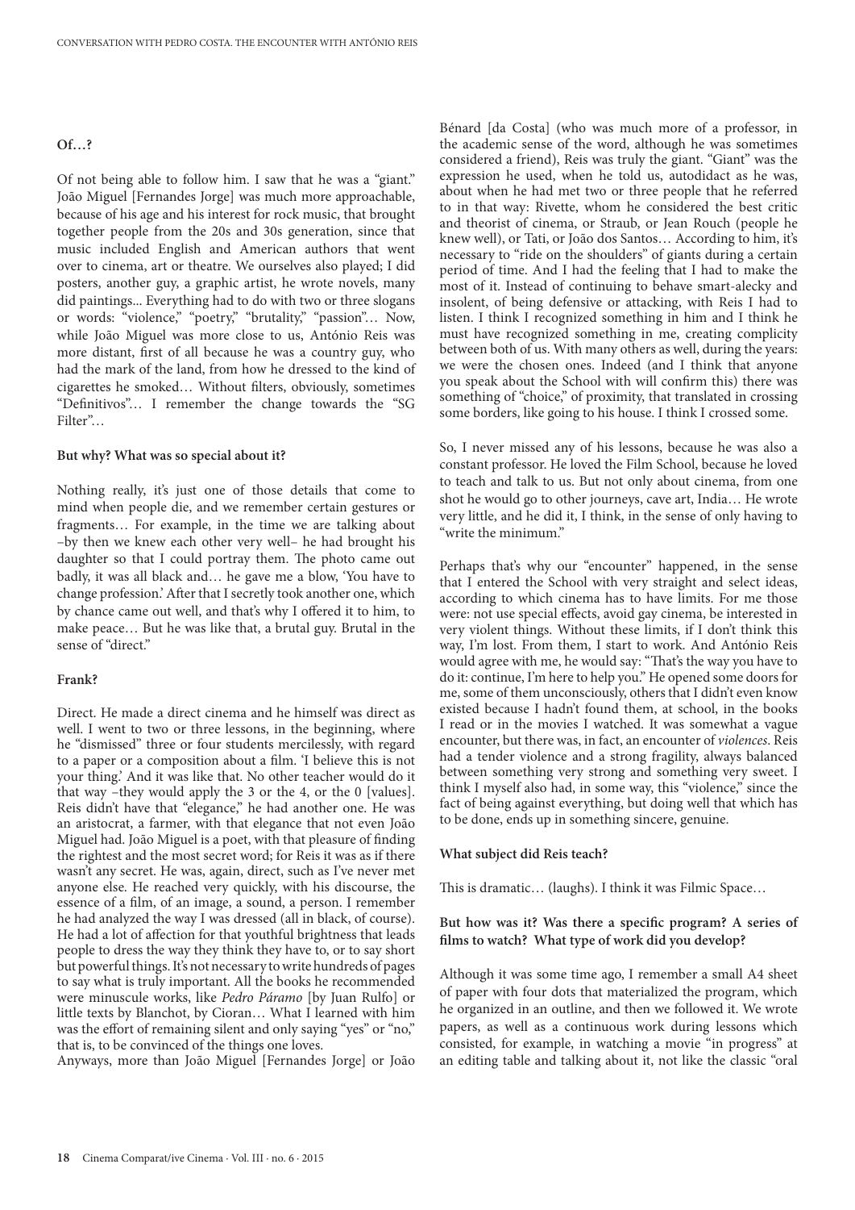**Of…?**

Of not being able to follow him. I saw that he was a "giant." João Miguel [Fernandes Jorge] was much more approachable, because of his age and his interest for rock music, that brought together people from the 20s and 30s generation, since that music included English and American authors that went over to cinema, art or theatre. We ourselves also played; I did posters, another guy, a graphic artist, he wrote novels, many did paintings... Everything had to do with two or three slogans or words: "violence," "poetry," "brutality," "passion"… Now, while João Miguel was more close to us, António Reis was more distant, first of all because he was a country guy, who had the mark of the land, from how he dressed to the kind of cigarettes he smoked… Without filters, obviously, sometimes "Definitivos"… I remember the change towards the "SG Filter"…

**But why? What was so special about it?**

Nothing really, it's just one of those details that come to mind when people die, and we remember certain gestures or fragments… For example, in the time we are talking about –by then we knew each other very well– he had brought his daughter so that I could portray them. The photo came out badly, it was all black and… he gave me a blow, 'You have to change profession.' After that I secretly took another one, which by chance came out well, and that's why I offered it to him, to make peace… But he was like that, a brutal guy. Brutal in the sense of "direct."

**Frank?**

Direct. He made a direct cinema and he himself was direct as well. I went to two or three lessons, in the beginning, where he "dismissed" three or four students mercilessly, with regard to a paper or a composition about a film. 'I believe this is not your thing.' And it was like that. No other teacher would do it that way –they would apply the 3 or the 4, or the 0 [values]. Reis didn't have that "elegance," he had another one. He was an aristocrat, a farmer, with that elegance that not even João Miguel had. João Miguel is a poet, with that pleasure of finding the rightest and the most secret word; for Reis it was as if there wasn't any secret. He was, again, direct, such as I've never met anyone else. He reached very quickly, with his discourse, the essence of a film, of an image, a sound, a person. I remember he had analyzed the way I was dressed (all in black, of course). He had a lot of affection for that youthful brightness that leads people to dress the way they think they have to, or to say short but powerful things. It's not necessary to write hundreds of pages to say what is truly important. All the books he recommended were minuscule works, like *Pedro Páramo* [by Juan Rulfo] or little texts by Blanchot, by Cioran… What I learned with him was the effort of remaining silent and only saying "yes" or "no," that is, to be convinced of the things one loves.

Anyways, more than João Miguel [Fernandes Jorge] or João Bénard [da Costa] (who was much more of a professor, in the academic sense of the word, although he was sometimes considered a friend), Reis was truly the giant. "Giant" was the expression he used, when he told us, autodidact as he was, about when he had met two or three people that he referred to in that way: Rivette, whom he considered the best critic and theorist of cinema, or Straub, or Jean Rouch (people he knew well), or Tati, or João dos Santos… According to him, it's necessary to "ride on the shoulders" of giants during a certain period of time. And I had the feeling that I had to make the most of it. Instead of continuing to behave smart-alecky and insolent, of being defensive or attacking, with Reis I had to listen. I think I recognized something in him and I think he must have recognized something in me, creating complicity between both of us. With many others as well, during the years: we were the chosen ones. Indeed (and I think that anyone you speak about the School with will confirm this) there was something of "choice," of proximity, that translated in crossing some borders, like going to his house. I think I crossed some.

So, I never missed any of his lessons, because he was also a constant professor. He loved the Film School, because he loved to teach and talk to us. But not only about cinema, from one shot he would go to other journeys, cave art, India… He wrote very little, and he did it, I think, in the sense of only having to "write the minimum."

Perhaps that's why our "encounter" happened, in the sense that I entered the School with very straight and select ideas, according to which cinema has to have limits. For me those were: not use special effects, avoid gay cinema, be interested in very violent things. Without these limits, if I don't think this way, I'm lost. From them, I start to work. And António Reis would agree with me, he would say: "That's the way you have to do it: continue, I'm here to help you." He opened some doors for me, some of them unconsciously, others that I didn't even know existed because I hadn't found them, at school, in the books I read or in the movies I watched. It was somewhat a vague encounter, but there was, in fact, an encounter of *violences*. Reis had a tender violence and a strong fragility, always balanced between something very strong and something very sweet. I think I myself also had, in some way, this "violence," since the fact of being against everything, but doing well that which has to be done, ends up in something sincere, genuine.

**What subject did Reis teach?**

This is dramatic… (laughs). I think it was Filmic Space…

**But how was it? Was there a specific program? A series of films to watch? What type of work did you develop?**

Although it was some time ago, I remember a small A4 sheet of paper with four dots that materialized the program, which he organized in an outline, and then we followed it. We wrote papers, as well as a continuous work during lessons which consisted, for example, in watching a movie "in progress" at an editing table and talking about it, not like the classic "oral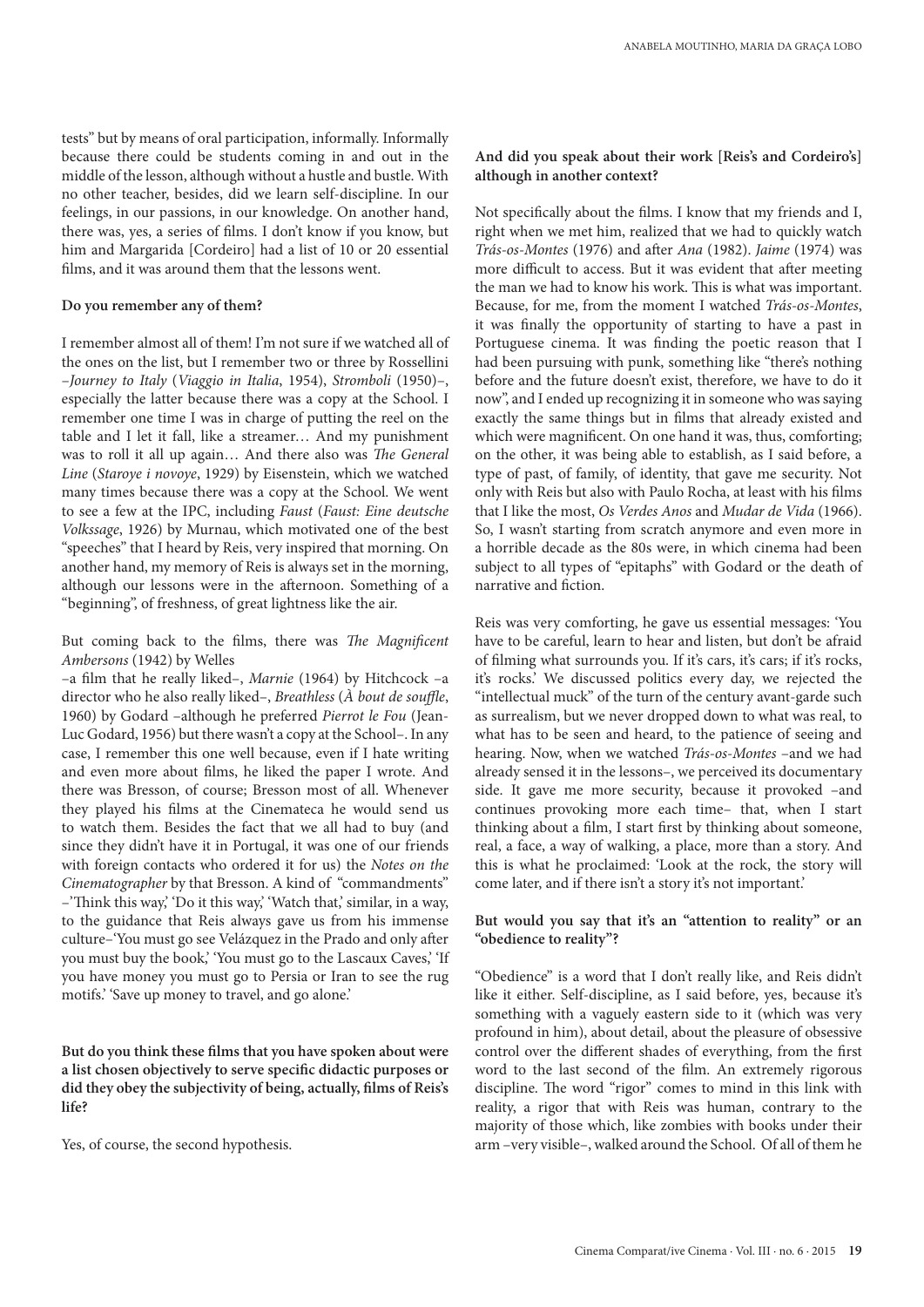tests" but by means of oral participation, informally. Informally because there could be students coming in and out in the middle of the lesson, although without a hustle and bustle. With no other teacher, besides, did we learn self-discipline. In our feelings, in our passions, in our knowledge. On another hand, there was, yes, a series of films. I don't know if you know, but him and Margarida [Cordeiro] had a list of 10 or 20 essential films, and it was around them that the lessons went.

**Do you remember any of them?**

I remember almost all of them! I'm not sure if we watched all of the ones on the list, but I remember two or three by Rossellini –*Journey to Italy* (*Viaggio in Italia*, 1954), *Stromboli* (1950)–, especially the latter because there was a copy at the School. I remember one time I was in charge of putting the reel on the table and I let it fall, like a streamer… And my punishment was to roll it all up again… And there also was *The General Line* (*Staroye i novoye*, 1929) by Eisenstein, which we watched many times because there was a copy at the School. We went to see a few at the IPC, including *Faust* (*Faust: Eine deutsche Volkssage*, 1926) by Murnau, which motivated one of the best "speeches" that I heard by Reis, very inspired that morning. On another hand, my memory of Reis is always set in the morning, although our lessons were in the afternoon. Something of a "beginning", of freshness, of great lightness like the air.

But coming back to the films, there was *The Magnificent Ambersons* (1942) by Welles –a film that he really liked–, *Marnie* (1964) by Hitchcock –a director who he also really liked–, *Breathless* (*À bout de souffle*, 1960) by Godard –although he preferred *Pierrot le Fou* (Jean-Luc Godard, 1956) but there wasn't a copy at the School–. In any case, I remember this one well because, even if I hate writing and even more about films, he liked the paper I wrote. And there was Bresson, of course; Bresson most of all. Whenever they played his films at the Cinemateca he would send us to watch them. Besides the fact that we all had to buy (and since they didn't have it in Portugal, it was one of our friends with foreign contacts who ordered it for us) the *Notes on the Cinematographer* by that Bresson. A kind of "commandments" –'Think this way,' 'Do it this way,' 'Watch that,' similar, in a way, to the guidance that Reis always gave us from his immense culture–'You must go see Velázquez in the Prado and only after you must buy the book,' 'You must go to the Lascaux Caves,' 'If you have money you must go to Persia or Iran to see the rug motifs.' 'Save up money to travel, and go alone.'

**But do you think these films that you have spoken about were a list chosen objectively to serve specific didactic purposes or did they obey the subjectivity of being, actually, films of Reis's life?**

Yes, of course, the second hypothesis.

**And did you speak about their work [Reis's and Cordeiro's] although in another context?**

Not specifically about the films. I know that my friends and I, right when we met him, realized that we had to quickly watch *Trás-os-Montes* (1976) and after *Ana* (1982). *Jaime* (1974) was more difficult to access. But it was evident that after meeting the man we had to know his work. This is what was important. Because, for me, from the moment I watched *Trás-os-Montes*, it was finally the opportunity of starting to have a past in Portuguese cinema. It was finding the poetic reason that I had been pursuing with punk, something like "there's nothing before and the future doesn't exist, therefore, we have to do it now", and I ended up recognizing it in someone who was saying exactly the same things but in films that already existed and which were magnificent. On one hand it was, thus, comforting; on the other, it was being able to establish, as I said before, a type of past, of family, of identity, that gave me security. Not only with Reis but also with Paulo Rocha, at least with his films that I like the most, *Os Verdes Anos* and *Mudar de Vida* (1966). So, I wasn't starting from scratch anymore and even more in a horrible decade as the 80s were, in which cinema had been subject to all types of "epitaphs" with Godard or the death of narrative and fiction.

Reis was very comforting, he gave us essential messages: 'You have to be careful, learn to hear and listen, but don't be afraid of filming what surrounds you. If it's cars, it's cars; if it's rocks, it's rocks.' We discussed politics every day, we rejected the "intellectual muck" of the turn of the century avant-garde such as surrealism, but we never dropped down to what was real, to what has to be seen and heard, to the patience of seeing and hearing. Now, when we watched *Trás-os-Montes* –and we had already sensed it in the lessons–, we perceived its documentary side. It gave me more security, because it provoked –and continues provoking more each time– that, when I start thinking about a film, I start first by thinking about someone, real, a face, a way of walking, a place, more than a story. And this is what he proclaimed: 'Look at the rock, the story will come later, and if there isn't a story it's not important.'

**But would you say that it's an "attention to reality" or an "obedience to reality"?**

"Obedience" is a word that I don't really like, and Reis didn't like it either. Self-discipline, as I said before, yes, because it's something with a vaguely eastern side to it (which was very profound in him), about detail, about the pleasure of obsessive control over the different shades of everything, from the first word to the last second of the film. An extremely rigorous discipline. The word "rigor" comes to mind in this link with reality, a rigor that with Reis was human, contrary to the majority of those which, like zombies with books under their arm –very visible–, walked around the School. Of all of them he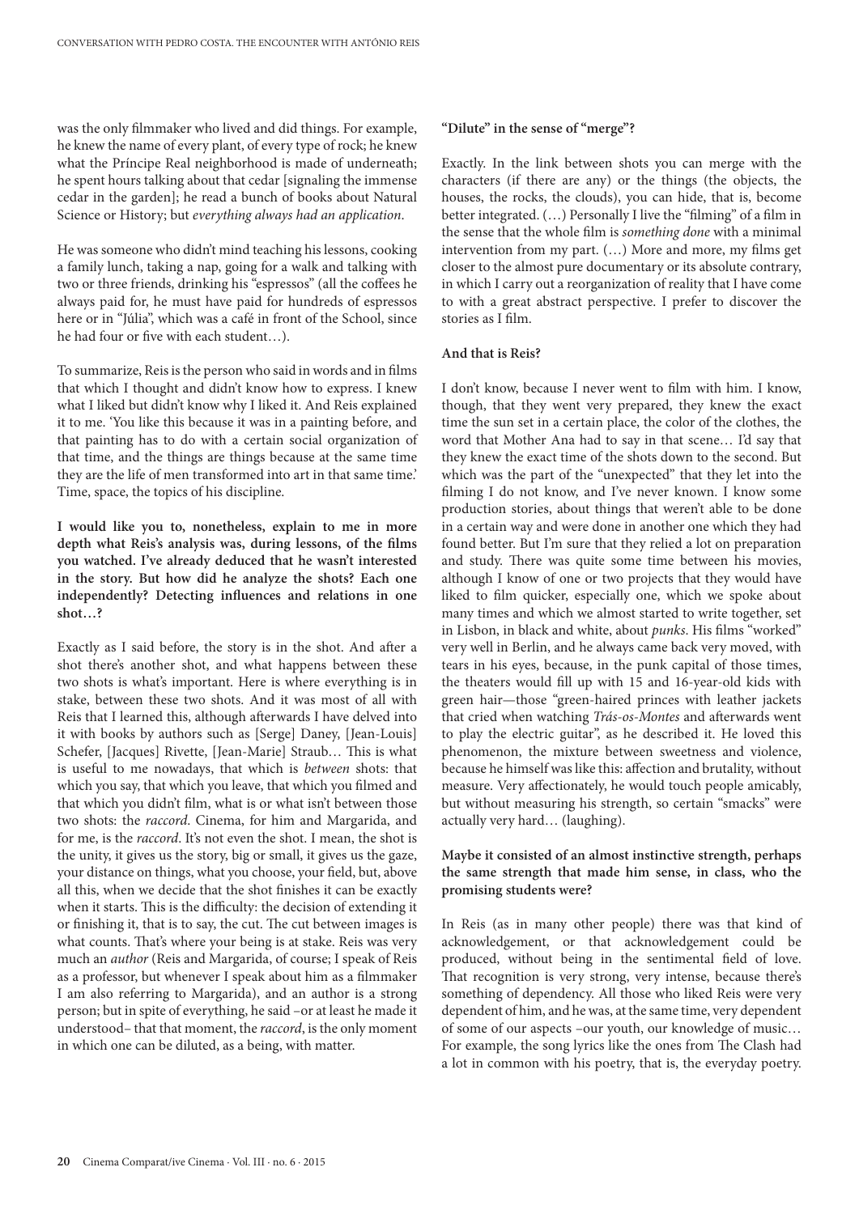was the only filmmaker who lived and did things. For example, he knew the name of every plant, of every type of rock; he knew what the Príncipe Real neighborhood is made of underneath; he spent hours talking about that cedar [signaling the immense cedar in the garden]; he read a bunch of books about Natural Science or History; but *everything always had an application*.

He was someone who didn't mind teaching his lessons, cooking a family lunch, taking a nap, going for a walk and talking with two or three friends, drinking his "espressos" (all the coffees he always paid for, he must have paid for hundreds of espressos here or in "Júlia", which was a café in front of the School, since he had four or five with each student…).

To summarize, Reis is the person who said in words and in films that which I thought and didn't know how to express. I knew what I liked but didn't know why I liked it. And Reis explained it to me. 'You like this because it was in a painting before, and that painting has to do with a certain social organization of that time, and the things are things because at the same time they are the life of men transformed into art in that same time.' Time, space, the topics of his discipline.

**I would like you to, nonetheless, explain to me in more depth what Reis's analysis was, during lessons, of the films you watched. I've already deduced that he wasn't interested in the story. But how did he analyze the shots? Each one independently? Detecting influences and relations in one shot…?**

Exactly as I said before, the story is in the shot. And after a shot there's another shot, and what happens between these two shots is what's important. Here is where everything is in stake, between these two shots. And it was most of all with Reis that I learned this, although afterwards I have delved into it with books by authors such as [Serge] Daney, [Jean-Louis] Schefer, [Jacques] Rivette, [Jean-Marie] Straub… This is what is useful to me nowadays, that which is *between* shots: that which you say, that which you leave, that which you filmed and that which you didn't film, what is or what isn't between those two shots: the *raccord*. Cinema, for him and Margarida, and for me, is the *raccord*. It's not even the shot. I mean, the shot is the unity, it gives us the story, big or small, it gives us the gaze, your distance on things, what you choose, your field, but, above all this, when we decide that the shot finishes it can be exactly when it starts. This is the difficulty: the decision of extending it or finishing it, that is to say, the cut. The cut between images is what counts. That's where your being is at stake. Reis was very much an *author* (Reis and Margarida, of course; I speak of Reis as a professor, but whenever I speak about him as a filmmaker I am also referring to Margarida), and an author is a strong person; but in spite of everything, he said –or at least he made it understood– that that moment, the *raccord*, is the only moment in which one can be diluted, as a being, with matter.

**"Dilute" in the sense of "merge"?**

Exactly. In the link between shots you can merge with the characters (if there are any) or the things (the objects, the houses, the rocks, the clouds), you can hide, that is, become better integrated. (…) Personally I live the "filming" of a film in the sense that the whole film is *something done* with a minimal intervention from my part. (…) More and more, my films get closer to the almost pure documentary or its absolute contrary, in which I carry out a reorganization of reality that I have come to with a great abstract perspective. I prefer to discover the stories as I film.

**And that is Reis?**

I don't know, because I never went to film with him. I know, though, that they went very prepared, they knew the exact time the sun set in a certain place, the color of the clothes, the word that Mother Ana had to say in that scene… I'd say that they knew the exact time of the shots down to the second. But which was the part of the "unexpected" that they let into the filming I do not know, and I've never known. I know some production stories, about things that weren't able to be done in a certain way and were done in another one which they had found better. But I'm sure that they relied a lot on preparation and study. There was quite some time between his movies, although I know of one or two projects that they would have liked to film quicker, especially one, which we spoke about many times and which we almost started to write together, set in Lisbon, in black and white, about *punks*. His films "worked" very well in Berlin, and he always came back very moved, with tears in his eyes, because, in the punk capital of those times, the theaters would fill up with 15 and 16-year-old kids with green hair—those "green-haired princes with leather jackets that cried when watching *Trás-os-Montes* and afterwards went to play the electric guitar", as he described it. He loved this phenomenon, the mixture between sweetness and violence, because he himself was like this: affection and brutality, without measure. Very affectionately, he would touch people amicably, but without measuring his strength, so certain "smacks" were actually very hard… (laughing).

**Maybe it consisted of an almost instinctive strength, perhaps the same strength that made him sense, in class, who the promising students were?**

In Reis (as in many other people) there was that kind of acknowledgement, or that acknowledgement could be produced, without being in the sentimental field of love. That recognition is very strong, very intense, because there's something of dependency. All those who liked Reis were very dependent of him, and he was, at the same time, very dependent of some of our aspects –our youth, our knowledge of music… For example, the song lyrics like the ones from The Clash had a lot in common with his poetry, that is, the everyday poetry.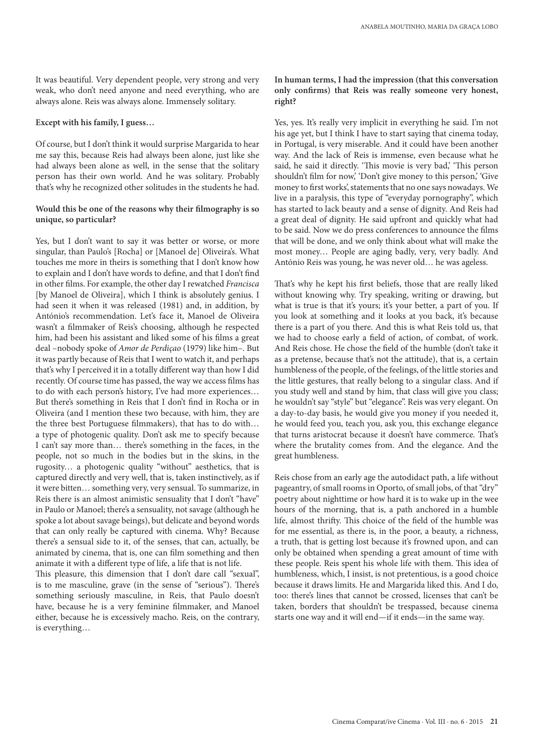It was beautiful. Very dependent people, very strong and very weak, who don't need anyone and need everything, who are always alone. Reis was always alone. Immensely solitary.

**Except with his family, I guess…**

Of course, but I don't think it would surprise Margarida to hear me say this, because Reis had always been alone, just like she had always been alone as well, in the sense that the solitary person has their own world. And he was solitary. Probably that's why he recognized other solitudes in the students he had.

**Would this be one of the reasons why their filmography is so unique, so particular?**

Yes, but I don't want to say it was better or worse, or more singular, than Paulo's [Rocha] or [Manoel de] Oliveira's. What touches me more in theirs is something that I don't know how to explain and I don't have words to define, and that I don't find in other films. For example, the other day I rewatched *Francisca* [by Manoel de Oliveira], which I think is absolutely genius. I had seen it when it was released (1981) and, in addition, by António's recommendation. Let's face it, Manoel de Oliveira wasn't a filmmaker of Reis's choosing, although he respected him, had been his assistant and liked some of his films a great deal –nobody spoke of *Amor de Perdiçao* (1979) like him–. But it was partly because of Reis that I went to watch it, and perhaps that's why I perceived it in a totally different way than how I did recently. Of course time has passed, the way we access films has to do with each person's history, I've had more experiences… But there's something in Reis that I don't find in Rocha or in Oliveira (and I mention these two because, with him, they are the three best Portuguese filmmakers), that has to do with… a type of photogenic quality. Don't ask me to specify because I can't say more than… there's something in the faces, in the people, not so much in the bodies but in the skins, in the rugosity… a photogenic quality "without" aesthetics, that is captured directly and very well, that is, taken instinctively, as if it were bitten… something very, very sensual. To summarize, in Reis there is an almost animistic sensuality that I don't "have" in Paulo or Manoel; there's a sensuality, not savage (although he spoke a lot about savage beings), but delicate and beyond words that can only really be captured with cinema. Why? Because there's a sensual side to it, of the senses, that can, actually, be animated by cinema, that is, one can film something and then animate it with a different type of life, a life that is not life.

This pleasure, this dimension that I don't dare call "sexual", is to me masculine, grave (in the sense of "serious"). There's something seriously masculine, in Reis, that Paulo doesn't have, because he is a very feminine filmmaker, and Manoel either, because he is excessively macho. Reis, on the contrary, is everything…

**In human terms, I had the impression (that this conversation only confirms) that Reis was really someone very honest, right?**

Yes, yes. It's really very implicit in everything he said. I'm not his age yet, but I think I have to start saying that cinema today, in Portugal, is very miserable. And it could have been another way. And the lack of Reis is immense, even because what he said, he said it directly. 'This movie is very bad,' 'This person shouldn't film for now,' 'Don't give money to this person,' 'Give money to first works', statements that no one says nowadays. We live in a paralysis, this type of "everyday pornography", which has started to lack beauty and a sense of dignity. And Reis had a great deal of dignity. He said upfront and quickly what had to be said. Now we do press conferences to announce the films that will be done, and we only think about what will make the most money… People are aging badly, very, very badly. And António Reis was young, he was never old… he was ageless.

That's why he kept his first beliefs, those that are really liked without knowing why. Try speaking, writing or drawing, but what is true is that it's yours; it's your better, a part of you. If you look at something and it looks at you back, it's because there is a part of you there. And this is what Reis told us, that we had to choose early a field of action, of combat, of work. And Reis chose. He chose the field of the humble (don't take it as a pretense, because that's not the attitude), that is, a certain humbleness of the people, of the feelings, of the little stories and the little gestures, that really belong to a singular class. And if you study well and stand by him, that class will give you class; he wouldn't say "style" but "elegance". Reis was very elegant. On a day-to-day basis, he would give you money if you needed it, he would feed you, teach you, ask you, this exchange elegance that turns aristocrat because it doesn't have commerce. That's where the brutality comes from. And the elegance. And the great humbleness.

Reis chose from an early age the autodidact path, a life without pageantry, of small rooms in Oporto, of small jobs, of that "dry" poetry about nighttime or how hard it is to wake up in the wee hours of the morning, that is, a path anchored in a humble life, almost thrifty. This choice of the field of the humble was for me essential, as there is, in the poor, a beauty, a richness, a truth, that is getting lost because it's frowned upon, and can only be obtained when spending a great amount of time with these people. Reis spent his whole life with them. This idea of humbleness, which, I insist, is not pretentious, is a good choice because it draws limits. He and Margarida liked this. And I do, too: there's lines that cannot be crossed, licenses that can't be taken, borders that shouldn't be trespassed, because cinema starts one way and it will end—if it ends—in the same way.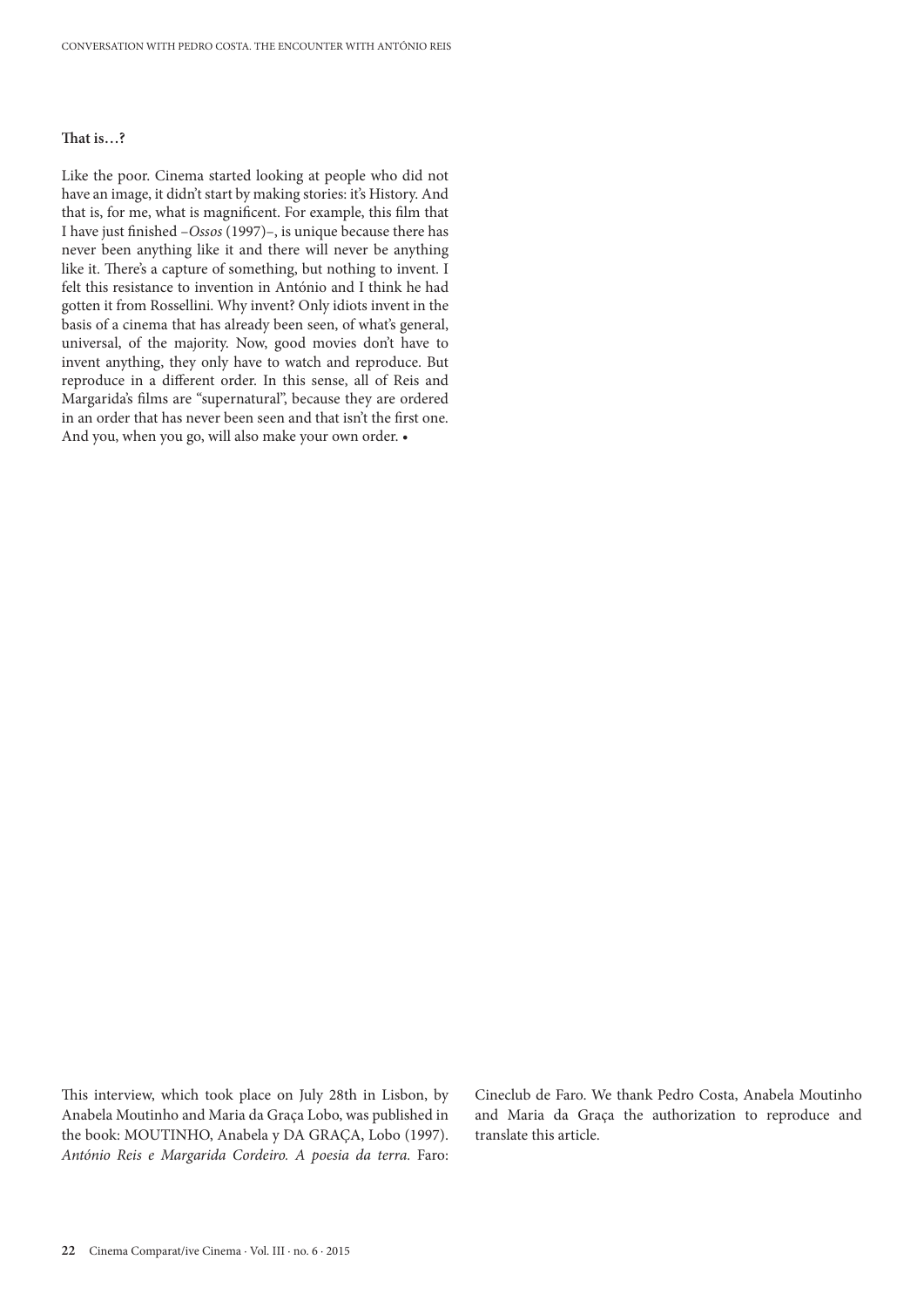**That is…?**

Like the poor. Cinema started looking at people who did not have an image, it didn't start by making stories: it's History. And that is, for me, what is magnificent. For example, this film that I have just finished –*Ossos* (1997)–, is unique because there has never been anything like it and there will never be anything like it. There's a capture of something, but nothing to invent. I felt this resistance to invention in António and I think he had gotten it from Rossellini. Why invent? Only idiots invent in the basis of a cinema that has already been seen, of what's general, universal, of the majority. Now, good movies don't have to invent anything, they only have to watch and reproduce. But reproduce in a different order. In this sense, all of Reis and Margarida's films are "supernatural", because they are ordered in an order that has never been seen and that isn't the first one. And you, when you go, will also make your own order. •

This interview, which took place on July 28th in Lisbon, by Anabela Moutinho and Maria da Graça Lobo, was published in the book: MOUTINHO, Anabela y DA GRAÇA, Lobo (1997). *António Reis e Margarida Cordeiro. A poesia da terra.* Faro: Cineclub de Faro. We thank Pedro Costa, Anabela Moutinho and Maria da Graça the authorization to reproduce and translate this article.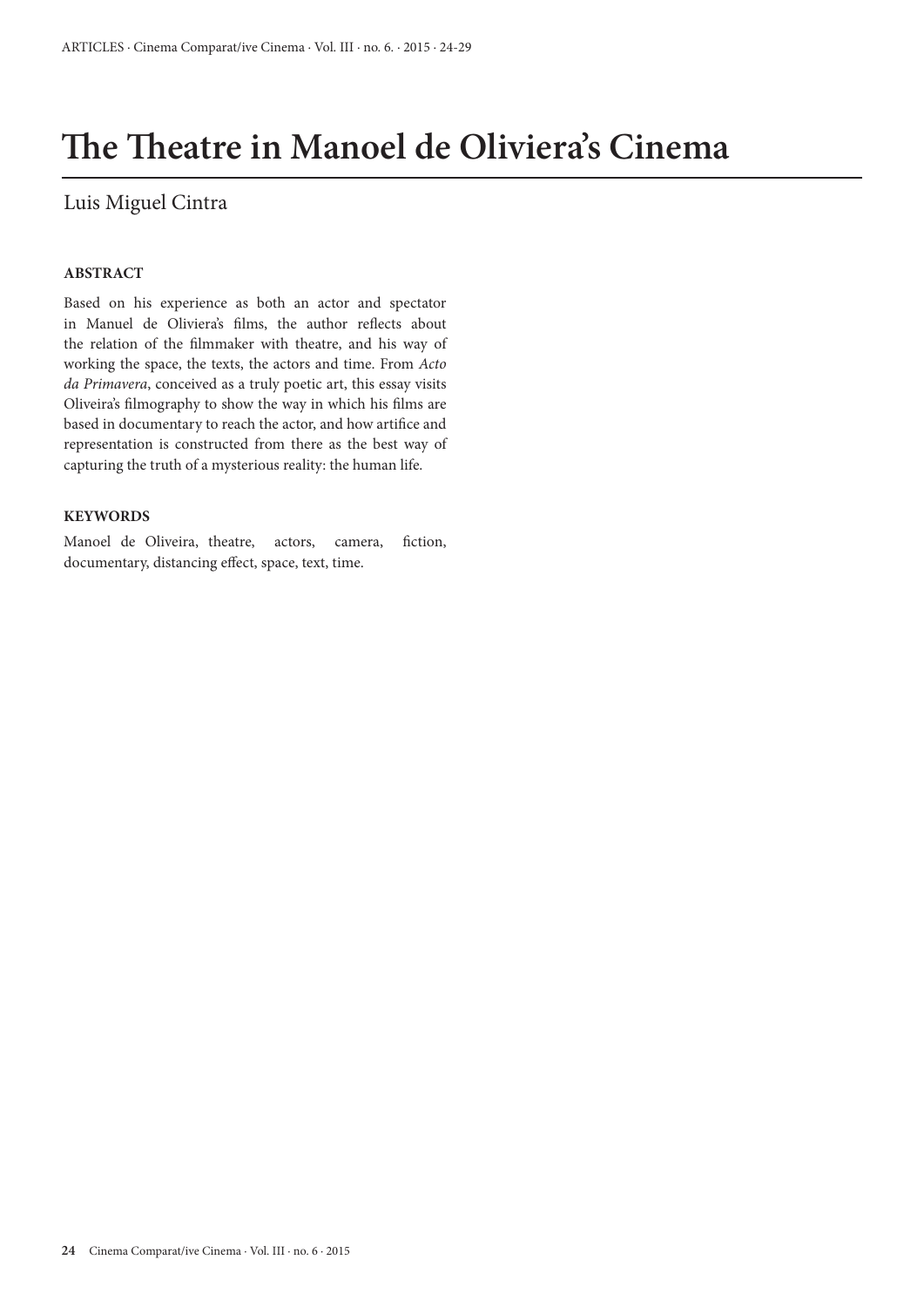# The Theatre in Manoel de Oliviera's Cinema

Luis Miguel Cintra

**ABSTRACT**

Based on his experience as both an actor and spectator in Manuel de Oliviera's films, the author reflects about the relation of the filmmaker with theatre, and his way of working the space, the texts, the actors and time. From *Acto da Primavera*, conceived as a truly poetic art, this essay visits Oliveira's filmography to show the way in which his films are based in documentary to reach the actor, and how artifice and representation is constructed from there as the best way of capturing the truth of a mysterious reality: the human life.

**KEYWORDS**

Manoel de Oliveira, theatre, actors, camera, fiction, documentary, distancing effect, space, text, time.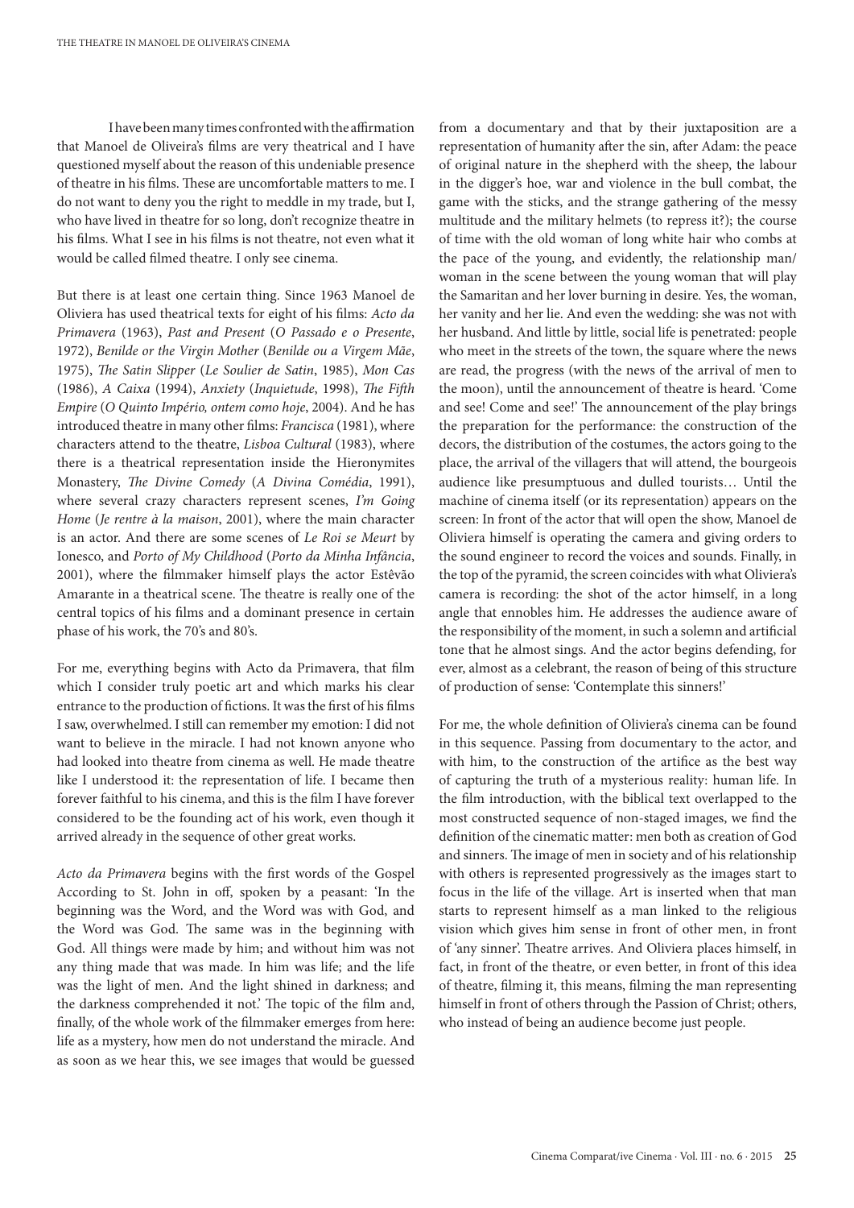I have been many times confronted with the affirmation that Manoel de Oliveira's films are very theatrical and I have questioned myself about the reason of this undeniable presence of theatre in his films. These are uncomfortable matters to me. I do not want to deny you the right to meddle in my trade, but I, who have lived in theatre for so long, don't recognize theatre in his films. What I see in his films is not theatre, not even what it would be called filmed theatre. I only see cinema.

But there is at least one certain thing. Since 1963 Manoel de Oliviera has used theatrical texts for eight of his films: *Acto da Primavera* (1963), *Past and Present* (*O Passado e o Presente*, 1972), *Benilde or the Virgin Mother* (*Benilde ou a Virgem Mãe*, 1975), *The Satin Slipper* (*Le Soulier de Satin*, 1985), *Mon Cas* (1986), *A Caixa* (1994), *Anxiety* (*Inquietude*, 1998), *The Fifth Empire* (*O Quinto Império, ontem como hoje*, 2004). And he has introduced theatre in many other films: *Francisca* (1981), where characters attend to the theatre, *Lisboa Cultural* (1983), where there is a theatrical representation inside the Hieronymites Monastery, *The Divine Comedy* (*A Divina Comédia*, 1991), where several crazy characters represent scenes, *I'm Going Home* (*Je rentre à la maison*, 2001), where the main character is an actor. And there are some scenes of *Le Roi se Meurt* by Ionesco, and *Porto of My Childhood* (*Porto da Minha Infância*, 2001), where the filmmaker himself plays the actor Estêvão Amarante in a theatrical scene. The theatre is really one of the central topics of his films and a dominant presence in certain phase of his work, the 70's and 80's.

For me, everything begins with Acto da Primavera, that film which I consider truly poetic art and which marks his clear entrance to the production of fictions. It was the first of his films I saw, overwhelmed. I still can remember my emotion: I did not want to believe in the miracle. I had not known anyone who had looked into theatre from cinema as well. He made theatre like I understood it: the representation of life. I became then forever faithful to his cinema, and this is the film I have forever considered to be the founding act of his work, even though it arrived already in the sequence of other great works.

*Acto da Primavera* begins with the first words of the Gospel According to St. John in off, spoken by a peasant: 'In the beginning was the Word, and the Word was with God, and the Word was God. The same was in the beginning with God. All things were made by him; and without him was not any thing made that was made. In him was life; and the life was the light of men. And the light shined in darkness; and the darkness comprehended it not.' The topic of the film and, finally, of the whole work of the filmmaker emerges from here: life as a mystery, how men do not understand the miracle. And as soon as we hear this, we see images that would be guessed from a documentary and that by their juxtaposition are a representation of humanity after the sin, after Adam: the peace of original nature in the shepherd with the sheep, the labour in the digger's hoe, war and violence in the bull combat, the game with the sticks, and the strange gathering of the messy multitude and the military helmets (to repress it?); the course of time with the old woman of long white hair who combs at the pace of the young, and evidently, the relationship man/woman in the scene between the young woman that will play the Samaritan and her lover burning in desire. Yes, the woman, her vanity and her lie. And even the wedding: she was not with her husband. And little by little, social life is penetrated: people who meet in the streets of the town, the square where the news are read, the progress (with the news of the arrival of men to the moon), until the announcement of theatre is heard. 'Come and see! Come and see!' The announcement of the play brings the preparation for the performance: the construction of the decors, the distribution of the costumes, the actors going to the place, the arrival of the villagers that will attend, the bourgeois audience like presumptuous and dulled tourists… Until the machine of cinema itself (or its representation) appears on the screen: In front of the actor that will open the show, Manoel de Oliviera himself is operating the camera and giving orders to the sound engineer to record the voices and sounds. Finally, in the top of the pyramid, the screen coincides with what Oliviera's camera is recording: the shot of the actor himself, in a long angle that ennobles him. He addresses the audience aware of the responsibility of the moment, in such a solemn and artificial tone that he almost sings. And the actor begins defending, for ever, almost as a celebrant, the reason of being of this structure of production of sense: 'Contemplate this sinners!'

For me, the whole definition of Oliviera's cinema can be found in this sequence. Passing from documentary to the actor, and with him, to the construction of the artifice as the best way of capturing the truth of a mysterious reality: human life. In the film introduction, with the biblical text overlapped to the most constructed sequence of non-staged images, we find the definition of the cinematic matter: men both as creation of God and sinners. The image of men in society and of his relationship with others is represented progressively as the images start to focus in the life of the village. Art is inserted when that man starts to represent himself as a man linked to the religious vision which gives him sense in front of other men, in front of 'any sinner'. Theatre arrives. And Oliviera places himself, in fact, in front of the theatre, or even better, in front of this idea of theatre, filming it, this means, filming the man representing himself in front of others through the Passion of Christ; others, who instead of being an audience become just people.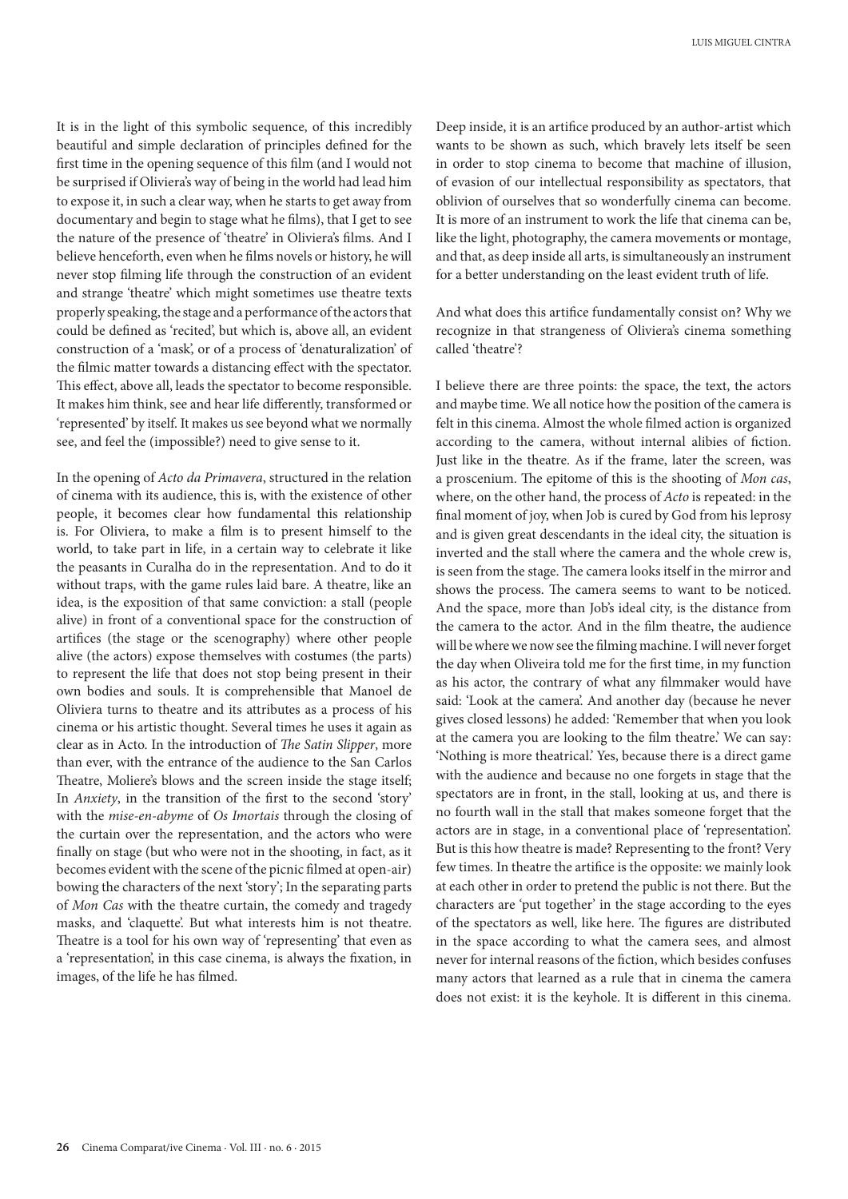It is in the light of this symbolic sequence, of this incredibly beautiful and simple declaration of principles defined for the first time in the opening sequence of this film (and I would not be surprised if Oliviera's way of being in the world had lead him to expose it, in such a clear way, when he starts to get away from documentary and begin to stage what he films), that I get to see the nature of the presence of 'theatre' in Oliviera's films. And I believe henceforth, even when he films novels or history, he will never stop filming life through the construction of an evident and strange 'theatre' which might sometimes use theatre texts properly speaking, the stage and a performance of the actors that could be defined as 'recited', but which is, above all, an evident construction of a 'mask', or of a process of 'denaturalization' of the filmic matter towards a distancing effect with the spectator. This effect, above all, leads the spectator to become responsible. It makes him think, see and hear life differently, transformed or 'represented' by itself. It makes us see beyond what we normally see, and feel the (impossible?) need to give sense to it.

In the opening of *Acto da Primavera*, structured in the relation of cinema with its audience, this is, with the existence of other people, it becomes clear how fundamental this relationship is. For Oliviera, to make a film is to present himself to the world, to take part in life, in a certain way to celebrate it like the peasants in Curalha do in the representation. And to do it without traps, with the game rules laid bare. A theatre, like an idea, is the exposition of that same conviction: a stall (people alive) in front of a conventional space for the construction of artifices (the stage or the scenography) where other people alive (the actors) expose themselves with costumes (the parts) to represent the life that does not stop being present in their own bodies and souls. It is comprehensible that Manoel de Oliviera turns to theatre and its attributes as a process of his cinema or his artistic thought. Several times he uses it again as clear as in Acto. In the introduction of *The Satin Slipper*, more than ever, with the entrance of the audience to the San Carlos Theatre, Moliere's blows and the screen inside the stage itself; In *Anxiety*, in the transition of the first to the second 'story' with the *mise-en-abyme* of *Os Imortais* through the closing of the curtain over the representation, and the actors who were finally on stage (but who were not in the shooting, in fact, as it becomes evident with the scene of the picnic filmed at open-air) bowing the characters of the next 'story'; In the separating parts of *Mon Cas* with the theatre curtain, the comedy and tragedy masks, and 'claquette'. But what interests him is not theatre. Theatre is a tool for his own way of 'representing' that even as a 'representation', in this case cinema, is always the fixation, in images, of the life he has filmed.

Deep inside, it is an artifice produced by an author-artist which wants to be shown as such, which bravely lets itself be seen in order to stop cinema to become that machine of illusion, of evasion of our intellectual responsibility as spectators, that oblivion of ourselves that so wonderfully cinema can become. It is more of an instrument to work the life that cinema can be, like the light, photography, the camera movements or montage, and that, as deep inside all arts, is simultaneously an instrument for a better understanding on the least evident truth of life.

And what does this artifice fundamentally consist on? Why we recognize in that strangeness of Oliviera's cinema something called 'theatre'?

I believe there are three points: the space, the text, the actors and maybe time. We all notice how the position of the camera is felt in this cinema. Almost the whole filmed action is organized according to the camera, without internal alibies of fiction. Just like in the theatre. As if the frame, later the screen, was a proscenium. The epitome of this is the shooting of *Mon cas*, where, on the other hand, the process of *Acto* is repeated: in the final moment of joy, when Job is cured by God from his leprosy and is given great descendants in the ideal city, the situation is inverted and the stall where the camera and the whole crew is, is seen from the stage. The camera looks itself in the mirror and shows the process. The camera seems to want to be noticed. And the space, more than Job's ideal city, is the distance from the camera to the actor. And in the film theatre, the audience will be where we now see the filming machine. I will never forget the day when Oliveira told me for the first time, in my function as his actor, the contrary of what any filmmaker would have said: 'Look at the camera'. And another day (because he never gives closed lessons) he added: 'Remember that when you look at the camera you are looking to the film theatre.' We can say: 'Nothing is more theatrical.' Yes, because there is a direct game with the audience and because no one forgets in stage that the spectators are in front, in the stall, looking at us, and there is no fourth wall in the stall that makes someone forget that the actors are in stage, in a conventional place of 'representation'. But is this how theatre is made? Representing to the front? Very few times. In theatre the artifice is the opposite: we mainly look at each other in order to pretend the public is not there. But the characters are 'put together' in the stage according to the eyes of the spectators as well, like here. The figures are distributed in the space according to what the camera sees, and almost never for internal reasons of the fiction, which besides confuses many actors that learned as a rule that in cinema the camera does not exist: it is the keyhole. It is different in this cinema.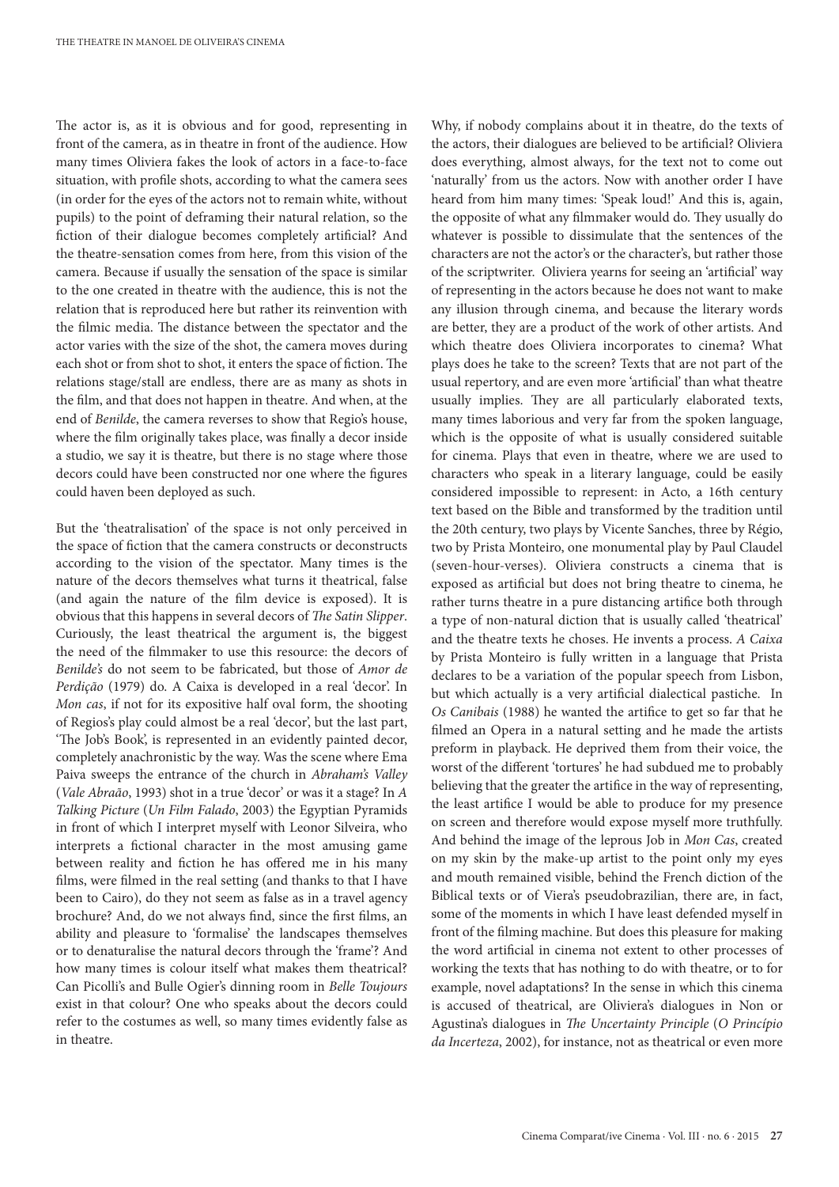The actor is, as it is obvious and for good, representing in front of the camera, as in theatre in front of the audience. How many times Oliviera fakes the look of actors in a face-to-face situation, with profile shots, according to what the camera sees (in order for the eyes of the actors not to remain white, without pupils) to the point of deframing their natural relation, so the fiction of their dialogue becomes completely artificial? And the theatre-sensation comes from here, from this vision of the camera. Because if usually the sensation of the space is similar to the one created in theatre with the audience, this is not the relation that is reproduced here but rather its reinvention with the filmic media. The distance between the spectator and the actor varies with the size of the shot, the camera moves during each shot or from shot to shot, it enters the space of fiction. The relations stage/stall are endless, there are as many as shots in the film, and that does not happen in theatre. And when, at the end of *Benilde*, the camera reverses to show that Regio's house, where the film originally takes place, was finally a decor inside a studio, we say it is theatre, but there is no stage where those decors could have been constructed nor one where the figures could haven been deployed as such.

But the 'theatralisation' of the space is not only perceived in the space of fiction that the camera constructs or deconstructs according to the vision of the spectator. Many times is the nature of the decors themselves what turns it theatrical, false (and again the nature of the film device is exposed). It is obvious that this happens in several decors of *The Satin Slipper*. Curiously, the least theatrical the argument is, the biggest the need of the filmmaker to use this resource: the decors of *Benilde's* do not seem to be fabricated, but those of *Amor de Perdição* (1979) do. A Caixa is developed in a real 'decor'. In *Mon cas*, if not for its expositive half oval form, the shooting of Regios's play could almost be a real 'decor', but the last part, 'The Job's Book', is represented in an evidently painted decor, completely anachronistic by the way. Was the scene where Ema Paiva sweeps the entrance of the church in *Abraham's Valley* (*Vale Abraão*, 1993) shot in a true 'decor' or was it a stage? In *A Talking Picture* (*Un Film Falado*, 2003) the Egyptian Pyramids in front of which I interpret myself with Leonor Silveira, who interprets a fictional character in the most amusing game between reality and fiction he has offered me in his many films, were filmed in the real setting (and thanks to that I have been to Cairo), do they not seem as false as in a travel agency brochure? And, do we not always find, since the first films, an ability and pleasure to 'formalise' the landscapes themselves or to denaturalise the natural decors through the 'frame'? And how many times is colour itself what makes them theatrical? Can Picolli's and Bulle Ogier's dinning room in *Belle Toujours* exist in that colour? One who speaks about the decors could refer to the costumes as well, so many times evidently false as in theatre.

Why, if nobody complains about it in theatre, do the texts of the actors, their dialogues are believed to be artificial? Oliviera does everything, almost always, for the text not to come out 'naturally' from us the actors. Now with another order I have heard from him many times: 'Speak loud!' And this is, again, the opposite of what any filmmaker would do. They usually do whatever is possible to dissimulate that the sentences of the characters are not the actor's or the character's, but rather those of the scriptwriter. Oliviera yearns for seeing an 'artificial' way of representing in the actors because he does not want to make any illusion through cinema, and because the literary words are better, they are a product of the work of other artists. And which theatre does Oliviera incorporates to cinema? What plays does he take to the screen? Texts that are not part of the usual repertory, and are even more 'artificial' than what theatre usually implies. They are all particularly elaborated texts, many times laborious and very far from the spoken language, which is the opposite of what is usually considered suitable for cinema. Plays that even in theatre, where we are used to characters who speak in a literary language, could be easily considered impossible to represent: in Acto, a 16th century text based on the Bible and transformed by the tradition until the 20th century, two plays by Vicente Sanches, three by Régio, two by Prista Monteiro, one monumental play by Paul Claudel (seven-hour-verses). Oliviera constructs a cinema that is exposed as artificial but does not bring theatre to cinema, he rather turns theatre in a pure distancing artifice both through a type of non-natural diction that is usually called 'theatrical' and the theatre texts he choses. He invents a process. *A Caixa* by Prista Monteiro is fully written in a language that Prista declares to be a variation of the popular speech from Lisbon, but which actually is a very artificial dialectical pastiche. In *Os Canibais* (1988) he wanted the artifice to get so far that he filmed an Opera in a natural setting and he made the artists preform in playback. He deprived them from their voice, the worst of the different 'tortures' he had subdued me to probably believing that the greater the artifice in the way of representing, the least artifice I would be able to produce for my presence on screen and therefore would expose myself more truthfully. And behind the image of the leprous Job in *Mon Cas*, created on my skin by the make-up artist to the point only my eyes and mouth remained visible, behind the French diction of the Biblical texts or of Viera's pseudobrazilian, there are, in fact, some of the moments in which I have least defended myself in front of the filming machine. But does this pleasure for making the word artificial in cinema not extent to other processes of working the texts that has nothing to do with theatre, or to for example, novel adaptations? In the sense in which this cinema is accused of theatrical, are Oliviera's dialogues in Non or Agustina's dialogues in *The Uncertainty Principle* (*O Princípio da Incerteza*, 2002), for instance, not as theatrical or even more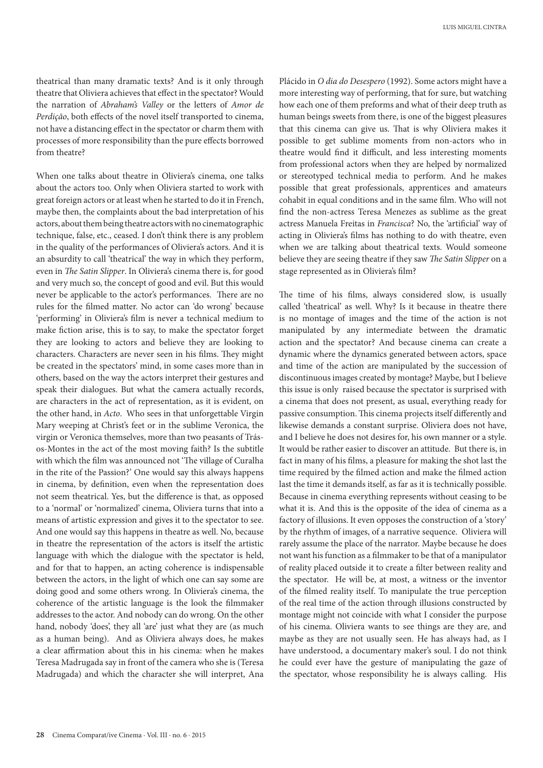theatrical than many dramatic texts? And is it only through theatre that Oliviera achieves that effect in the spectator? Would the narration of *Abraham's Valley* or the letters of *Amor de Perdição*, both effects of the novel itself transported to cinema, not have a distancing effect in the spectator or charm them with processes of more responsibility than the pure effects borrowed from theatre?

When one talks about theatre in Oliviera's cinema, one talks about the actors too. Only when Oliviera started to work with great foreign actors or at least when he started to do it in French, maybe then, the complaints about the bad interpretation of his actors, about them being theatre actors with no cinematographic technique, false, etc., ceased. I don't think there is any problem in the quality of the performances of Oliviera's actors. And it is an absurdity to call 'theatrical' the way in which they perform, even in *The Satin Slipper*. In Oliviera's cinema there is, for good and very much so, the concept of good and evil. But this would never be applicable to the actor's performances. There are no rules for the filmed matter. No actor can 'do wrong' because 'performing' in Oliviera's film is never a technical medium to make fiction arise, this is to say, to make the spectator forget they are looking to actors and believe they are looking to characters. Characters are never seen in his films. They might be created in the spectators' mind, in some cases more than in others, based on the way the actors interpret their gestures and speak their dialogues. But what the camera actually records, are characters in the act of representation, as it is evident, on the other hand, in *Acto*. Who sees in that unforgettable Virgin Mary weeping at Christ's feet or in the sublime Veronica, the virgin or Veronica themselves, more than two peasants of Trás-os-Montes in the act of the most moving faith? Is the subtitle with which the film was announced not 'The village of Curalha in the rite of the Passion?' One would say this always happens in cinema, by definition, even when the representation does not seem theatrical. Yes, but the difference is that, as opposed to a 'normal' or 'normalized' cinema, Oliviera turns that into a means of artistic expression and gives it to the spectator to see. And one would say this happens in theatre as well. No, because in theatre the representation of the actors is itself the artistic language with which the dialogue with the spectator is held, and for that to happen, an acting coherence is indispensable between the actors, in the light of which one can say some are doing good and some others wrong. In Oliviera's cinema, the coherence of the artistic language is the look the filmmaker addresses to the actor. And nobody can do wrong. On the other hand, nobody 'does', they all 'are' just what they are (as much as a human being). And as Oliviera always does, he makes a clear affirmation about this in his cinema: when he makes Teresa Madrugada say in front of the camera who she is (Teresa Madrugada) and which the character she will interpret, Ana Plácido in *O dia do Desespero* (1992). Some actors might have a more interesting way of performing, that for sure, but watching how each one of them preforms and what of their deep truth as human beings sweets from there, is one of the biggest pleasures that this cinema can give us. That is why Oliviera makes it possible to get sublime moments from non-actors who in theatre would find it difficult, and less interesting moments from professional actors when they are helped by normalized or stereotyped technical media to perform. And he makes possible that great professionals, apprentices and amateurs cohabit in equal conditions and in the same film. Who will not find the non-actress Teresa Menezes as sublime as the great actress Manuela Freitas in *Francisca*? No, the 'artificial' way of acting in Oliviera's films has nothing to do with theatre, even when we are talking about theatrical texts. Would someone believe they are seeing theatre if they saw *The Satin Slipper* on a stage represented as in Oliviera's film?

The time of his films, always considered slow, is usually called 'theatrical' as well. Why? Is it because in theatre there is no montage of images and the time of the action is not manipulated by any intermediate between the dramatic action and the spectator? And because cinema can create a dynamic where the dynamics generated between actors, space and time of the action are manipulated by the succession of discontinuous images created by montage? Maybe, but I believe this issue is only raised because the spectator is surprised with a cinema that does not present, as usual, everything ready for passive consumption. This cinema projects itself differently and likewise demands a constant surprise. Oliviera does not have, and I believe he does not desires for, his own manner or a style. It would be rather easier to discover an attitude. But there is, in fact in many of his films, a pleasure for making the shot last the time required by the filmed action and make the filmed action last the time it demands itself, as far as it is technically possible. Because in cinema everything represents without ceasing to be what it is. And this is the opposite of the idea of cinema as a factory of illusions. It even opposes the construction of a 'story' by the rhythm of images, of a narrative sequence. Oliviera will rarely assume the place of the narrator. Maybe because he does not want his function as a filmmaker to be that of a manipulator of reality placed outside it to create a filter between reality and the spectator. He will be, at most, a witness or the inventor of the filmed reality itself. To manipulate the true perception of the real time of the action through illusions constructed by montage might not coincide with what I consider the purpose of his cinema. Oliviera wants to see things are they are, and maybe as they are not usually seen. He has always had, as I have understood, a documentary maker's soul. I do not think he could ever have the gesture of manipulating the gaze of the spectator, whose responsibility he is always calling. His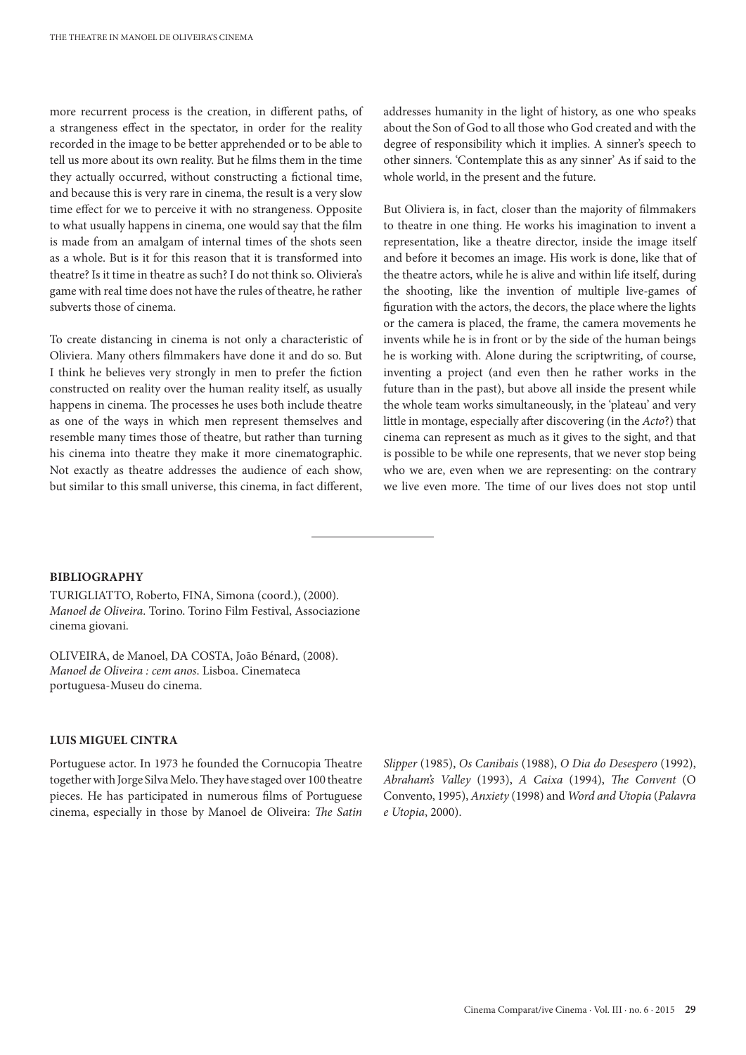more recurrent process is the creation, in different paths, of a strangeness effect in the spectator, in order for the reality recorded in the image to be better apprehended or to be able to tell us more about its own reality. But he films them in the time they actually occurred, without constructing a fictional time, and because this is very rare in cinema, the result is a very slow time effect for we to perceive it with no strangeness. Opposite to what usually happens in cinema, one would say that the film is made from an amalgam of internal times of the shots seen as a whole. But is it for this reason that it is transformed into theatre? Is it time in theatre as such? I do not think so. Oliviera's game with real time does not have the rules of theatre, he rather subverts those of cinema.

To create distancing in cinema is not only a characteristic of Oliviera. Many others filmmakers have done it and do so. But I think he believes very strongly in men to prefer the fiction constructed on reality over the human reality itself, as usually happens in cinema. The processes he uses both include theatre as one of the ways in which men represent themselves and resemble many times those of theatre, but rather than turning his cinema into theatre they make it more cinematographic. Not exactly as theatre addresses the audience of each show, but similar to this small universe, this cinema, in fact different, addresses humanity in the light of history, as one who speaks about the Son of God to all those who God created and with the degree of responsibility which it implies. A sinner's speech to other sinners. 'Contemplate this as any sinner' As if said to the whole world, in the present and the future.

But Oliviera is, in fact, closer than the majority of filmmakers to theatre in one thing. He works his imagination to invent a representation, like a theatre director, inside the image itself and before it becomes an image. His work is done, like that of the theatre actors, while he is alive and within life itself, during the shooting, like the invention of multiple live-games of figuration with the actors, the decors, the place where the lights or the camera is placed, the frame, the camera movements he invents while he is in front or by the side of the human beings he is working with. Alone during the scriptwriting, of course, inventing a project (and even then he rather works in the future than in the past), but above all inside the present while the whole team works simultaneously, in the 'plateau' and very little in montage, especially after discovering (in the *Acto*?) that cinema can represent as much as it gives to the sight, and that is possible to be while one represents, that we never stop being who we are, even when we are representing: on the contrary we live even more. The time of our lives does not stop until

---

**BIBLIOGRAPHY**

TURIGLIATTO, Roberto, FINA, Simona (coord.), (2000). *Manoel de Oliveira*. Torino. Torino Film Festival, Associazione cinema giovani.

OLIVEIRA, de Manoel, DA COSTA, João Bénard, (2008). *Manoel de Oliveira : cem anos*. Lisboa. Cinemateca portuguesa-Museu do cinema.

**LUIS MIGUEL CINTRA**

Portuguese actor. In 1973 he founded the Cornucopia Theatre together with Jorge Silva Melo. They have staged over 100 theatre pieces. He has participated in numerous films of Portuguese cinema, especially in those by Manoel de Oliveira: *The Satin Slipper* (1985), *Os Canibais* (1988), *O Dia do Desespero* (1992), *Abraham's Valley* (1993), *A Caixa* (1994), *The Convent* (O Convento, 1995), *Anxiety* (1998) and *Word and Utopia* (*Palavra e Utopia*, 2000).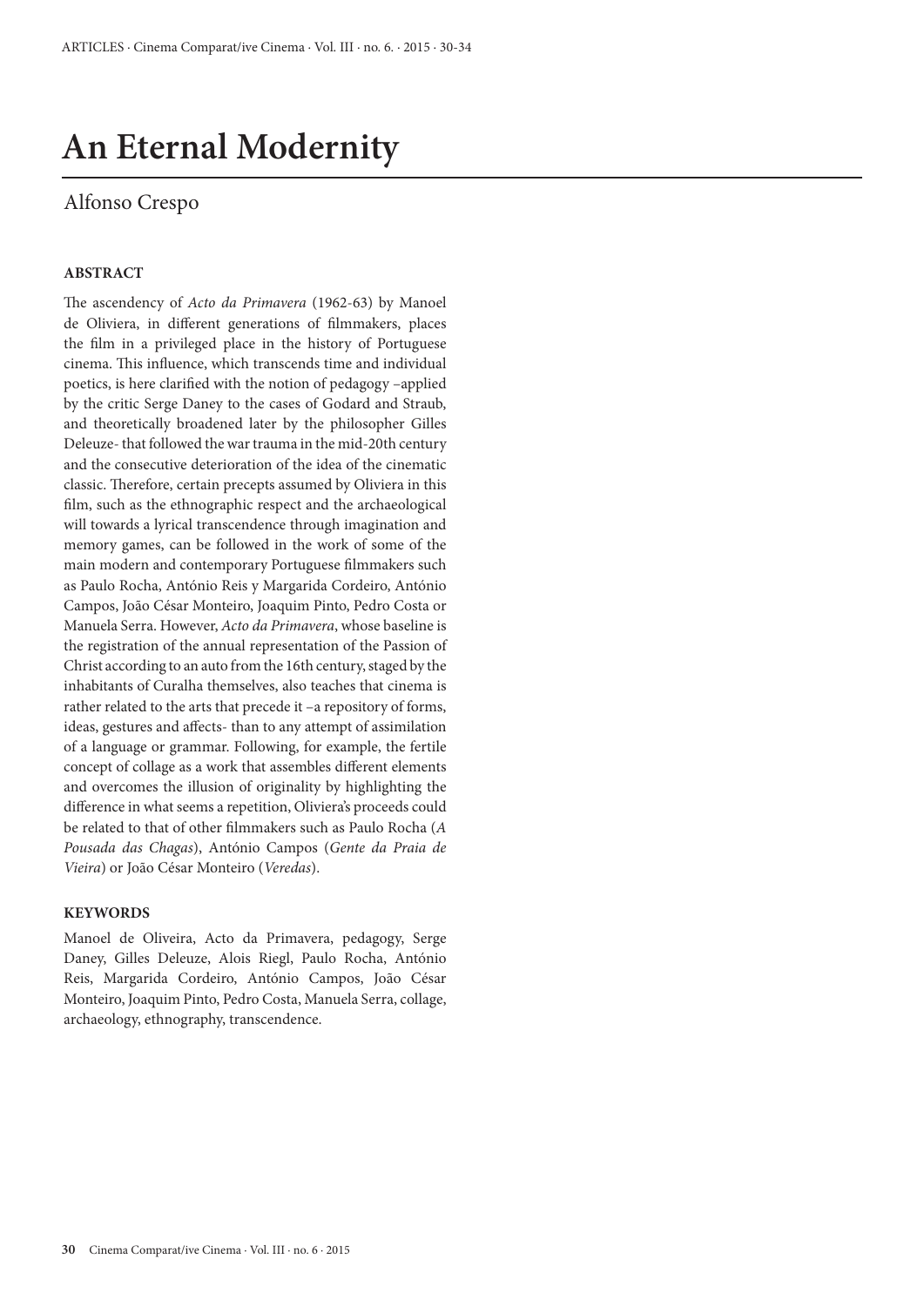# An Eternal Modernity

Alfonso Crespo

### ABSTRACT

The ascendency of *Acto da Primavera* (1962-63) by Manoel de Oliviera, in different generations of filmmakers, places the film in a privileged place in the history of Portuguese cinema. This influence, which transcends time and individual poetics, is here clarified with the notion of pedagogy –applied by the critic Serge Daney to the cases of Godard and Straub, and theoretically broadened later by the philosopher Gilles Deleuze- that followed the war trauma in the mid-20th century and the consecutive deterioration of the idea of the cinematic classic. Therefore, certain precepts assumed by Oliviera in this film, such as the ethnographic respect and the archaeological will towards a lyrical transcendence through imagination and memory games, can be followed in the work of some of the main modern and contemporary Portuguese filmmakers such as Paulo Rocha, António Reis y Margarida Cordeiro, António Campos, João César Monteiro, Joaquim Pinto, Pedro Costa or Manuela Serra. However, *Acto da Primavera*, whose baseline is the registration of the annual representation of the Passion of Christ according to an auto from the 16th century, staged by the inhabitants of Curalha themselves, also teaches that cinema is rather related to the arts that precede it –a repository of forms, ideas, gestures and affects- than to any attempt of assimilation of a language or grammar. Following, for example, the fertile concept of collage as a work that assembles different elements and overcomes the illusion of originality by highlighting the difference in what seems a repetition, Oliviera's proceeds could be related to that of other filmmakers such as Paulo Rocha (*A Pousada das Chagas*), António Campos (*Gente da Praia de Vieira*) or João César Monteiro (*Veredas*).

### KEYWORDS

Manoel de Oliveira, Acto da Primavera, pedagogy, Serge Daney, Gilles Deleuze, Alois Riegl, Paulo Rocha, António Reis, Margarida Cordeiro, António Campos, João César Monteiro, Joaquim Pinto, Pedro Costa, Manuela Serra, collage, archaeology, ethnography, transcendence.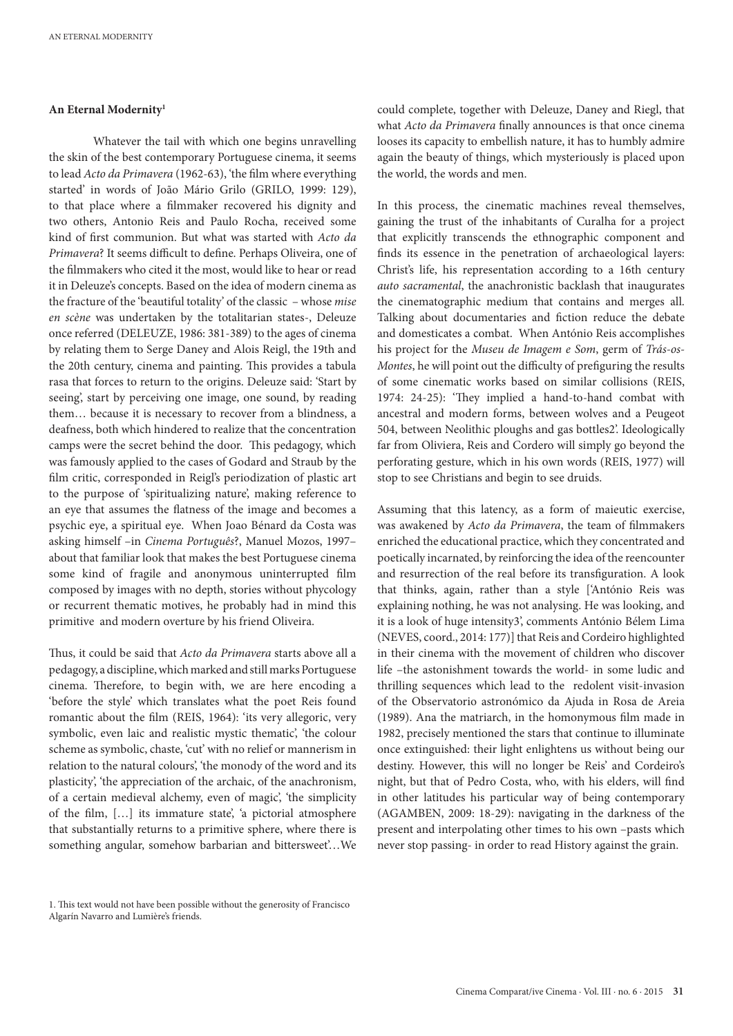## An Eternal Modernity[1]

Whatever the tail with which one begins unravelling the skin of the best contemporary Portuguese cinema, it seems to lead *Acto da Primavera* (1962-63), 'the film where everything started' in words of João Mário Grilo (GRILO, 1999: 129), to that place where a filmmaker recovered his dignity and two others, Antonio Reis and Paulo Rocha, received some kind of first communion. But what was started with *Acto da Primavera*? It seems difficult to define. Perhaps Oliveira, one of the filmmakers who cited it the most, would like to hear or read it in Deleuze's concepts. Based on the idea of modern cinema as the fracture of the 'beautiful totality' of the classic – whose *mise en scène* was undertaken by the totalitarian states-, Deleuze once referred (DELEUZE, 1986: 381-389) to the ages of cinema by relating them to Serge Daney and Alois Reigl, the 19th and the 20th century, cinema and painting. This provides a tabula rasa that forces to return to the origins. Deleuze said: 'Start by seeing', start by perceiving one image, one sound, by reading them… because it is necessary to recover from a blindness, a deafness, both which hindered to realize that the concentration camps were the secret behind the door. This pedagogy, which was famously applied to the cases of Godard and Straub by the film critic, corresponded in Reigl's periodization of plastic art to the purpose of 'spiritualizing nature', making reference to an eye that assumes the flatness of the image and becomes a psychic eye, a spiritual eye. When Joao Bénard da Costa was asking himself –in *Cinema Português?*, Manuel Mozos, 1997– about that familiar look that makes the best Portuguese cinema some kind of fragile and anonymous uninterrupted film composed by images with no depth, stories without phycology or recurrent thematic motives, he probably had in mind this primitive and modern overture by his friend Oliveira.

Thus, it could be said that *Acto da Primavera* starts above all a pedagogy, a discipline, which marked and still marks Portuguese cinema. Therefore, to begin with, we are here encoding a 'before the style' which translates what the poet Reis found romantic about the film (REIS, 1964): 'its very allegoric, very symbolic, even laic and realistic mystic thematic', 'the colour scheme as symbolic, chaste, 'cut' with no relief or mannerism in relation to the natural colours', 'the monody of the word and its plasticity', 'the appreciation of the archaic, of the anachronism, of a certain medieval alchemy, even of magic', 'the simplicity of the film, […] its immature state', 'a pictorial atmosphere that substantially returns to a primitive sphere, where there is something angular, somehow barbarian and bittersweet'…We could complete, together with Deleuze, Daney and Riegl, that what *Acto da Primavera* finally announces is that once cinema looses its capacity to embellish nature, it has to humbly admire again the beauty of things, which mysteriously is placed upon the world, the words and men.

In this process, the cinematic machines reveal themselves, gaining the trust of the inhabitants of Curalha for a project that explicitly transcends the ethnographic component and finds its essence in the penetration of archaeological layers: Christ's life, his representation according to a 16th century *auto sacramental*, the anachronistic backlash that inaugurates the cinematographic medium that contains and merges all. Talking about documentaries and fiction reduce the debate and domesticates a combat. When António Reis accomplishes his project for the *Museu de Imagem e Som*, germ of *Trás-os-Montes*, he will point out the difficulty of prefiguring the results of some cinematic works based on similar collisions (REIS, 1974: 24-25): 'They implied a hand-to-hand combat with ancestral and modern forms, between wolves and a Peugeot 504, between Neolithic ploughs and gas bottles2'. Ideologically far from Oliviera, Reis and Cordero will simply go beyond the perforating gesture, which in his own words (REIS, 1977) will stop to see Christians and begin to see druids.

Assuming that this latency, as a form of maieutic exercise, was awakened by *Acto da Primavera*, the team of filmmakers enriched the educational practice, which they concentrated and poetically incarnated, by reinforcing the idea of the reencounter and resurrection of the real before its transfiguration. A look that thinks, again, rather than a style ['António Reis was explaining nothing, he was not analysing. He was looking, and it is a look of huge intensity3', comments António Bélem Lima (NEVES, coord., 2014: 177)] that Reis and Cordeiro highlighted in their cinema with the movement of children who discover life –the astonishment towards the world- in some ludic and thrilling sequences which lead to the redolent visit-invasion of the Observatorio astronómico da Ajuda in Rosa de Areia (1989). Ana the matriarch, in the homonymous film made in 1982, precisely mentioned the stars that continue to illuminate once extinguished: their light enlightens us without being our destiny. However, this will no longer be Reis' and Cordeiro's night, but that of Pedro Costa, who, with his elders, will find in other latitudes his particular way of being contemporary (AGAMBEN, 2009: 18-29): navigating in the darkness of the present and interpolating other times to his own –pasts which never stop passing- in order to read History against the grain.

1. This text would not have been possible without the generosity of Francisco Algarín Navarro and Lumière's friends.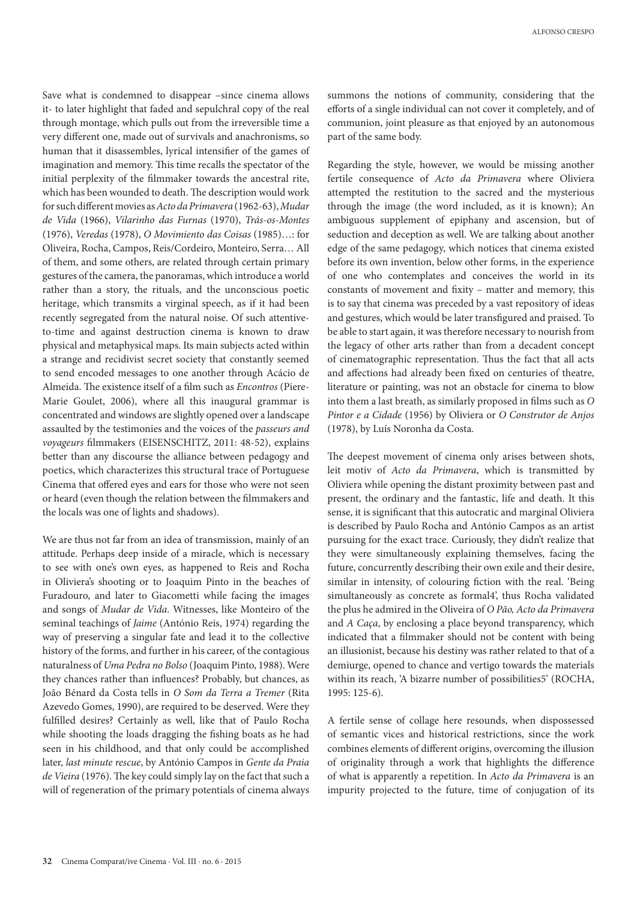Save what is condemned to disappear –since cinema allows it- to later highlight that faded and sepulchral copy of the real through montage, which pulls out from the irreversible time a very different one, made out of survivals and anachronisms, so human that it disassembles, lyrical intensifier of the games of imagination and memory. This time recalls the spectator of the initial perplexity of the filmmaker towards the ancestral rite, which has been wounded to death. The description would work for such different movies as *Acto da Primavera* (1962-63), *Mudar de Vida* (1966), *Vilarinho das Furnas* (1970), *Trás-os-Montes* (1976), *Veredas* (1978), *O Movimiento das Coisas* (1985)…: for Oliveira, Rocha, Campos, Reis/Cordeiro, Monteiro, Serra… All of them, and some others, are related through certain primary gestures of the camera, the panoramas, which introduce a world rather than a story, the rituals, and the unconscious poetic heritage, which transmits a virginal speech, as if it had been recently segregated from the natural noise. Of such attentive-to-time and against destruction cinema is known to draw physical and metaphysical maps. Its main subjects acted within a strange and recidivist secret society that constantly seemed to send encoded messages to one another through Acácio de Almeida. The existence itself of a film such as *Encontros* (Piere-Marie Goulet, 2006), where all this inaugural grammar is concentrated and windows are slightly opened over a landscape assaulted by the testimonies and the voices of the *passeurs and voyageurs* filmmakers (EISENSCHITZ, 2011: 48-52), explains better than any discourse the alliance between pedagogy and poetics, which characterizes this structural trace of Portuguese Cinema that offered eyes and ears for those who were not seen or heard (even though the relation between the filmmakers and the locals was one of lights and shadows).

We are thus not far from an idea of transmission, mainly of an attitude. Perhaps deep inside of a miracle, which is necessary to see with one's own eyes, as happened to Reis and Rocha in Oliviera's shooting or to Joaquim Pinto in the beaches of Furadouro, and later to Giacometti while facing the images and songs of *Mudar de Vida*. Witnesses, like Monteiro of the seminal teachings of *Jaime* (António Reis, 1974) regarding the way of preserving a singular fate and lead it to the collective history of the forms, and further in his career, of the contagious naturalness of *Uma Pedra no Bolso* (Joaquim Pinto, 1988). Were they chances rather than influences? Probably, but chances, as João Bénard da Costa tells in *O Som da Terra a Tremer* (Rita Azevedo Gomes, 1990), are required to be deserved. Were they fulfilled desires? Certainly as well, like that of Paulo Rocha while shooting the loads dragging the fishing boats as he had seen in his childhood, and that only could be accomplished later, *last minute rescue*, by António Campos in *Gente da Praia de Vieira* (1976). The key could simply lay on the fact that such a will of regeneration of the primary potentials of cinema always summons the notions of community, considering that the efforts of a single individual can not cover it completely, and of communion, joint pleasure as that enjoyed by an autonomous part of the same body.

Regarding the style, however, we would be missing another fertile consequence of *Acto da Primavera* where Oliveira attempted the restitution to the sacred and the mysterious through the image (the word included, as it is known); An ambiguous supplement of epiphany and ascension, but of seduction and deception as well. We are talking about another edge of the same pedagogy, which notices that cinema existed before its own invention, below other forms, in the experience of one who contemplates and conceives the world in its constants of movement and fixity – matter and memory, this is to say that cinema was preceded by a vast repository of ideas and gestures, which would be later transfigured and praised. To be able to start again, it was therefore necessary to nourish from the legacy of other arts rather than from a decadent concept of cinematographic representation. Thus the fact that all acts and affections had already been fixed on centuries of theatre, literature or painting, was not an obstacle for cinema to blow into them a last breath, as similarly proposed in films such as *O Pintor e a Cidade* (1956) by Oliviera or *O Construtor de Anjos* (1978), by Luís Noronha da Costa.

The deepest movement of cinema only arises between shots, leit motiv of *Acto da Primavera*, which is transmitted by Oliviera while opening the distant proximity between past and present, the ordinary and the fantastic, life and death. It this sense, it is significant that this autocratic and marginal Oliviera is described by Paulo Rocha and António Campos as an artist pursuing for the exact trace. Curiously, they didn't realize that they were simultaneously explaining themselves, facing the future, concurrently describing their own exile and their desire, similar in intensity, of colouring fiction with the real. 'Being simultaneously as concrete as formal[4]', thus Rocha validated the plus he admired in the Oliveira of *O Pão, Acto da Primavera* and *A Caça*, by enclosing a place beyond transparency, which indicated that a filmmaker should not be content with being an illusionist, because his destiny was rather related to that of a demiurge, opened to chance and vertigo towards the materials within its reach, 'A bizarre number of possibilities[5]' (ROCHA, 1995: 125-6).

A fertile sense of collage here resounds, when dispossessed of semantic vices and historical restrictions, since the work combines elements of different origins, overcoming the illusion of originality through a work that highlights the difference of what is apparently a repetition. In *Acto da Primavera* is an impurity projected to the future, time of conjugation of its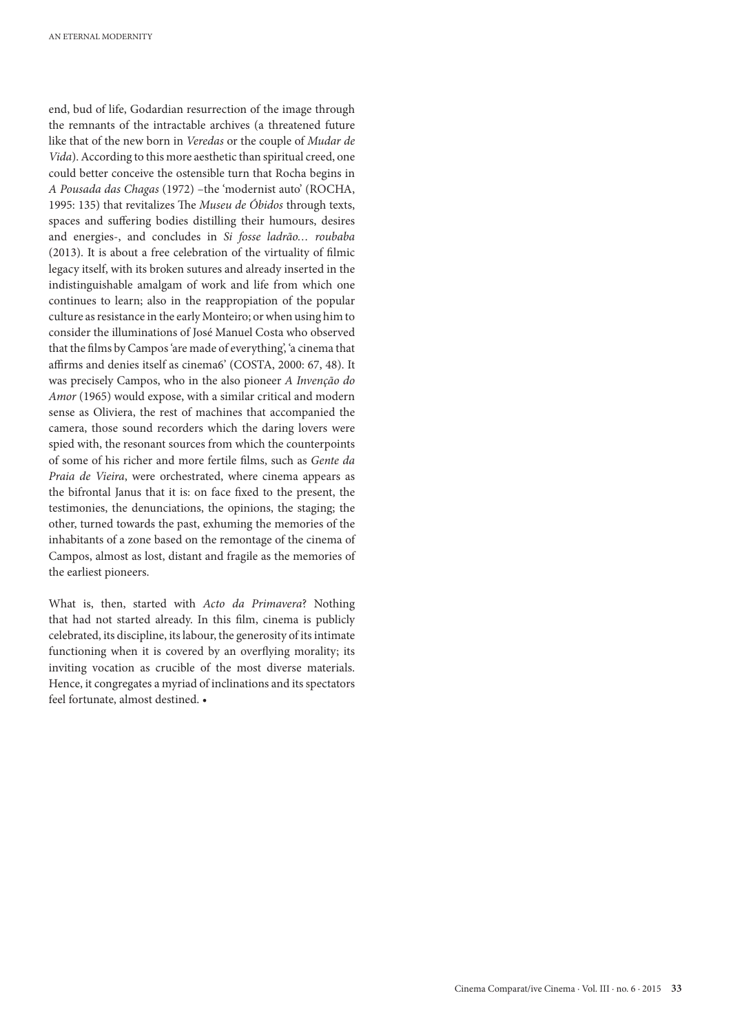end, bud of life, Godardian resurrection of the image through the remnants of the intractable archives (a threatened future like that of the new born in *Veredas* or the couple of *Mudar de Vida*). According to this more aesthetic than spiritual creed, one could better conceive the ostensible turn that Rocha begins in *A Pousada das Chagas* (1972) –the 'modernist auto' (ROCHA, 1995: 135) that revitalizes The *Museu de Óbidos* through texts, spaces and suffering bodies distilling their humours, desires and energies-, and concludes in *Si fosse ladrão… roubaba* (2013). It is about a free celebration of the virtuality of filmic legacy itself, with its broken sutures and already inserted in the indistinguishable amalgam of work and life from which one continues to learn; also in the reappropiation of the popular culture as resistance in the early Monteiro; or when using him to consider the illuminations of José Manuel Costa who observed that the films by Campos 'are made of everything', 'a cinema that affirms and denies itself as cinema6' (COSTA, 2000: 67, 48). It was precisely Campos, who in the also pioneer *A Invenção do Amor* (1965) would expose, with a similar critical and modern sense as Oliviera, the rest of machines that accompanied the camera, those sound recorders which the daring lovers were spied with, the resonant sources from which the counterpoints of some of his richer and more fertile films, such as *Gente da Praia de Vieira*, were orchestrated, where cinema appears as the bifrontal Janus that it is: on face fixed to the present, the testimonies, the denunciations, the opinions, the staging; the other, turned towards the past, exhuming the memories of the inhabitants of a zone based on the remontage of the cinema of Campos, almost as lost, distant and fragile as the memories of the earliest pioneers.

What is, then, started with *Acto da Primavera*? Nothing that had not started already. In this film, cinema is publicly celebrated, its discipline, its labour, the generosity of its intimate functioning when it is covered by an overflying morality; its inviting vocation as crucible of the most diverse materials. Hence, it congregates a myriad of inclinations and its spectators feel fortunate, almost destined. •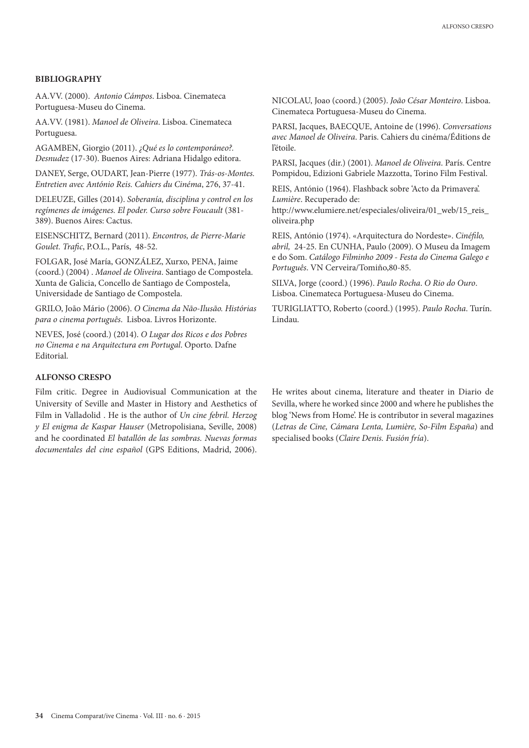**BIBLIOGRAPHY**

AA.VV. (2000). *Antonio Cámpos*. Lisboa. Cinemateca Portuguesa-Museu do Cinema.

AA.VV. (1981). *Manoel de Oliveira*. Lisboa. Cinemateca Portuguesa.

AGAMBEN, Giorgio (2011). *¿Qué es lo contemporáneo?. Desnudez* (17-30). Buenos Aires: Adriana Hidalgo editora.

DANEY, Serge, OUDART, Jean-Pierre (1977). *Trás-os-Montes. Entretien avec António Reis. Cahiers du Cinéma*, 276, 37-41.

DELEUZE, Gilles (2014). *Soberanía, disciplina y control en los regímenes de imágenes. El poder. Curso sobre Foucault* (381-389). Buenos Aires: Cactus.

EISENSCHITZ, Bernard (2011). *Encontros, de Pierre-Marie Goulet. Trafic*, P.O.L., París, 48-52.

FOLGAR, José María, GONZÁLEZ, Xurxo, PENA, Jaime (coord.) (2004) . *Manoel de Oliveira*. Santiago de Compostela. Xunta de Galicia, Concello de Santiago de Compostela, Universidade de Santiago de Compostela.

GRILO, João Mário (2006). *O Cinema da Não-Ilusão. Histórias para o cinema português*. Lisboa. Livros Horizonte.

NEVES, José (coord.) (2014). *O Lugar dos Ricos e dos Pobres no Cinema e na Arquitectura em Portugal*. Oporto. Dafne Editorial.

NICOLAU, Joao (coord.) (2005). *João César Monteiro*. Lisboa. Cinemateca Portuguesa-Museu do Cinema.

PARSI, Jacques, BAECQUE, Antoine de (1996). *Conversations avec Manoel de Oliveira*. Paris. Cahiers du cinéma/Éditions de l'étoile.

PARSI, Jacques (dir.) (2001). *Manoel de Oliveira*. París. Centre Pompidou, Edizioni Gabriele Mazzotta, Torino Film Festival.

REIS, António (1964). Flashback sobre 'Acto da Primavera'. *Lumière*. Recuperado de: http://www.elumiere.net/especiales/oliveira/01_web/15_reis_oliveira.php

REIS, António (1974). «Arquitectura do Nordeste». *Cinéfilo, abril,* 24-25. En CUNHA, Paulo (2009). O Museu da Imagem e do Som. *Catálogo Filminho 2009 - Festa do Cinema Galego e Português*. VN Cerveira/Tomiño,80-85.

SILVA, Jorge (coord.) (1996). *Paulo Rocha*. *O Rio do Ouro*. Lisboa. Cinemateca Portuguesa-Museu do Cinema.

TURIGLIATTO, Roberto (coord.) (1995). *Paulo Rocha*. Turín. Lindau.

**ALFONSO CRESPO**

Film critic. Degree in Audiovisual Communication at the University of Seville and Master in History and Aesthetics of Film in Valladolid . He is the author of *Un cine febril. Herzog y El enigma de Kaspar Hauser* (Metropolisiana, Seville, 2008) and he coordinated *El batallón de las sombras. Nuevas formas documentales del cine español* (GPS Editions, Madrid, 2006). He writes about cinema, literature and theater in Diario de Sevilla, where he worked since 2000 and where he publishes the blog 'News from Home'. He is contributor in several magazines (*Letras de Cine, Cámara Lenta, Lumière, So-Film España*) and specialised books (*Claire Denis. Fusión fría*).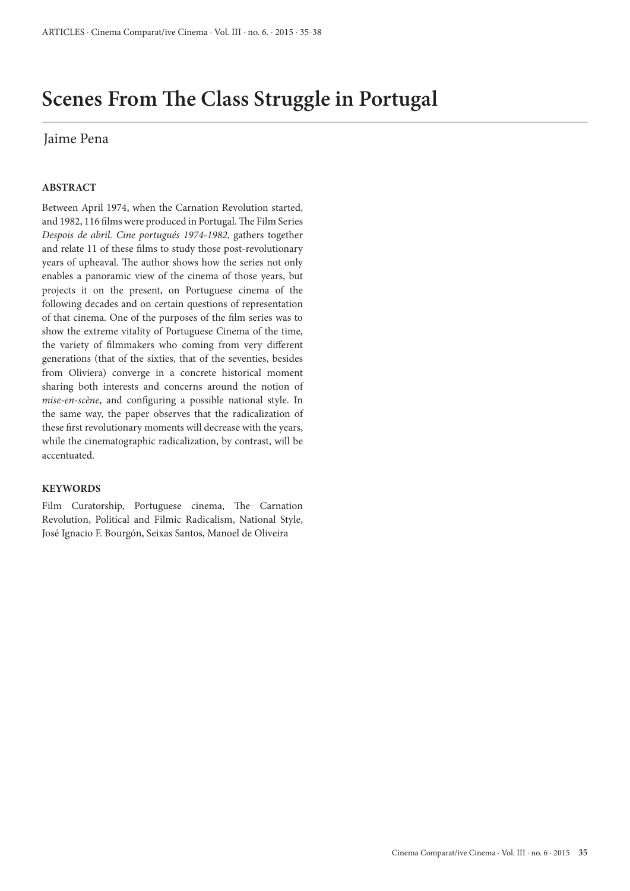# Scenes From The Class Struggle in Portugal

Jaime Pena

### ABSTRACT

Between April 1974, when the Carnation Revolution started, and 1982, 116 films were produced in Portugal. The Film Series *Despois de abril. Cine portugués 1974-1982*, gathers together and relate 11 of these films to study those post-revolutionary years of upheaval. The author shows how the series not only enables a panoramic view of the cinema of those years, but projects it on the present, on Portuguese cinema of the following decades and on certain questions of representation of that cinema. One of the purposes of the film series was to show the extreme vitality of Portuguese Cinema of the time, the variety of filmmakers who coming from very different generations (that of the sixties, that of the seventies, besides from Oliviera) converge in a concrete historical moment sharing both interests and concerns around the notion of *mise-en-scène*, and configuring a possible national style. In the same way, the paper observes that the radicalization of these first revolutionary moments will decrease with the years, while the cinematographic radicalization, by contrast, will be accentuated.

### KEYWORDS

Film Curatorship, Portuguese cinema, The Carnation Revolution, Political and Filmic Radicalism, National Style, José Ignacio F. Bourgón, Seixas Santos, Manoel de Oliveira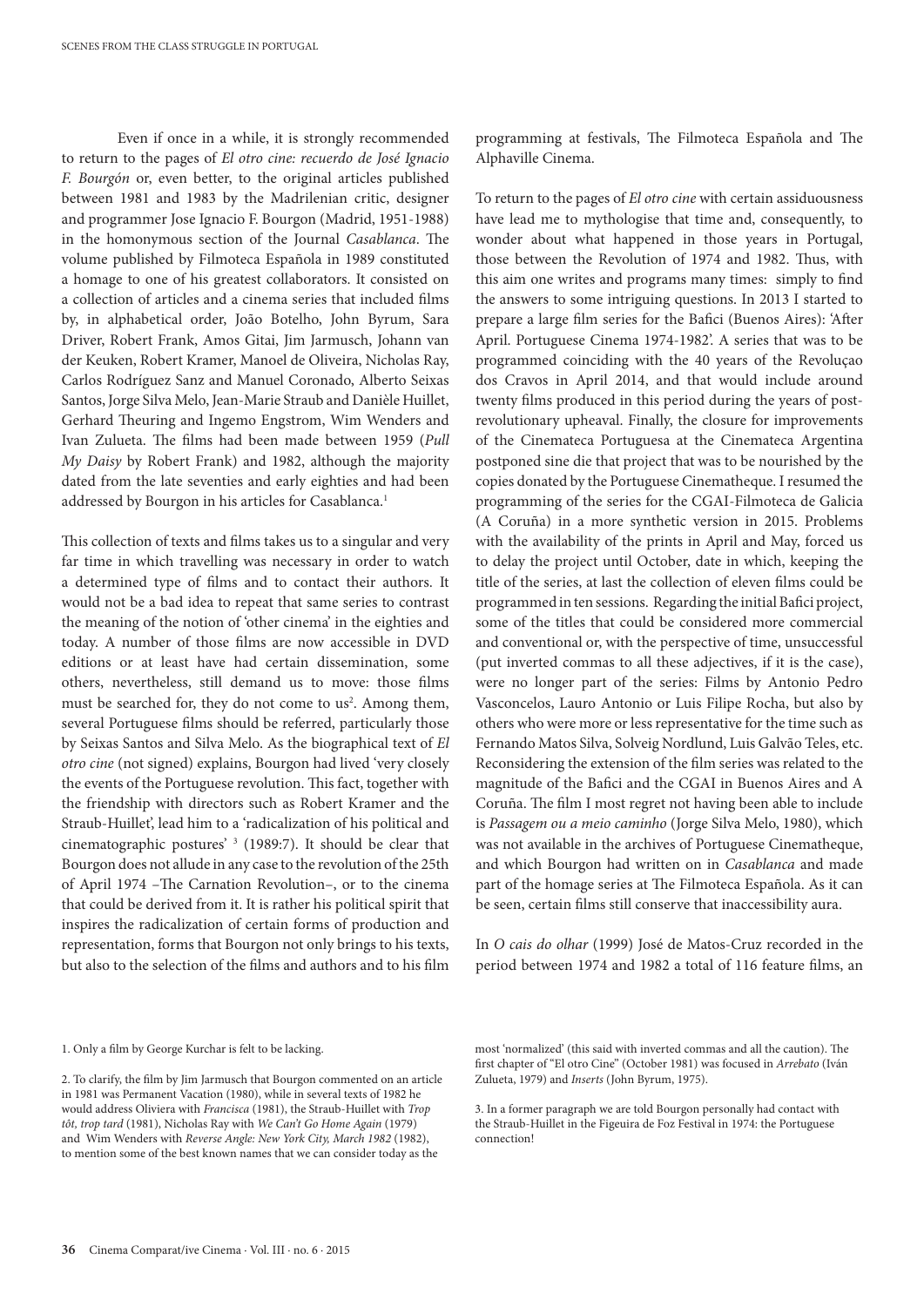Even if once in a while, it is strongly recommended to return to the pages of *El otro cine: recuerdo de José Ignacio F. Bourgón* or, even better, to the original articles published between 1981 and 1983 by the Madrilenian critic, designer and programmer Jose Ignacio F. Bourgon (Madrid, 1951-1988) in the homonymous section of the Journal *Casablanca*. The volume published by Filmoteca Española in 1989 constituted a homage to one of his greatest collaborators. It consisted on a collection of articles and a cinema series that included films by, in alphabetical order, João Botelho, John Byrum, Sara Driver, Robert Frank, Amos Gitai, Jim Jarmusch, Johann van der Keuken, Robert Kramer, Manoel de Oliveira, Nicholas Ray, Carlos Rodríguez Sanz and Manuel Coronado, Alberto Seixas Santos, Jorge Silva Melo, Jean-Marie Straub and Danièle Huillet, Gerhard Theuring and Ingemo Engstrom, Wim Wenders and Ivan Zulueta. The films had been made between 1959 (*Pull My Daisy* by Robert Frank) and 1982, although the majority dated from the late seventies and early eighties and had been addressed by Bourgon in his articles for Casablanca.[1]

This collection of texts and films takes us to a singular and very far time in which travelling was necessary in order to watch a determined type of films and to contact their authors. It would not be a bad idea to repeat that same series to contrast the meaning of the notion of 'other cinema' in the eighties and today. A number of those films are now accessible in DVD editions or at least have had certain dissemination, some others, nevertheless, still demand us to move: those films must be searched for, they do not come to us[2]. Among them, several Portuguese films should be referred, particularly those by Seixas Santos and Silva Melo. As the biographical text of *El otro cine* (not signed) explains, Bourgon had lived 'very closely the events of the Portuguese revolution. This fact, together with the friendship with directors such as Robert Kramer and the Straub-Huillet', lead him to a 'radicalization of his political and cinematographic postures' [3] (1989:7). It should be clear that Bourgon does not allude in any case to the revolution of the 25th of April 1974 –The Carnation Revolution–, or to the cinema that could be derived from it. It is rather his political spirit that inspires the radicalization of certain forms of production and representation, forms that Bourgon not only brings to his texts, but also to the selection of the films and authors and to his film programming at festivals, The Filmoteca Española and The Alphaville Cinema.

To return to the pages of *El otro cine* with certain assiduousness have lead me to mythologise that time and, consequently, to wonder about what happened in those years in Portugal, those between the Revolution of 1974 and 1982. Thus, with this aim one writes and programs many times: simply to find the answers to some intriguing questions. In 2013 I started to prepare a large film series for the Bafici (Buenos Aires): 'After April. Portuguese Cinema 1974-1982'. A series that was to be programmed coinciding with the 40 years of the Revoluçao dos Cravos in April 2014, and that would include around twenty films produced in this period during the years of post-revolutionary upheaval. Finally, the closure for improvements of the Cinemateca Portuguesa at the Cinemateca Argentina postponed sine die that project that was to be nourished by the copies donated by the Portuguese Cinematheque. I resumed the programming of the series for the CGAI-Filmoteca de Galicia (A Coruña) in a more synthetic version in 2015. Problems with the availability of the prints in April and May, forced us to delay the project until October, date in which, keeping the title of the series, at last the collection of eleven films could be programmed in ten sessions. Regarding the initial Bafici project, some of the titles that could be considered more commercial and conventional or, with the perspective of time, unsuccessful (put inverted commas to all these adjectives, if it is the case), were no longer part of the series: Films by Antonio Pedro Vasconcelos, Lauro Antonio or Luis Filipe Rocha, but also by others who were more or less representative for the time such as Fernando Matos Silva, Solveig Nordlund, Luis Galvão Teles, etc. Reconsidering the extension of the film series was related to the magnitude of the Bafici and the CGAI in Buenos Aires and A Coruña. The film I most regret not having been able to include is *Passagem ou a meio caminho* (Jorge Silva Melo, 1980), which was not available in the archives of Portuguese Cinematheque, and which Bourgon had written on in *Casablanca* and made part of the homage series at The Filmoteca Española. As it can be seen, certain films still conserve that inaccessibility aura.

In *O cais do olhar* (1999) José de Matos-Cruz recorded in the period between 1974 and 1982 a total of 116 feature films, an

---

1. Only a film by George Kurchar is felt to be lacking.

2. To clarify, the film by Jim Jarmusch that Bourgon commented on an article in 1981 was Permanent Vacation (1980), while in several texts of 1982 he would address Oliviera with *Francisca* (1981), the Straub-Huillet with *Trop tôt, trop tard* (1981), Nicholas Ray with *We Can't Go Home Again* (1979) and Wim Wenders with *Reverse Angle: New York City, March 1982* (1982), to mention some of the best known names that we can consider today as the most 'normalized' (this said with inverted commas and all the caution). The first chapter of "El otro Cine" (October 1981) was focused in *Arrebato* (Iván Zulueta, 1979) and *Inserts* (John Byrum, 1975).

3. In a former paragraph we are told Bourgon personally had contact with the Straub-Huillet in the Figeuira de Foz Festival in 1974: the Portuguese connection!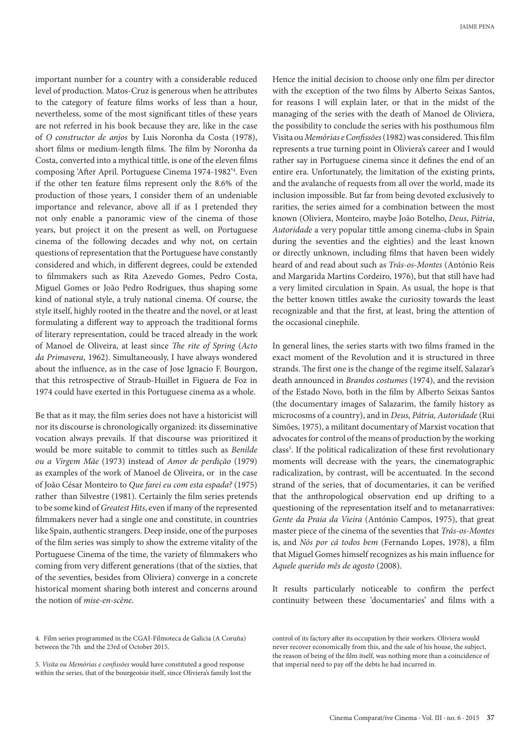important number for a country with a considerable reduced level of production. Matos-Cruz is generous when he attributes to the category of feature films works of less than a hour, nevertheless, some of the most significant titles of these years are not referred in his book because they are, like in the case of *O constructor de anjos* by Luis Noronha da Costa (1978), short films or medium-length films. The film by Noronha da Costa, converted into a mythical tittle, is one of the eleven films composing 'After April. Portuguese Cinema 1974-1982'[4]. Even if the other ten feature films represent only the 8.6% of the production of those years, I consider them of an undeniable importance and relevance, above all if as I pretended they not only enable a panoramic view of the cinema of those years, but project it on the present as well, on Portuguese cinema of the following decades and why not, on certain questions of representation that the Portuguese have constantly considered and which, in different degrees, could be extended to filmmakers such as Rita Azevedo Gomes, Pedro Costa, Miguel Gomes or João Pedro Rodrigues, thus shaping some kind of national style, a truly national cinema. Of course, the style itself, highly rooted in the theatre and the novel, or at least formulating a different way to approach the traditional forms of literary representation, could be traced already in the work of Manoel de Oliveira, at least since *The rite of Spring* (*Acto da Primavera*, 1962). Simultaneously, I have always wondered about the influence, as in the case of Jose Ignacio F. Bourgon, that this retrospective of Straub-Huillet in Figuera de Foz in 1974 could have exerted in this Portuguese cinema as a whole.

Be that as it may, the film series does not have a historicist will nor its discourse is chronologically organized: its disseminative vocation always prevails. If that discourse was prioritized it would be more suitable to commit to tittles such as *Benilde ou a Virgem Mãe* (1973) instead of *Amor de perdição* (1979) as examples of the work of Manoel de Oliveira, or in the case of João César Monteiro to *Que farei eu com esta espada?* (1975) rather than Silvestre (1981). Certainly the film series pretends to be some kind of *Greatest Hits*, even if many of the represented filmmakers never had a single one and constitute, in countries like Spain, authentic strangers. Deep inside, one of the purposes of the film series was simply to show the extreme vitality of the Portuguese Cinema of the time, the variety of filmmakers who coming from very different generations (that of the sixties, that of the seventies, besides from Oliviera) converge in a concrete historical moment sharing both interest and concerns around the notion of *mise-en-scène*.

Hence the initial decision to choose only one film per director with the exception of the two films by Alberto Seixas Santos, for reasons I will explain later, or that in the midst of the managing of the series with the death of Manoel de Oliviera, the possibility to conclude the series with his posthumous film Visita ou *Memórias e Confissões* (1982) was considered. This film represents a true turning point in Oliviera's career and I would rather say in Portuguese cinema since it defines the end of an entire era. Unfortunately, the limitation of the existing prints, and the avalanche of requests from all over the world, made its inclusion impossible. But far from being devoted exclusively to rarities, the series aimed for a combination between the most known (Oliviera, Monteiro, maybe João Botelho, *Deus*, *Pátria*, *Autoridade* a very popular tittle among cinema-clubs in Spain during the seventies and the eighties) and the least known or directly unknown, including films that haven been widely heard of and read about such as *Trás-os-Montes* (António Reis and Margarida Martins Cordeiro, 1976), but that still have had a very limited circulation in Spain. As usual, the hope is that the better known tittles awake the curiosity towards the least recognizable and that the first, at least, bring the attention of the occasional cinephile.

In general lines, the series starts with two films framed in the exact moment of the Revolution and it is structured in three strands. The first one is the change of the regime itself, Salazar's death announced in *Brandos costumes* (1974), and the revision of the Estado Novo, both in the film by Alberto Seixas Santos (the documentary images of Salazarim, the family history as microcosms of a country), and in *Deus, Pátria, Autoridade* (Rui Simões, 1975), a militant documentary of Marxist vocation that advocates for control of the means of production by the working class[5]. If the political radicalization of these first revolutionary moments will decrease with the years, the cinematographic radicalization, by contrast, will be accentuated. In the second strand of the series, that of documentaries, it can be verified that the anthropological observation end up drifting to a questioning of the representation itself and to metanarratives: *Gente da Praia da Vieira* (António Campos, 1975), that great master piece of the cinema of the seventies that *Trás-os-Montes* is, and *Nós por cá todos bem* (Fernando Lopes, 1978), a film that Miguel Gomes himself recognizes as his main influence for *Aquele querido mês de agosto* (2008).

It results particularly noticeable to confirm the perfect continuity between these 'documentaries' and films with a

---

4. Film series programmed in the CGAI-Filmoteca de Galicia (A Coruña) between the 7th and the 23rd of October 2015.

5. *Visita ou Memórias e confissões* would have constituted a good response within the series, that of the bourgeoisie itself, since Oliviera's family lost the control of its factory after its occupation by their workers. Oliviera would never recover economically from this, and the sale of his house, the subject, the reason of being of the film itself, was nothing more than a coincidence of that imperial need to pay off the debts he had incurred in.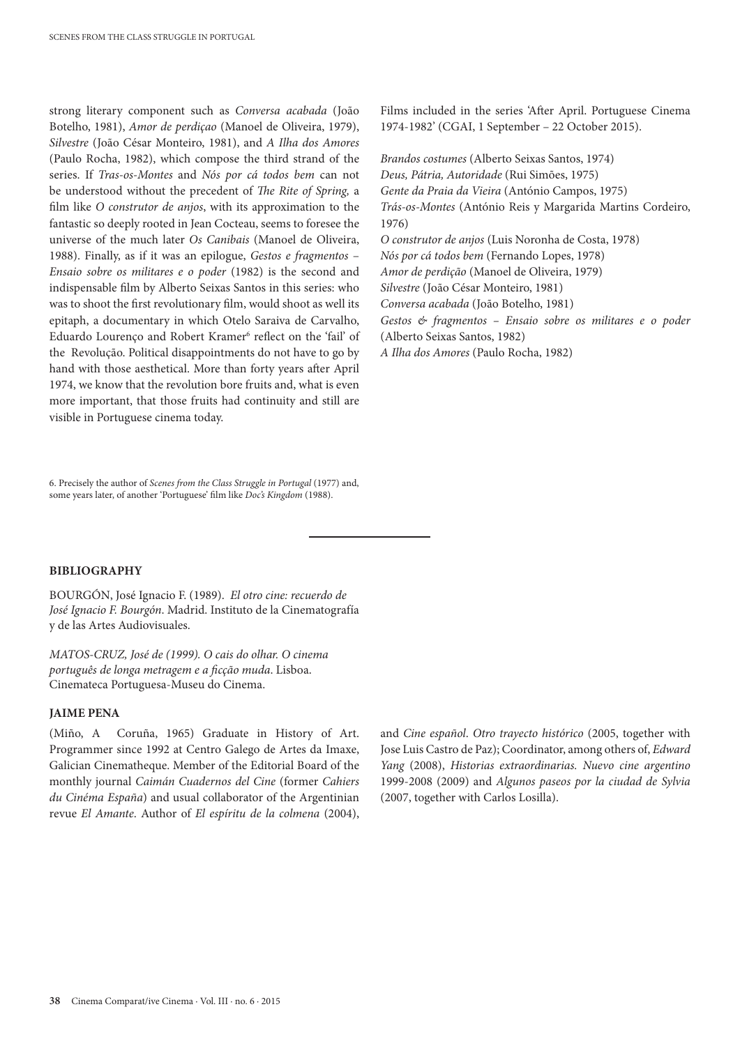strong literary component such as *Conversa acabada* (João Botelho, 1981), *Amor de perdiçao* (Manoel de Oliveira, 1979), *Silvestre* (João César Monteiro, 1981), and *A Ilha dos Amores* (Paulo Rocha, 1982), which compose the third strand of the series. If *Tras-os-Montes* and *Nós por cá todos bem* can not be understood without the precedent of *The Rite of Spring,* a film like *O construtor de anjos*, with its approximation to the fantastic so deeply rooted in Jean Cocteau, seems to foresee the universe of the much later *Os Canibais* (Manoel de Oliveira, 1988). Finally, as if it was an epilogue, *Gestos e fragmentos – Ensaio sobre os militares e o poder* (1982) is the second and indispensable film by Alberto Seixas Santos in this series: who was to shoot the first revolutionary film, would shoot as well its epitaph, a documentary in which Otelo Saraiva de Carvalho, Eduardo Lourenço and Robert Kramer[6] reflect on the 'fail' of the Revolução. Political disappointments do not have to go by hand with those aesthetical. More than forty years after April 1974, we know that the revolution bore fruits and, what is even more important, that those fruits had continuity and still are visible in Portuguese cinema today.

6. Precisely the author of *Scenes from the Class Struggle in Portugal* (1977) and, some years later, of another 'Portuguese' film like *Doc's Kingdom* (1988).

Films included in the series 'After April. Portuguese Cinema 1974-1982' (CGAI, 1 September – 22 October 2015).

*Brandos costumes* (Alberto Seixas Santos, 1974)
*Deus, Pátria, Autoridade* (Rui Simões, 1975)
*Gente da Praia da Vieira* (António Campos, 1975)
*Trás-os-Montes* (António Reis y Margarida Martins Cordeiro, 1976)
*O construtor de anjos* (Luis Noronha de Costa, 1978)
*Nós por cá todos bem* (Fernando Lopes, 1978)
*Amor de perdição* (Manoel de Oliveira, 1979)
*Silvestre* (João César Monteiro, 1981)
*Conversa acabada* (João Botelho, 1981)
*Gestos & fragmentos – Ensaio sobre os militares e o poder* (Alberto Seixas Santos, 1982)
*A Ilha dos Amores* (Paulo Rocha, 1982)

## BIBLIOGRAPHY

BOURGÓN, José Ignacio F. (1989). *El otro cine: recuerdo de José Ignacio F. Bourgón*. Madrid. Instituto de la Cinematografía y de las Artes Audiovisuales.

*MATOS-CRUZ, José de (1999). O cais do olhar. O cinema português de longa metragem e a ficção muda*. Lisboa. Cinemateca Portuguesa-Museu do Cinema.

## JAIME PENA

(Miño, A Coruña, 1965) Graduate in History of Art. Programmer since 1992 at Centro Galego de Artes da Imaxe, Galician Cinematheque. Member of the Editorial Board of the monthly journal *Caimán Cuadernos del Cine* (former *Cahiers du Cinéma España*) and usual collaborator of the Argentinian revue *El Amante*. Author of *El espíritu de la colmena* (2004), and *Cine español. Otro trayecto histórico* (2005, together with Jose Luis Castro de Paz); Coordinator, among others of, *Edward Yang* (2008), *Historias extraordinarias. Nuevo cine argentino* 1999-2008 (2009) and *Algunos paseos por la ciudad de Sylvia* (2007, together with Carlos Losilla).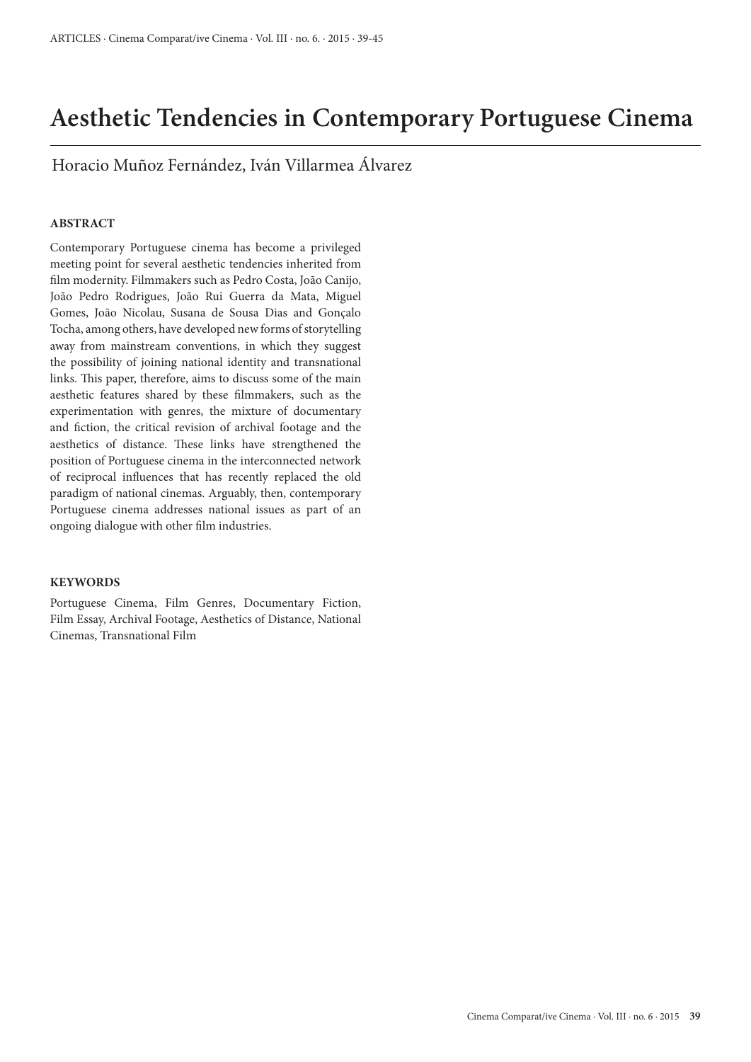# Aesthetic Tendencies in Contemporary Portuguese Cinema

Horacio Muñoz Fernández, Iván Villarmea Álvarez

### ABSTRACT

Contemporary Portuguese cinema has become a privileged meeting point for several aesthetic tendencies inherited from film modernity. Filmmakers such as Pedro Costa, João Canijo, João Pedro Rodrigues, João Rui Guerra da Mata, Miguel Gomes, João Nicolau, Susana de Sousa Dias and Gonçalo Tocha, among others, have developed new forms of storytelling away from mainstream conventions, in which they suggest the possibility of joining national identity and transnational links. This paper, therefore, aims to discuss some of the main aesthetic features shared by these filmmakers, such as the experimentation with genres, the mixture of documentary and fiction, the critical revision of archival footage and the aesthetics of distance. These links have strengthened the position of Portuguese cinema in the interconnected network of reciprocal influences that has recently replaced the old paradigm of national cinemas. Arguably, then, contemporary Portuguese cinema addresses national issues as part of an ongoing dialogue with other film industries.

### KEYWORDS

Portuguese Cinema, Film Genres, Documentary Fiction, Film Essay, Archival Footage, Aesthetics of Distance, National Cinemas, Transnational Film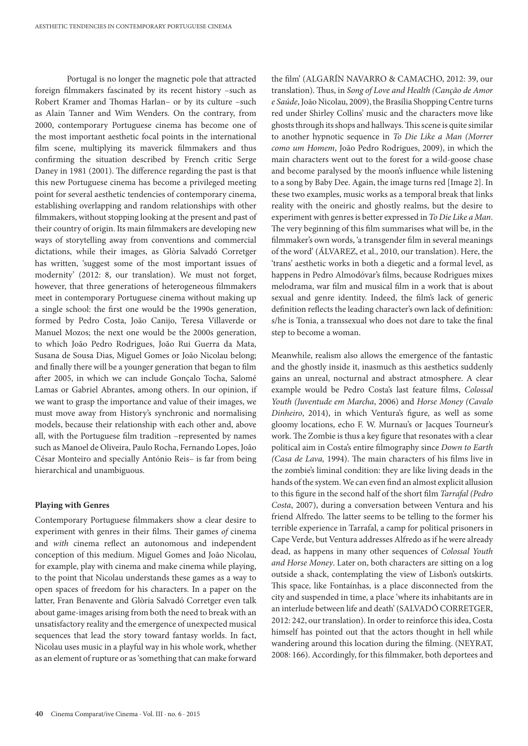Portugal is no longer the magnetic pole that attracted foreign filmmakers fascinated by its recent history –such as Robert Kramer and Thomas Harlan– or by its culture –such as Alain Tanner and Wim Wenders. On the contrary, from 2000, contemporary Portuguese cinema has become one of the most important aesthetic focal points in the international film scene, multiplying its maverick filmmakers and thus confirming the situation described by French critic Serge Daney in 1981 (2001). The difference regarding the past is that this new Portuguese cinema has become a privileged meeting point for several aesthetic tendencies of contemporary cinema, establishing overlapping and random relationships with other filmmakers, without stopping looking at the present and past of their country of origin. Its main filmmakers are developing new ways of storytelling away from conventions and commercial dictations, while their images, as Glòria Salvadó Corretger has written, 'suggest some of the most important issues of modernity' (2012: 8, our translation). We must not forget, however, that three generations of heterogeneous filmmakers meet in contemporary Portuguese cinema without making up a single school: the first one would be the 1990s generation, formed by Pedro Costa, João Canijo, Teresa Villaverde or Manuel Mozos; the next one would be the 2000s generation, to which João Pedro Rodrigues, João Rui Guerra da Mata, Susana de Sousa Dias, Miguel Gomes or João Nicolau belong; and finally there will be a younger generation that began to film after 2005, in which we can include Gonçalo Tocha, Salomé Lamas or Gabriel Abrantes, among others. In our opinion, if we want to grasp the importance and value of their images, we must move away from History's synchronic and normalising models, because their relationship with each other and, above all, with the Portuguese film tradition –represented by names such as Manoel de Oliveira, Paulo Rocha, Fernando Lopes, João César Monteiro and specially António Reis– is far from being hierarchical and unambiguous.

**Playing with Genres**

Contemporary Portuguese filmmakers show a clear desire to experiment with genres in their films. Their games *of* cinema and *with* cinema reflect an autonomous and independent conception of this medium. Miguel Gomes and João Nicolau, for example, play with cinema and make cinema while playing, to the point that Nicolau understands these games as a way to open spaces of freedom for his characters. In a paper on the latter, Fran Benavente and Glòria Salvadó Corretger even talk about game-images arising from both the need to break with an unsatisfactory reality and the emergence of unexpected musical sequences that lead the story toward fantasy worlds. In fact, Nicolau uses music in a playful way in his whole work, whether as an element of rupture or as 'something that can make forward the film' (ALGARÍN NAVARRO & CAMACHO, 2012: 39, our translation). Thus, in *Song of Love and Health (Canção de Amor e Saúde*, João Nicolau, 2009), the Brasília Shopping Centre turns red under Shirley Collins' music and the characters move like ghosts through its shops and hallways. This scene is quite similar to another hypnotic sequence in *To Die Like a Man (Morrer como um Homem*, João Pedro Rodrigues, 2009), in which the main characters went out to the forest for a wild-goose chase and become paralysed by the moon's influence while listening to a song by Baby Dee. Again, the image turns red [Image 2]. In these two examples, music works as a temporal break that links reality with the oneiric and ghostly realms, but the desire to experiment with genres is better expressed in *To Die Like a Man*. The very beginning of this film summarises what will be, in the filmmaker's own words, 'a transgender film in several meanings of the word' (ÁLVAREZ, et al., 2010, our translation). Here, the 'trans' aesthetic works in both a diegetic and a formal level, as happens in Pedro Almodóvar's films, because Rodrigues mixes melodrama, war film and musical film in a work that is about sexual and genre identity. Indeed, the film's lack of generic definition reflects the leading character's own lack of definition: s/he is Tonia, a transsexual who does not dare to take the final step to become a woman.

Meanwhile, realism also allows the emergence of the fantastic and the ghostly inside it, inasmuch as this aesthetics suddenly gains an unreal, nocturnal and abstract atmosphere. A clear example would be Pedro Costa's last feature films, *Colossal Youth (Juventude em Marcha*, 2006) and *Horse Money (Cavalo Dinheiro*, 2014), in which Ventura's figure, as well as some gloomy locations, echo F. W. Murnau's or Jacques Tourneur's work. The Zombie is thus a key figure that resonates with a clear political aim in Costa's entire filmography since *Down to Earth (Casa de Lava,* 1994). The main characters of his films live in the zombie's liminal condition: they are like living deads in the hands of the system. We can even find an almost explicit allusion to this figure in the second half of the short film *Tarrafal (Pedro Costa*, 2007), during a conversation between Ventura and his friend Alfredo. The latter seems to be telling to the former his terrible experience in Tarrafal, a camp for political prisoners in Cape Verde, but Ventura addresses Alfredo as if he were already dead, as happens in many other sequences of *Colossal Youth and Horse Money*. Later on, both characters are sitting on a log outside a shack, contemplating the view of Lisbon's outskirts. This space, like Fontaínhas, is a place disconnected from the city and suspended in time, a place 'where its inhabitants are in an interlude between life and death' (SALVADÓ CORRETGER, 2012: 242, our translation). In order to reinforce this idea, Costa himself has pointed out that the actors thought in hell while wandering around this location during the filming. (NEYRAT, 2008: 166). Accordingly, for this filmmaker, both deportees and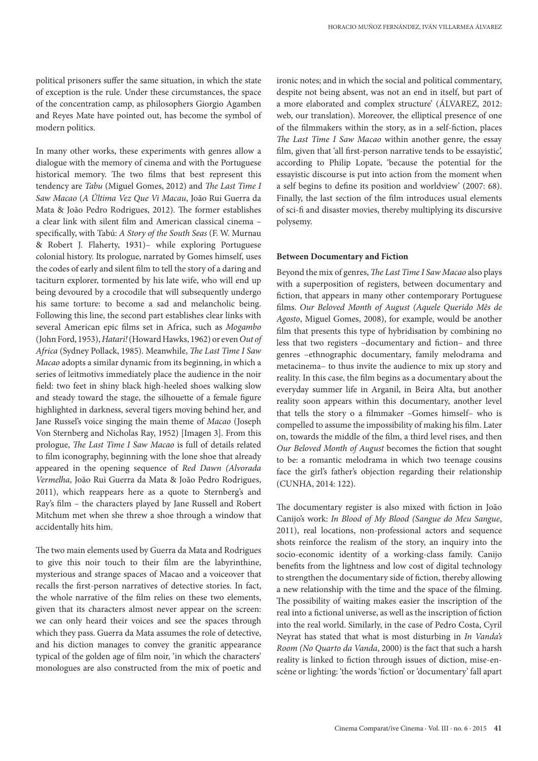political prisoners suffer the same situation, in which the state of exception is the rule. Under these circumstances, the space of the concentration camp, as philosophers Giorgio Agamben and Reyes Mate have pointed out, has become the symbol of modern politics.

In many other works, these experiments with genres allow a dialogue with the memory of cinema and with the Portuguese historical memory. The two films that best represent this tendency are *Tabu* (Miguel Gomes, 2012) and *The Last Time I Saw Macao* (*A Última Vez Que Vi Macau*, João Rui Guerra da Mata & João Pedro Rodrigues, 2012). The former establishes a clear link with silent film and American classical cinema – specifically, with Tabú: *A Story of the South Seas* (F. W. Murnau & Robert J. Flaherty, 1931)– while exploring Portuguese colonial history. Its prologue, narrated by Gomes himself, uses the codes of early and silent film to tell the story of a daring and taciturn explorer, tormented by his late wife, who will end up being devoured by a crocodile that will subsequently undergo his same torture: to become a sad and melancholic being. Following this line, the second part establishes clear links with several American epic films set in Africa, such as *Mogambo* (John Ford, 1953), *Hatari!* (Howard Hawks, 1962) or even *Out of Africa* (Sydney Pollack, 1985). Meanwhile, *The Last Time I Saw Macao* adopts a similar dynamic from its beginning, in which a series of leitmotivs immediately place the audience in the noir field: two feet in shiny black high-heeled shoes walking slow and steady toward the stage, the silhouette of a female figure highlighted in darkness, several tigers moving behind her, and Jane Russel's voice singing the main theme of *Macao* (Joseph Von Sternberg and Nicholas Ray, 1952) [Imagen 3]. From this prologue, *The Last Time I Saw Macao* is full of details related to film iconography, beginning with the lone shoe that already appeared in the opening sequence of *Red Dawn (Alvorada Vermelha*, João Rui Guerra da Mata & João Pedro Rodrigues, 2011), which reappears here as a quote to Sternberg's and Ray's film – the characters played by Jane Russell and Robert Mitchum met when she threw a shoe through a window that accidentally hits him.

The two main elements used by Guerra da Mata and Rodrigues to give this noir touch to their film are the labyrinthine, mysterious and strange spaces of Macao and a voiceover that recalls the first-person narratives of detective stories. In fact, the whole narrative of the film relies on these two elements, given that its characters almost never appear on the screen: we can only heard their voices and see the spaces through which they pass. Guerra da Mata assumes the role of detective, and his diction manages to convey the granitic appearance typical of the golden age of film noir, 'in which the characters' monologues are also constructed from the mix of poetic and ironic notes; and in which the social and political commentary, despite not being absent, was not an end in itself, but part of a more elaborated and complex structure' (ÁLVAREZ, 2012: web, our translation). Moreover, the elliptical presence of one of the filmmakers within the story, as in a self-fiction, places *The Last Time I Saw Macao* within another genre, the essay film, given that 'all first-person narrative tends to be essayistic', according to Philip Lopate, 'because the potential for the essayistic discourse is put into action from the moment when a self begins to define its position and worldview' (2007: 68). Finally, the last section of the film introduces usual elements of sci-fi and disaster movies, thereby multiplying its discursive polysemy.

**Between Documentary and Fiction**

Beyond the mix of genres, *The Last Time I Saw Macao* also plays with a superposition of registers, between documentary and fiction, that appears in many other contemporary Portuguese films. *Our Beloved Month of August (Aquele Querido Mês de Agosto*, Miguel Gomes, 2008), for example, would be another film that presents this type of hybridisation by combining no less that two registers –documentary and fiction– and three genres –ethnographic documentary, family melodrama and metacinema– to thus invite the audience to mix up story and reality. In this case, the film begins as a documentary about the everyday summer life in Arganil, in Beira Alta, but another reality soon appears within this documentary, another level that tells the story o a filmmaker –Gomes himself– who is compelled to assume the impossibility of making his film. Later on, towards the middle of the film, a third level rises, and then *Our Beloved Month of August* becomes the fiction that sought to be: a romantic melodrama in which two teenage cousins face the girl's father's objection regarding their relationship (CUNHA, 2014: 122).

The documentary register is also mixed with fiction in João Canijo's work: *In Blood of My Blood (Sangue do Meu Sangue*, 2011), real locations, non-professional actors and sequence shots reinforce the realism of the story, an inquiry into the socio-economic identity of a working-class family. Canijo benefits from the lightness and low cost of digital technology to strengthen the documentary side of fiction, thereby allowing a new relationship with the time and the space of the filming. The possibility of waiting makes easier the inscription of the real into a fictional universe, as well as the inscription of fiction into the real world. Similarly, in the case of Pedro Costa, Cyril Neyrat has stated that what is most disturbing in *In Vanda's Room (No Quarto da Vanda*, 2000) is the fact that such a harsh reality is linked to fiction through issues of diction, mise-en-scène or lighting: 'the words 'fiction' or 'documentary' fall apart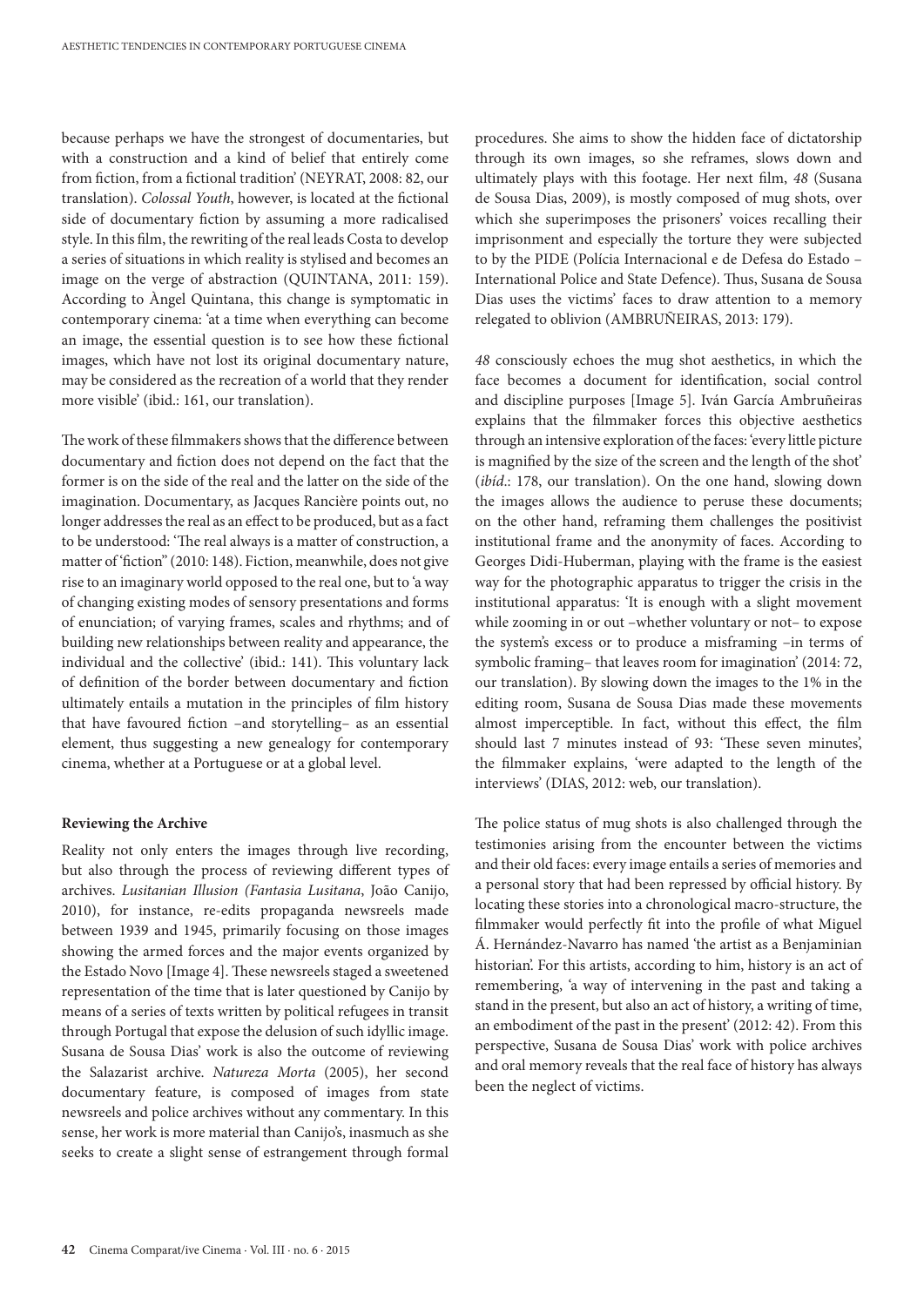because perhaps we have the strongest of documentaries, but with a construction and a kind of belief that entirely come from fiction, from a fictional tradition' (NEYRAT, 2008: 82, our translation). *Colossal Youth*, however, is located at the fictional side of documentary fiction by assuming a more radicalised style. In this film, the rewriting of the real leads Costa to develop a series of situations in which reality is stylised and becomes an image on the verge of abstraction (QUINTANA, 2011: 159). According to Àngel Quintana, this change is symptomatic in contemporary cinema: 'at a time when everything can become an image, the essential question is to see how these fictional images, which have not lost its original documentary nature, may be considered as the recreation of a world that they render more visible' (ibid.: 161, our translation).

The work of these filmmakers shows that the difference between documentary and fiction does not depend on the fact that the former is on the side of the real and the latter on the side of the imagination. Documentary, as Jacques Rancière points out, no longer addresses the real as an effect to be produced, but as a fact to be understood: 'The real always is a matter of construction, a matter of "fiction"' (2010: 148). Fiction, meanwhile, does not give rise to an imaginary world opposed to the real one, but to 'a way of changing existing modes of sensory presentations and forms of enunciation; of varying frames, scales and rhythms; and of building new relationships between reality and appearance, the individual and the collective' (ibid.: 141). This voluntary lack of definition of the border between documentary and fiction ultimately entails a mutation in the principles of film history that have favoured fiction –and storytelling– as an essential element, thus suggesting a new genealogy for contemporary cinema, whether at a Portuguese or at a global level.

**Reviewing the Archive**

Reality not only enters the images through live recording, but also through the process of reviewing different types of archives. *Lusitanian Illusion (Fantasia Lusitana*, João Canijo, 2010), for instance, re-edits propaganda newsreels made between 1939 and 1945, primarily focusing on those images showing the armed forces and the major events organized by the Estado Novo [Image 4]. These newsreels staged a sweetened representation of the time that is later questioned by Canijo by means of a series of texts written by political refugees in transit through Portugal that expose the delusion of such idyllic image. Susana de Sousa Dias' work is also the outcome of reviewing the Salazarist archive. *Natureza Morta* (2005), her second documentary feature, is composed of images from state newsreels and police archives without any commentary. In this sense, her work is more material than Canijo's, inasmuch as she seeks to create a slight sense of estrangement through formal procedures. She aims to show the hidden face of dictatorship through its own images, so she reframes, slows down and ultimately plays with this footage. Her next film, *48* (Susana de Sousa Dias, 2009), is mostly composed of mug shots, over which she superimposes the prisoners' voices recalling their imprisonment and especially the torture they were subjected to by the PIDE (Polícia Internacional e de Defesa do Estado – International Police and State Defence). Thus, Susana de Sousa Dias uses the victims' faces to draw attention to a memory relegated to oblivion (AMBRUÑEIRAS, 2013: 179).

*48* consciously echoes the mug shot aesthetics, in which the face becomes a document for identification, social control and discipline purposes [Image 5]. Iván García Ambruñeiras explains that the filmmaker forces this objective aesthetics through an intensive exploration of the faces: 'every little picture is magnified by the size of the screen and the length of the shot' (*ibíd*.: 178, our translation). On the one hand, slowing down the images allows the audience to peruse these documents; on the other hand, reframing them challenges the positivist institutional frame and the anonymity of faces. According to Georges Didi-Huberman, playing with the frame is the easiest way for the photographic apparatus to trigger the crisis in the institutional apparatus: 'It is enough with a slight movement while zooming in or out –whether voluntary or not– to expose the system's excess or to produce a misframing –in terms of symbolic framing– that leaves room for imagination' (2014: 72, our translation). By slowing down the images to the 1% in the editing room, Susana de Sousa Dias made these movements almost imperceptible. In fact, without this effect, the film should last 7 minutes instead of 93: 'These seven minutes', the filmmaker explains, 'were adapted to the length of the interviews' (DIAS, 2012: web, our translation).

The police status of mug shots is also challenged through the testimonies arising from the encounter between the victims and their old faces: every image entails a series of memories and a personal story that had been repressed by official history. By locating these stories into a chronological macro-structure, the filmmaker would perfectly fit into the profile of what Miguel Á. Hernández-Navarro has named 'the artist as a Benjaminian historian'. For this artists, according to him, history is an act of remembering, 'a way of intervening in the past and taking a stand in the present, but also an act of history, a writing of time, an embodiment of the past in the present' (2012: 42). From this perspective, Susana de Sousa Dias' work with police archives and oral memory reveals that the real face of history has always been the neglect of victims.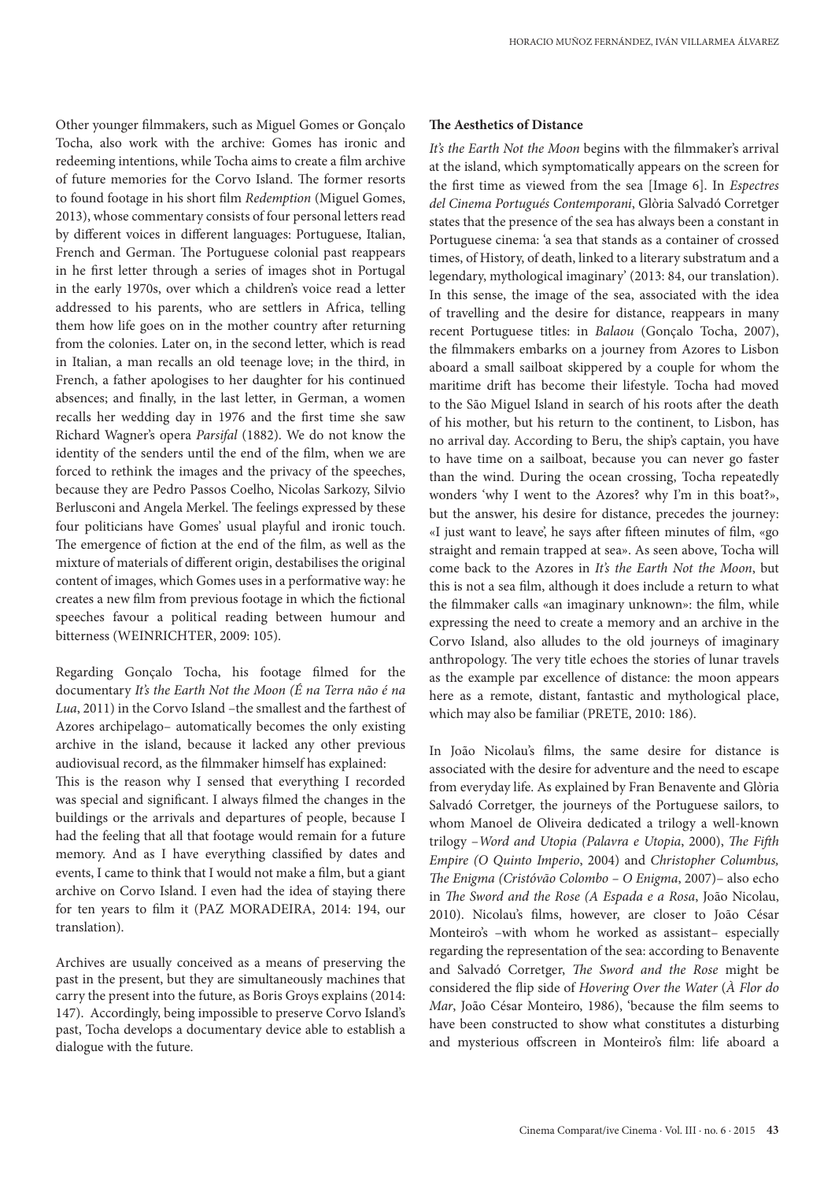Other younger filmmakers, such as Miguel Gomes or Gonçalo Tocha, also work with the archive: Gomes has ironic and redeeming intentions, while Tocha aims to create a film archive of future memories for the Corvo Island. The former resorts to found footage in his short film *Redemption* (Miguel Gomes, 2013), whose commentary consists of four personal letters read by different voices in different languages: Portuguese, Italian, French and German. The Portuguese colonial past reappears in he first letter through a series of images shot in Portugal in the early 1970s, over which a children's voice read a letter addressed to his parents, who are settlers in Africa, telling them how life goes on in the mother country after returning from the colonies. Later on, in the second letter, which is read in Italian, a man recalls an old teenage love; in the third, in French, a father apologises to her daughter for his continued absences; and finally, in the last letter, in German, a women recalls her wedding day in 1976 and the first time she saw Richard Wagner's opera *Parsifal* (1882). We do not know the identity of the senders until the end of the film, when we are forced to rethink the images and the privacy of the speeches, because they are Pedro Passos Coelho, Nicolas Sarkozy, Silvio Berlusconi and Angela Merkel. The feelings expressed by these four politicians have Gomes' usual playful and ironic touch. The emergence of fiction at the end of the film, as well as the mixture of materials of different origin, destabilises the original content of images, which Gomes uses in a performative way: he creates a new film from previous footage in which the fictional speeches favour a political reading between humour and bitterness (WEINRICHTER, 2009: 105).

Regarding Gonçalo Tocha, his footage filmed for the documentary *It's the Earth Not the Moon (É na Terra não é na Lua*, 2011) in the Corvo Island –the smallest and the farthest of Azores archipelago– automatically becomes the only existing archive in the island, because it lacked any other previous audiovisual record, as the filmmaker himself has explained:

This is the reason why I sensed that everything I recorded was special and significant. I always filmed the changes in the buildings or the arrivals and departures of people, because I had the feeling that all that footage would remain for a future memory. And as I have everything classified by dates and events, I came to think that I would not make a film, but a giant archive on Corvo Island. I even had the idea of staying there for ten years to film it (PAZ MORADEIRA, 2014: 194, our translation).

Archives are usually conceived as a means of preserving the past in the present, but they are simultaneously machines that carry the present into the future, as Boris Groys explains (2014: 147). Accordingly, being impossible to preserve Corvo Island's past, Tocha develops a documentary device able to establish a dialogue with the future.

**The Aesthetics of Distance**

*It's the Earth Not the Moon* begins with the filmmaker's arrival at the island, which symptomatically appears on the screen for the first time as viewed from the sea [Image 6]. In *Espectres del Cinema Portugués Contemporani*, Glòria Salvadó Corretger states that the presence of the sea has always been a constant in Portuguese cinema: 'a sea that stands as a container of crossed times, of History, of death, linked to a literary substratum and a legendary, mythological imaginary' (2013: 84, our translation). In this sense, the image of the sea, associated with the idea of travelling and the desire for distance, reappears in many recent Portuguese titles: in *Balaou* (Gonçalo Tocha, 2007), the filmmakers embarks on a journey from Azores to Lisbon aboard a small sailboat skippered by a couple for whom the maritime drift has become their lifestyle. Tocha had moved to the São Miguel Island in search of his roots after the death of his mother, but his return to the continent, to Lisbon, has no arrival day. According to Beru, the ship's captain, you have to have time on a sailboat, because you can never go faster than the wind. During the ocean crossing, Tocha repeatedly wonders 'why I went to the Azores? why I'm in this boat?», but the answer, his desire for distance, precedes the journey: «I just want to leave', he says after fifteen minutes of film, «go straight and remain trapped at sea». As seen above, Tocha will come back to the Azores in *It's the Earth Not the Moon*, but this is not a sea film, although it does include a return to what the filmmaker calls «an imaginary unknown»: the film, while expressing the need to create a memory and an archive in the Corvo Island, also alludes to the old journeys of imaginary anthropology. The very title echoes the stories of lunar travels as the example par excellence of distance: the moon appears here as a remote, distant, fantastic and mythological place, which may also be familiar (PRETE, 2010: 186).

In João Nicolau's films, the same desire for distance is associated with the desire for adventure and the need to escape from everyday life. As explained by Fran Benavente and Glòria Salvadó Corretger, the journeys of the Portuguese sailors, to whom Manoel de Oliveira dedicated a trilogy a well-known trilogy –*Word and Utopia (Palavra e Utopia*, 2000), *The Fifth Empire (O Quinto Imperio*, 2004) and *Christopher Columbus, The Enigma (Cristóvão Colombo – O Enigma*, 2007)– also echo in *The Sword and the Rose (A Espada e a Rosa*, João Nicolau, 2010). Nicolau's films, however, are closer to João César Monteiro's –with whom he worked as assistant– especially regarding the representation of the sea: according to Benavente and Salvadó Corretger, *The Sword and the Rose* might be considered the flip side of *Hovering Over the Water* (*À Flor do Mar*, João César Monteiro, 1986), 'because the film seems to have been constructed to show what constitutes a disturbing and mysterious offscreen in Monteiro's film: life aboard a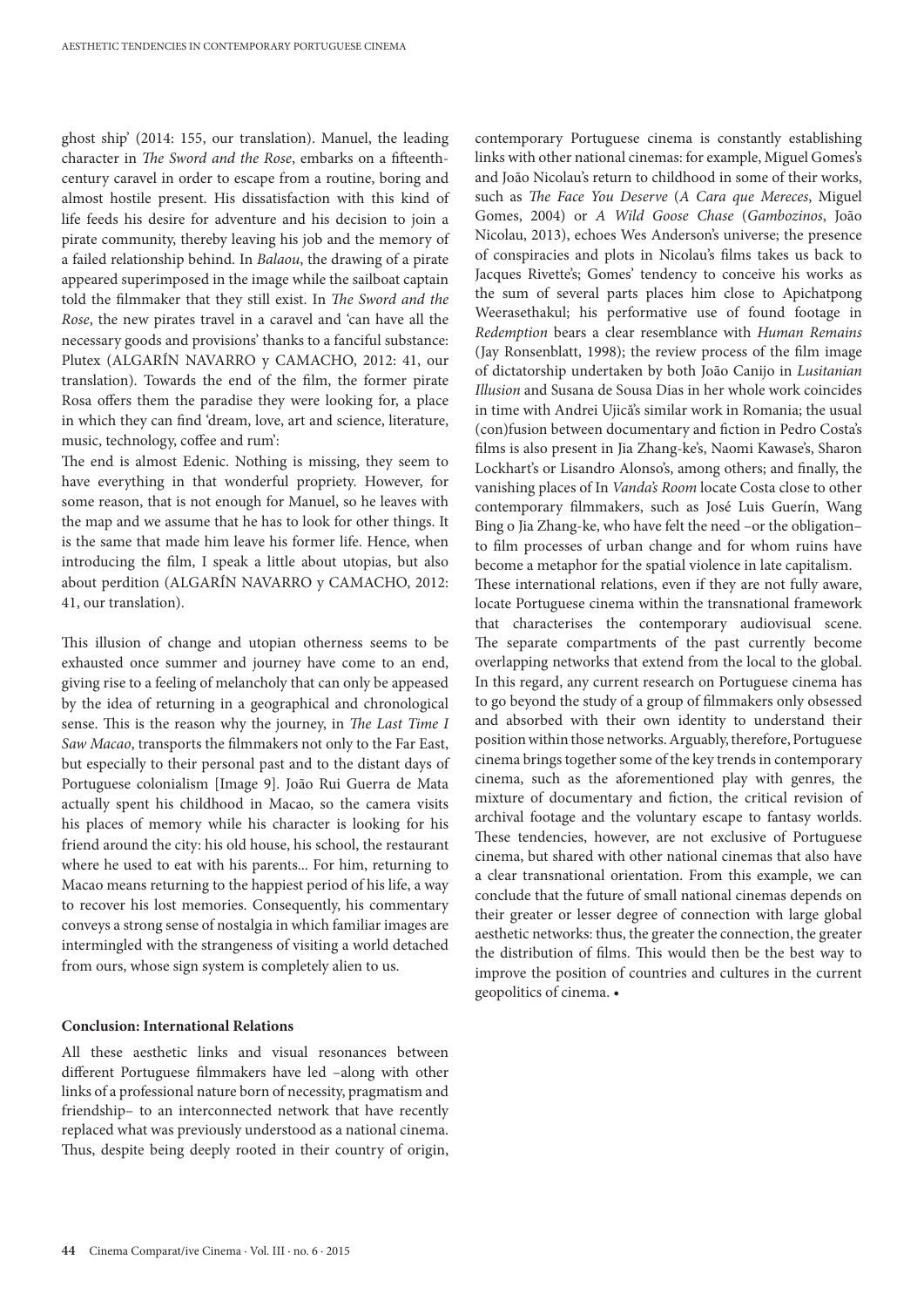ghost ship' (2014: 155, our translation). Manuel, the leading character in *The Sword and the Rose*, embarks on a fifteenth-century caravel in order to escape from a routine, boring and almost hostile present. His dissatisfaction with this kind of life feeds his desire for adventure and his decision to join a pirate community, thereby leaving his job and the memory of a failed relationship behind. In *Balaou*, the drawing of a pirate appeared superimposed in the image while the sailboat captain told the filmmaker that they still exist. In *The Sword and the Rose*, the new pirates travel in a caravel and 'can have all the necessary goods and provisions' thanks to a fanciful substance: Plutex (ALGARÍN NAVARRO y CAMACHO, 2012: 41, our translation). Towards the end of the film, the former pirate Rosa offers them the paradise they were looking for, a place in which they can find 'dream, love, art and science, literature, music, technology, coffee and rum':

The end is almost Edenic. Nothing is missing, they seem to have everything in that wonderful propriety. However, for some reason, that is not enough for Manuel, so he leaves with the map and we assume that he has to look for other things. It is the same that made him leave his former life. Hence, when introducing the film, I speak a little about utopias, but also about perdition (ALGARÍN NAVARRO y CAMACHO, 2012: 41, our translation).

This illusion of change and utopian otherness seems to be exhausted once summer and journey have come to an end, giving rise to a feeling of melancholy that can only be appeased by the idea of returning in a geographical and chronological sense. This is the reason why the journey, in *The Last Time I Saw Macao*, transports the filmmakers not only to the Far East, but especially to their personal past and to the distant days of Portuguese colonialism [Image 9]. João Rui Guerra de Mata actually spent his childhood in Macao, so the camera visits his places of memory while his character is looking for his friend around the city: his old house, his school, the restaurant where he used to eat with his parents... For him, returning to Macao means returning to the happiest period of his life, a way to recover his lost memories. Consequently, his commentary conveys a strong sense of nostalgia in which familiar images are intermingled with the strangeness of visiting a world detached from ours, whose sign system is completely alien to us.

### Conclusion: International Relations

All these aesthetic links and visual resonances between different Portuguese filmmakers have led –along with other links of a professional nature born of necessity, pragmatism and friendship– to an interconnected network that have recently replaced what was previously understood as a national cinema. Thus, despite being deeply rooted in their country of origin, contemporary Portuguese cinema is constantly establishing links with other national cinemas: for example, Miguel Gomes's and João Nicolau's return to childhood in some of their works, such as *The Face You Deserve* (*A Cara que Mereces*, Miguel Gomes, 2004) or *A Wild Goose Chase* (*Gambozinos*, João Nicolau, 2013), echoes Wes Anderson's universe; the presence of conspiracies and plots in Nicolau's films takes us back to Jacques Rivette's; Gomes' tendency to conceive his works as the sum of several parts places him close to Apichatpong Weerasethakul; his performative use of found footage in *Redemption* bears a clear resemblance with *Human Remains* (Jay Ronsenblatt, 1998); the review process of the film image of dictatorship undertaken by both João Canijo in *Lusitanian Illusion* and Susana de Sousa Dias in her whole work coincides in time with Andrei Ujică's similar work in Romania; the usual (con)fusion between documentary and fiction in Pedro Costa's films is also present in Jia Zhang-ke's, Naomi Kawase's, Sharon Lockhart's or Lisandro Alonso's, among others; and finally, the vanishing places of In *Vanda's Room* locate Costa close to other contemporary filmmakers, such as José Luis Guerín, Wang Bing o Jia Zhang-ke, who have felt the need –or the obligation– to film processes of urban change and for whom ruins have become a metaphor for the spatial violence in late capitalism.

These international relations, even if they are not fully aware, locate Portuguese cinema within the transnational framework that characterises the contemporary audiovisual scene. The separate compartments of the past currently become overlapping networks that extend from the local to the global. In this regard, any current research on Portuguese cinema has to go beyond the study of a group of filmmakers only obsessed and absorbed with their own identity to understand their position within those networks. Arguably, therefore, Portuguese cinema brings together some of the key trends in contemporary cinema, such as the aforementioned play with genres, the mixture of documentary and fiction, the critical revision of archival footage and the voluntary escape to fantasy worlds. These tendencies, however, are not exclusive of Portuguese cinema, but shared with other national cinemas that also have a clear transnational orientation. From this example, we can conclude that the future of small national cinemas depends on their greater or lesser degree of connection with large global aesthetic networks: thus, the greater the connection, the greater the distribution of films. This would then be the best way to improve the position of countries and cultures in the current geopolitics of cinema. •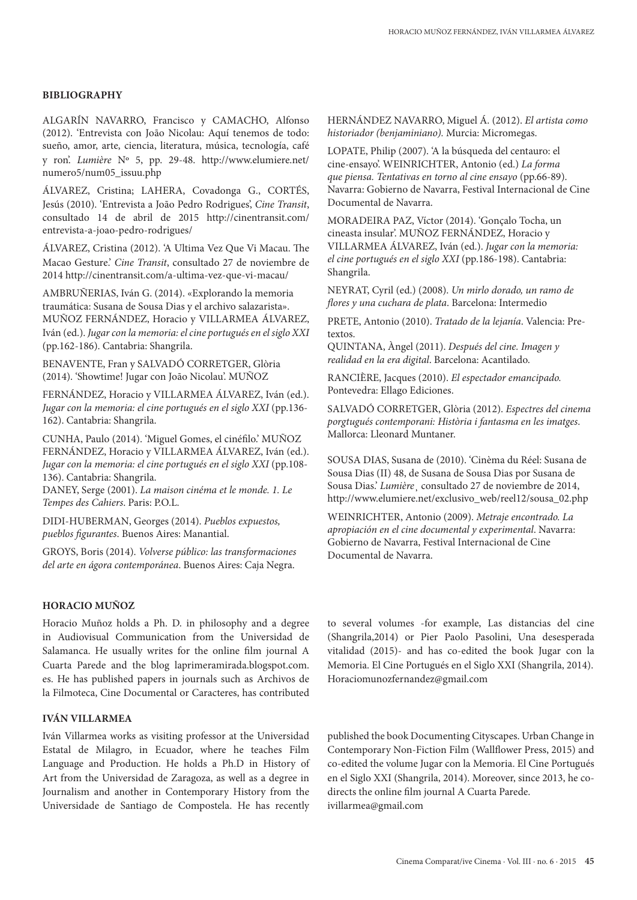### BIBLIOGRAPHY

ALGARÍN NAVARRO, Francisco y CAMACHO, Alfonso (2012). 'Entrevista con João Nicolau: Aquí tenemos de todo: sueño, amor, arte, ciencia, literatura, música, tecnología, café y ron'. *Lumière* Nº 5, pp. 29-48. http://www.elumiere.net/numero5/num05_issuu.php

ÁLVAREZ, Cristina; LAHERA, Covadonga G., CORTÉS, Jesús (2010). 'Entrevista a João Pedro Rodrigues', *Cine Transit*, consultado 14 de abril de 2015 http://cinentransit.com/entrevista-a-joao-pedro-rodrigues/

ÁLVAREZ, Cristina (2012). 'A Ultima Vez Que Vi Macau. The Macao Gesture.' *Cine Transit*, consultado 27 de noviembre de 2014 http://cinentransit.com/a-ultima-vez-que-vi-macau/

AMBRUÑERIAS, Iván G. (2014). «Explorando la memoria traumática: Susana de Sousa Dias y el archivo salazarista». MUÑOZ FERNÁNDEZ, Horacio y VILLARMEA ÁLVAREZ, Iván (ed.). *Jugar con la memoria: el cine portugués en el siglo XXI* (pp.162-186). Cantabria: Shangrila.

BENAVENTE, Fran y SALVADÓ CORRETGER, Glòria (2014). 'Showtime! Jugar con João Nicolau'. MUÑOZ

FERNÁNDEZ, Horacio y VILLARMEA ÁLVAREZ, Iván (ed.). *Jugar con la memoria: el cine portugués en el siglo XXI* (pp.136-162). Cantabria: Shangrila.

CUNHA, Paulo (2014). 'Miguel Gomes, el cinéfilo.' MUÑOZ FERNÁNDEZ, Horacio y VILLARMEA ÁLVAREZ, Iván (ed.). *Jugar con la memoria: el cine portugués en el siglo XXI* (pp.108-136). Cantabria: Shangrila.

DANEY, Serge (2001). *La maison cinéma et le monde. 1. Le Tempes des Cahiers*. Paris: P.O.L.

DIDI-HUBERMAN, Georges (2014). *Pueblos expuestos, pueblos figurantes*. Buenos Aires: Manantial.

GROYS, Boris (2014). *Volverse público: las transformaciones del arte en ágora contemporánea*. Buenos Aires: Caja Negra.

HERNÁNDEZ NAVARRO, Miguel Á. (2012). *El artista como historiador (benjaminiano).* Murcia: Micromegas.

LOPATE, Philip (2007). 'A la búsqueda del centauro: el cine-ensayo'. WEINRICHTER, Antonio (ed.) *La forma que piensa. Tentativas en torno al cine ensayo* (pp.66-89). Navarra: Gobierno de Navarra, Festival Internacional de Cine Documental de Navarra.

MORADEIRA PAZ, Víctor (2014). 'Gonçalo Tocha, un cineasta insular'. MUÑOZ FERNÁNDEZ, Horacio y VILLARMEA ÁLVAREZ, Iván (ed.). *Jugar con la memoria: el cine portugués en el siglo XXI* (pp.186-198). Cantabria: Shangrila.

NEYRAT, Cyril (ed.) (2008). *Un mirlo dorado, un ramo de flores y una cuchara de plata*. Barcelona: Intermedio

PRETE, Antonio (2010). *Tratado de la lejanía*. Valencia: Pre-textos.

QUINTANA, Àngel (2011). *Después del cine. Imagen y realidad en la era digital*. Barcelona: Acantilado.

RANCIÈRE, Jacques (2010). *El espectador emancipado.* Pontevedra: Ellago Ediciones.

SALVADÓ CORRETGER, Glòria (2012). *Espectres del cinema porgtugués contemporani: Història i fantasma en les imatges*. Mallorca: Lleonard Muntaner.

SOUSA DIAS, Susana de (2010). 'Cinèma du Réel: Susana de Sousa Dias (II) 48, de Susana de Sousa Dias por Susana de Sousa Dias.' *Lumière*¸ consultado 27 de noviembre de 2014, http://www.elumiere.net/exclusivo_web/reel12/sousa_02.php

WEINRICHTER, Antonio (2009). *Metraje encontrado. La apropiación en el cine documental y experimental*. Navarra: Gobierno de Navarra, Festival Internacional de Cine Documental de Navarra.

### HORACIO MUÑOZ

Horacio Muñoz holds a Ph. D. in philosophy and a degree in Audiovisual Communication from the Universidad de Salamanca. He usually writes for the online film journal A Cuarta Parede and the blog laprimeramirada.blogspot.com.es. He has published papers in journals such as Archivos de la Filmoteca, Cine Documental or Caracteres, has contributed to several volumes -for example, Las distancias del cine (Shangrila,2014) or Pier Paolo Pasolini, Una desesperada vitalidad (2015)- and has co-edited the book Jugar con la Memoria. El Cine Portugués en el Siglo XXI (Shangrila, 2014). Horaciomunozfernandez@gmail.com

### IVÁN VILLARMEA

Iván Villarmea works as visiting professor at the Universidad Estatal de Milagro, in Ecuador, where he teaches Film Language and Production. He holds a Ph.D in History of Art from the Universidad de Zaragoza, as well as a degree in Journalism and another in Contemporary History from the Universidade de Santiago de Compostela. He has recently published the book Documenting Cityscapes. Urban Change in Contemporary Non-Fiction Film (Wallflower Press, 2015) and co-edited the volume Jugar con la Memoria. El Cine Portugués en el Siglo XXI (Shangrila, 2014). Moreover, since 2013, he co-directs the online film journal A Cuarta Parede. ivillarmea@gmail.com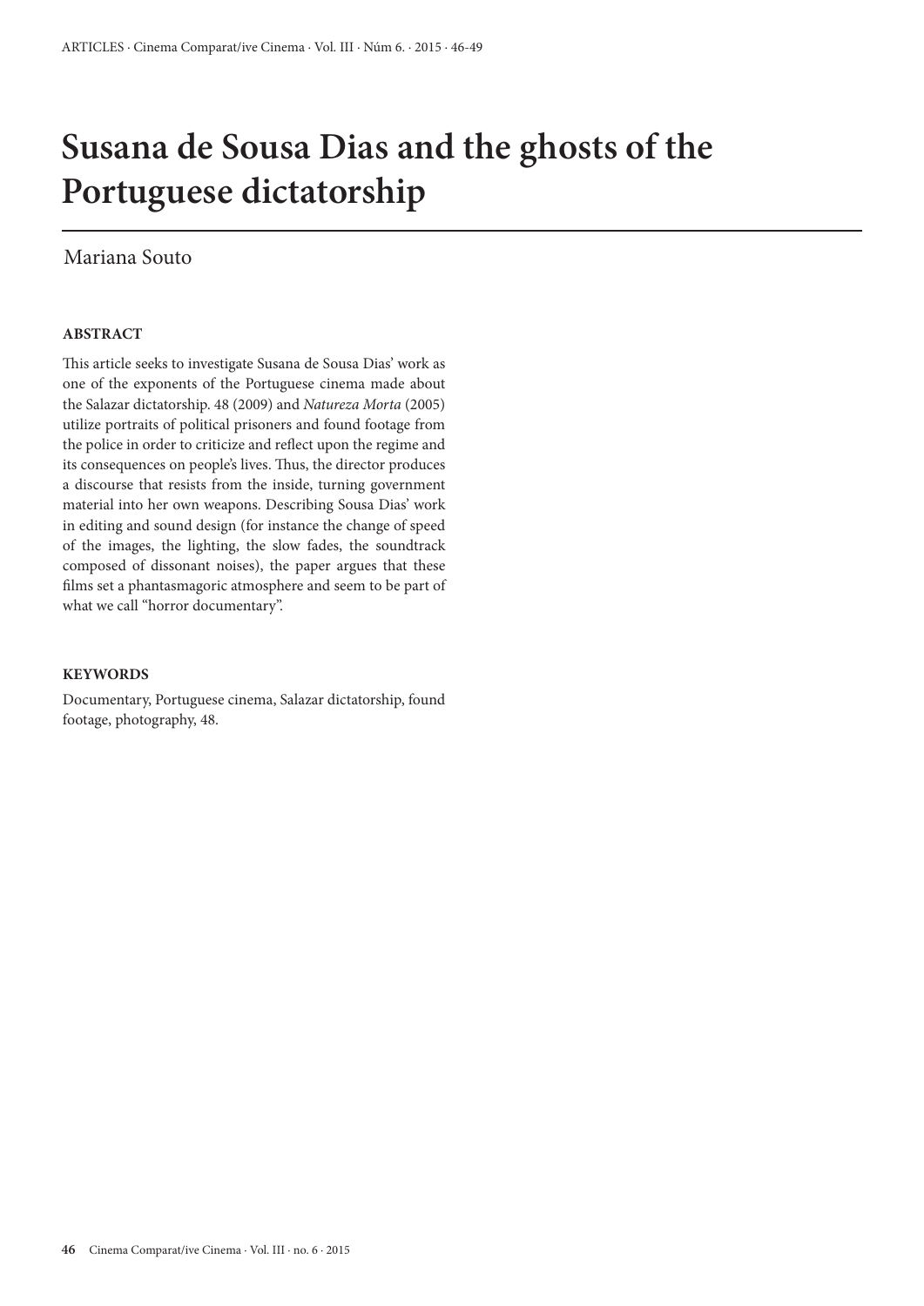# Susana de Sousa Dias and the ghosts of the Portuguese dictatorship

Mariana Souto

## ABSTRACT

This article seeks to investigate Susana de Sousa Dias' work as one of the exponents of the Portuguese cinema made about the Salazar dictatorship. 48 (2009) and *Natureza Morta* (2005) utilize portraits of political prisoners and found footage from the police in order to criticize and reflect upon the regime and its consequences on people's lives. Thus, the director produces a discourse that resists from the inside, turning government material into her own weapons. Describing Sousa Dias' work in editing and sound design (for instance the change of speed of the images, the lighting, the slow fades, the soundtrack composed of dissonant noises), the paper argues that these films set a phantasmagoric atmosphere and seem to be part of what we call "horror documentary".

## KEYWORDS

Documentary, Portuguese cinema, Salazar dictatorship, found footage, photography, 48.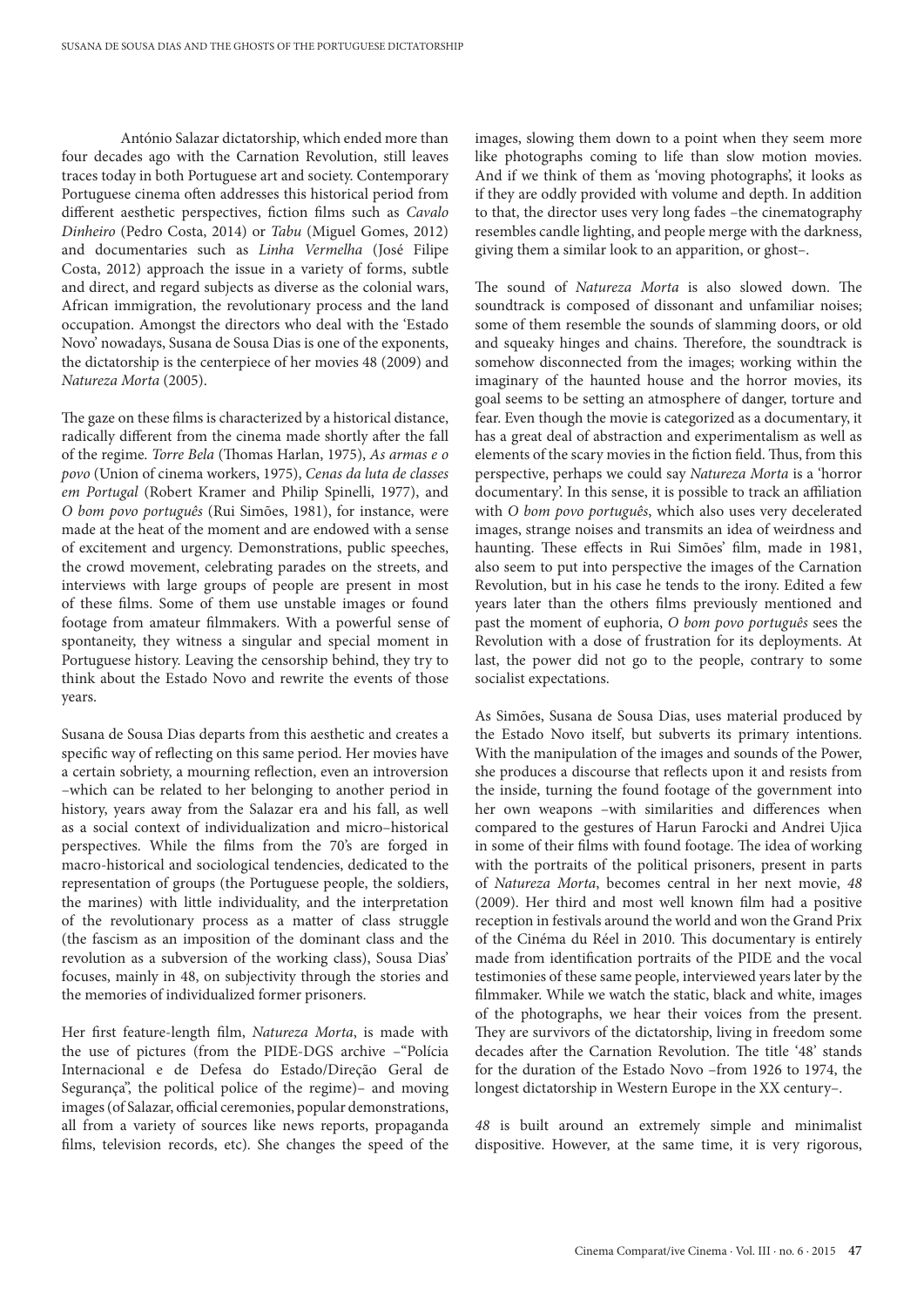António Salazar dictatorship, which ended more than four decades ago with the Carnation Revolution, still leaves traces today in both Portuguese art and society. Contemporary Portuguese cinema often addresses this historical period from different aesthetic perspectives, fiction films such as *Cavalo Dinheiro* (Pedro Costa, 2014) or *Tabu* (Miguel Gomes, 2012) and documentaries such as *Linha Vermelha* (José Filipe Costa, 2012) approach the issue in a variety of forms, subtle and direct, and regard subjects as diverse as the colonial wars, African immigration, the revolutionary process and the land occupation. Amongst the directors who deal with the 'Estado Novo' nowadays, Susana de Sousa Dias is one of the exponents, the dictatorship is the centerpiece of her movies 48 (2009) and *Natureza Morta* (2005).

The gaze on these films is characterized by a historical distance, radically different from the cinema made shortly after the fall of the regime. *Torre Bela* (Thomas Harlan, 1975), *As armas e o povo* (Union of cinema workers, 1975), *Cenas da luta de classes em Portugal* (Robert Kramer and Philip Spinelli, 1977), and *O bom povo português* (Rui Simões, 1981), for instance, were made at the heat of the moment and are endowed with a sense of excitement and urgency. Demonstrations, public speeches, the crowd movement, celebrating parades on the streets, and interviews with large groups of people are present in most of these films. Some of them use unstable images or found footage from amateur filmmakers. With a powerful sense of spontaneity, they witness a singular and special moment in Portuguese history. Leaving the censorship behind, they try to think about the Estado Novo and rewrite the events of those years.

Susana de Sousa Dias departs from this aesthetic and creates a specific way of reflecting on this same period. Her movies have a certain sobriety, a mourning reflection, even an introversion –which can be related to her belonging to another period in history, years away from the Salazar era and his fall, as well as a social context of individualization and micro–historical perspectives. While the films from the 70's are forged in macro-historical and sociological tendencies, dedicated to the representation of groups (the Portuguese people, the soldiers, the marines) with little individuality, and the interpretation of the revolutionary process as a matter of class struggle (the fascism as an imposition of the dominant class and the revolution as a subversion of the working class), Sousa Dias' focuses, mainly in 48, on subjectivity through the stories and the memories of individualized former prisoners.

Her first feature-length film, *Natureza Morta*, is made with the use of pictures (from the PIDE-DGS archive –"Polícia Internacional e de Defesa do Estado/Direção Geral de Segurança", the political police of the regime)– and moving images (of Salazar, official ceremonies, popular demonstrations, all from a variety of sources like news reports, propaganda films, television records, etc). She changes the speed of the images, slowing them down to a point when they seem more like photographs coming to life than slow motion movies. And if we think of them as 'moving photographs', it looks as if they are oddly provided with volume and depth. In addition to that, the director uses very long fades –the cinematography resembles candle lighting, and people merge with the darkness, giving them a similar look to an apparition, or ghost–.

The sound of *Natureza Morta* is also slowed down. The soundtrack is composed of dissonant and unfamiliar noises; some of them resemble the sounds of slamming doors, or old and squeaky hinges and chains. Therefore, the soundtrack is somehow disconnected from the images; working within the imaginary of the haunted house and the horror movies, its goal seems to be setting an atmosphere of danger, torture and fear. Even though the movie is categorized as a documentary, it has a great deal of abstraction and experimentalism as well as elements of the scary movies in the fiction field. Thus, from this perspective, perhaps we could say *Natureza Morta* is a 'horror documentary'. In this sense, it is possible to track an affiliation with *O bom povo português*, which also uses very decelerated images, strange noises and transmits an idea of weirdness and haunting. These effects in Rui Simões' film, made in 1981, also seem to put into perspective the images of the Carnation Revolution, but in his case he tends to the irony. Edited a few years later than the others films previously mentioned and past the moment of euphoria, *O bom povo português* sees the Revolution with a dose of frustration for its deployments. At last, the power did not go to the people, contrary to some socialist expectations.

As Simões, Susana de Sousa Dias, uses material produced by the Estado Novo itself, but subverts its primary intentions. With the manipulation of the images and sounds of the Power, she produces a discourse that reflects upon it and resists from the inside, turning the found footage of the government into her own weapons –with similarities and differences when compared to the gestures of Harun Farocki and Andrei Ujica in some of their films with found footage. The idea of working with the portraits of the political prisoners, present in parts of *Natureza Morta*, becomes central in her next movie, *48* (2009). Her third and most well known film had a positive reception in festivals around the world and won the Grand Prix of the Cinéma du Réel in 2010. This documentary is entirely made from identification portraits of the PIDE and the vocal testimonies of these same people, interviewed years later by the filmmaker. While we watch the static, black and white, images of the photographs, we hear their voices from the present. They are survivors of the dictatorship, living in freedom some decades after the Carnation Revolution. The title '48' stands for the duration of the Estado Novo –from 1926 to 1974, the longest dictatorship in Western Europe in the XX century–.

*48* is built around an extremely simple and minimalist dispositive. However, at the same time, it is very rigorous,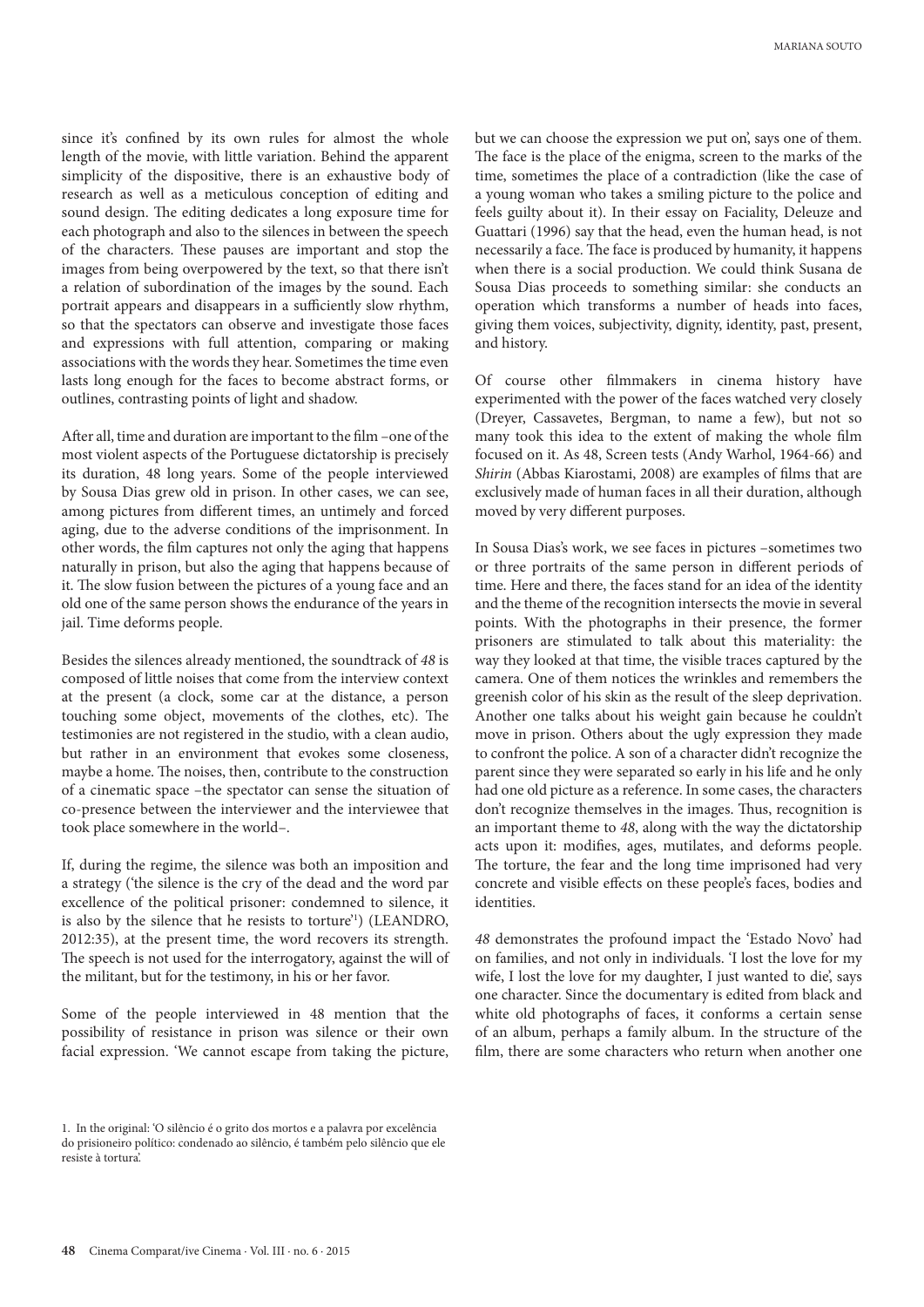since it's confined by its own rules for almost the whole length of the movie, with little variation. Behind the apparent simplicity of the dispositive, there is an exhaustive body of research as well as a meticulous conception of editing and sound design. The editing dedicates a long exposure time for each photograph and also to the silences in between the speech of the characters. These pauses are important and stop the images from being overpowered by the text, so that there isn't a relation of subordination of the images by the sound. Each portrait appears and disappears in a sufficiently slow rhythm, so that the spectators can observe and investigate those faces and expressions with full attention, comparing or making associations with the words they hear. Sometimes the time even lasts long enough for the faces to become abstract forms, or outlines, contrasting points of light and shadow.

After all, time and duration are important to the film –one of the most violent aspects of the Portuguese dictatorship is precisely its duration, 48 long years. Some of the people interviewed by Sousa Dias grew old in prison. In other cases, we can see, among pictures from different times, an untimely and forced aging, due to the adverse conditions of the imprisonment. In other words, the film captures not only the aging that happens naturally in prison, but also the aging that happens because of it. The slow fusion between the pictures of a young face and an old one of the same person shows the endurance of the years in jail. Time deforms people.

Besides the silences already mentioned, the soundtrack of *48* is composed of little noises that come from the interview context at the present (a clock, some car at the distance, a person touching some object, movements of the clothes, etc). The testimonies are not registered in the studio, with a clean audio, but rather in an environment that evokes some closeness, maybe a home. The noises, then, contribute to the construction of a cinematic space –the spectator can sense the situation of co-presence between the interviewer and the interviewee that took place somewhere in the world–.

If, during the regime, the silence was both an imposition and a strategy ('the silence is the cry of the dead and the word par excellence of the political prisoner: condemned to silence, it is also by the silence that he resists to torture'[1]) (LEANDRO, 2012:35), at the present time, the word recovers its strength. The speech is not used for the interrogatory, against the will of the militant, but for the testimony, in his or her favor.

Some of the people interviewed in 48 mention that the possibility of resistance in prison was silence or their own facial expression. 'We cannot escape from taking the picture, but we can choose the expression we put on', says one of them. The face is the place of the enigma, screen to the marks of the time, sometimes the place of a contradiction (like the case of a young woman who takes a smiling picture to the police and feels guilty about it). In their essay on Faciality, Deleuze and Guattari (1996) say that the head, even the human head, is not necessarily a face. The face is produced by humanity, it happens when there is a social production. We could think Susana de Sousa Dias proceeds to something similar: she conducts an operation which transforms a number of heads into faces, giving them voices, subjectivity, dignity, identity, past, present, and history.

Of course other filmmakers in cinema history have experimented with the power of the faces watched very closely (Dreyer, Cassavetes, Bergman, to name a few), but not so many took this idea to the extent of making the whole film focused on it. As 48, Screen tests (Andy Warhol, 1964-66) and *Shirin* (Abbas Kiarostami, 2008) are examples of films that are exclusively made of human faces in all their duration, although moved by very different purposes.

In Sousa Dias's work, we see faces in pictures –sometimes two or three portraits of the same person in different periods of time. Here and there, the faces stand for an idea of the identity and the theme of the recognition intersects the movie in several points. With the photographs in their presence, the former prisoners are stimulated to talk about this materiality: the way they looked at that time, the visible traces captured by the camera. One of them notices the wrinkles and remembers the greenish color of his skin as the result of the sleep deprivation. Another one talks about his weight gain because he couldn't move in prison. Others about the ugly expression they made to confront the police. A son of a character didn't recognize the parent since they were separated so early in his life and he only had one old picture as a reference. In some cases, the characters don't recognize themselves in the images. Thus, recognition is an important theme to *48*, along with the way the dictatorship acts upon it: modifies, ages, mutilates, and deforms people. The torture, the fear and the long time imprisoned had very concrete and visible effects on these people's faces, bodies and identities.

*48* demonstrates the profound impact the 'Estado Novo' had on families, and not only in individuals. 'I lost the love for my wife, I lost the love for my daughter, I just wanted to die', says one character. Since the documentary is edited from black and white old photographs of faces, it conforms a certain sense of an album, perhaps a family album. In the structure of the film, there are some characters who return when another one

1. In the original: 'O silêncio é o grito dos mortos e a palavra por excelência do prisioneiro político: condenado ao silêncio, é também pelo silêncio que ele resiste à tortura'.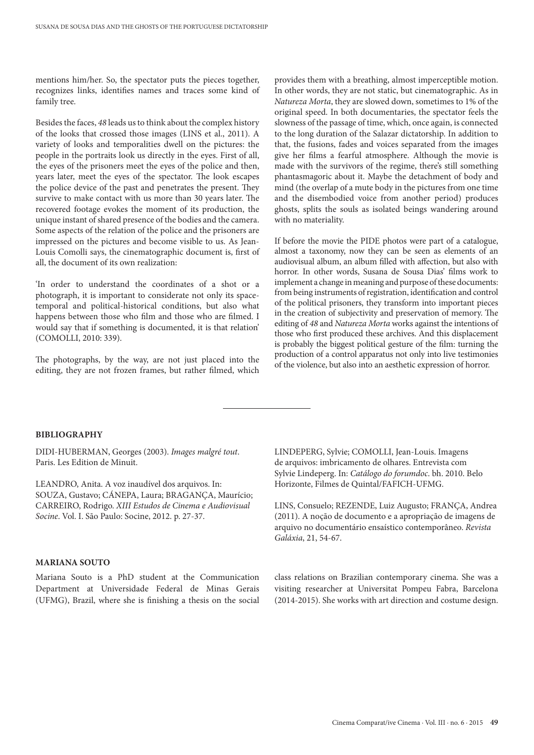mentions him/her. So, the spectator puts the pieces together, recognizes links, identifies names and traces some kind of family tree.

Besides the faces, *48* leads us to think about the complex history of the looks that crossed those images (LINS et al., 2011). A variety of looks and temporalities dwell on the pictures: the people in the portraits look us directly in the eyes. First of all, the eyes of the prisoners meet the eyes of the police and then, years later, meet the eyes of the spectator. The look escapes the police device of the past and penetrates the present. They survive to make contact with us more than 30 years later. The recovered footage evokes the moment of its production, the unique instant of shared presence of the bodies and the camera. Some aspects of the relation of the police and the prisoners are impressed on the pictures and become visible to us. As Jean-Louis Comolli says, the cinematographic document is, first of all, the document of its own realization:

'In order to understand the coordinates of a shot or a photograph, it is important to considerate not only its space-temporal and political-historical conditions, but also what happens between those who film and those who are filmed. I would say that if something is documented, it is that relation' (COMOLLI, 2010: 339).

The photographs, by the way, are not just placed into the editing, they are not frozen frames, but rather filmed, which provides them with a breathing, almost imperceptible motion. In other words, they are not static, but cinematographic. As in *Natureza Morta*, they are slowed down, sometimes to 1% of the original speed. In both documentaries, the spectator feels the slowness of the passage of time, which, once again, is connected to the long duration of the Salazar dictatorship. In addition to that, the fusions, fades and voices separated from the images give her films a fearful atmosphere. Although the movie is made with the survivors of the regime, there's still something phantasmagoric about it. Maybe the detachment of body and mind (the overlap of a mute body in the pictures from one time and the disembodied voice from another period) produces ghosts, splits the souls as isolated beings wandering around with no materiality.

If before the movie the PIDE photos were part of a catalogue, almost a taxonomy, now they can be seen as elements of an audiovisual album, an album filled with affection, but also with horror. In other words, Susana de Sousa Dias' films work to implement a change in meaning and purpose of these documents: from being instruments of registration, identification and control of the political prisoners, they transform into important pieces in the creation of subjectivity and preservation of memory. The editing of *48* and *Natureza Morta* works against the intentions of those who first produced these archives. And this displacement is probably the biggest political gesture of the film: turning the production of a control apparatus not only into live testimonies of the violence, but also into an aesthetic expression of horror.

---

**BIBLIOGRAPHY**

DIDI-HUBERMAN, Georges (2003). *Images malgré tout*. Paris. Les Edition de Minuit.

LEANDRO, Anita. A voz inaudível dos arquivos. In: SOUZA, Gustavo; CÁNEPA, Laura; BRAGANÇA, Maurício; CARREIRO, Rodrigo. *XIII Estudos de Cinema e Audiovisual Socine*. Vol. I. São Paulo: Socine, 2012. p. 27-37.

LINDEPERG, Sylvie; COMOLLI, Jean-Louis. Imagens de arquivos: imbricamento de olhares. Entrevista com Sylvie Lindeperg. In: *Catálogo do forumdoc*. bh. 2010. Belo Horizonte, Filmes de Quintal/FAFICH-UFMG.

LINS, Consuelo; REZENDE, Luiz Augusto; FRANÇA, Andrea (2011). A noção de documento e a apropriação de imagens de arquivo no documentário ensaístico contemporâneo. *Revista Galáxia*, 21, 54-67.

**MARIANA SOUTO**

Mariana Souto is a PhD student at the Communication Department at Universidade Federal de Minas Gerais (UFMG), Brazil, where she is finishing a thesis on the social class relations on Brazilian contemporary cinema. She was a visiting researcher at Universitat Pompeu Fabra, Barcelona (2014-2015). She works with art direction and costume design.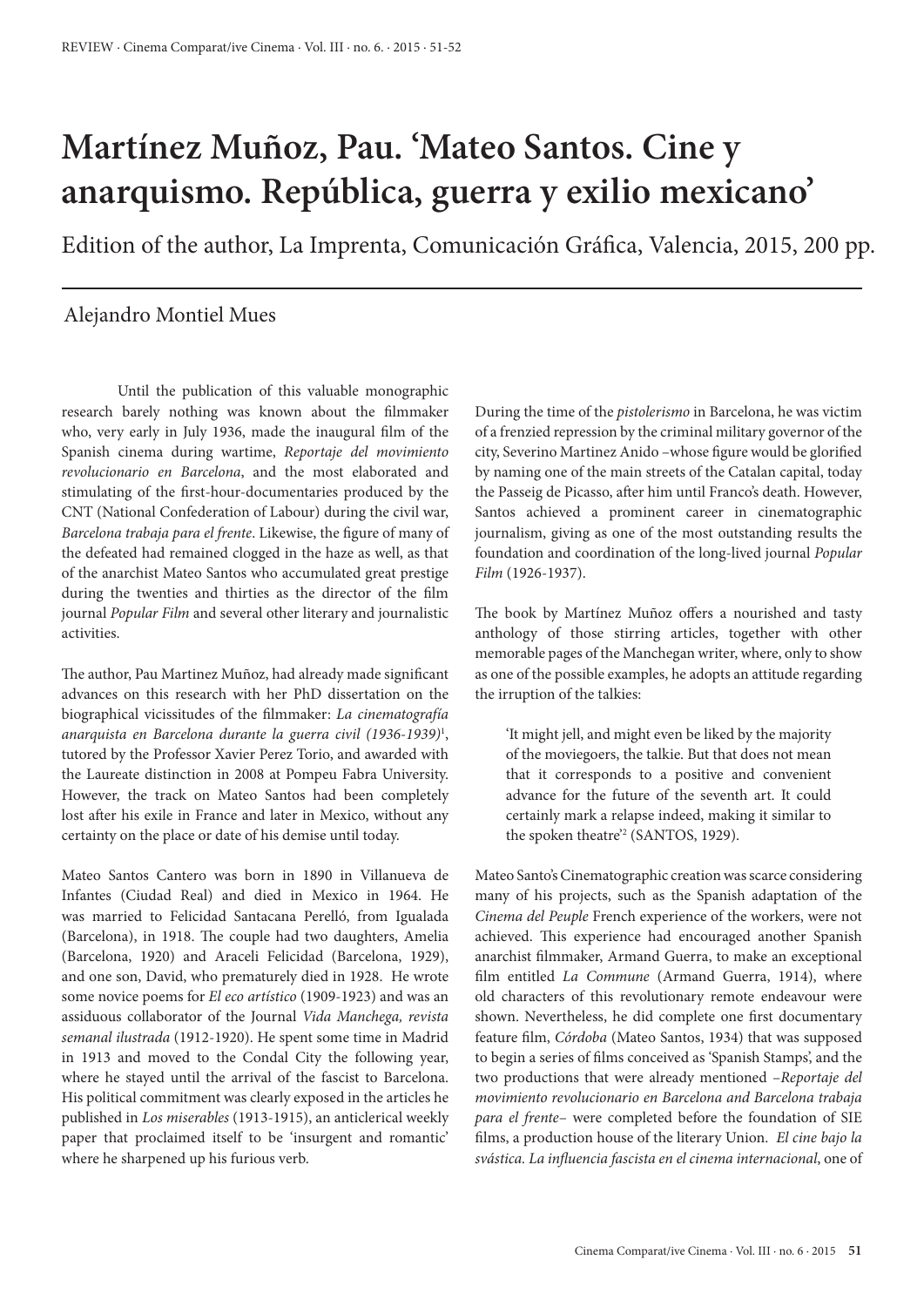# Martínez Muñoz, Pau. 'Mateo Santos. Cine y anarquismo. República, guerra y exilio mexicano'

Edition of the author, La Imprenta, Comunicación Gráfica, Valencia, 2015, 200 pp.

Alejandro Montiel Mues

Until the publication of this valuable monographic research barely nothing was known about the filmmaker who, very early in July 1936, made the inaugural film of the Spanish cinema during wartime, *Reportaje del movimiento revolucionario en Barcelona*, and the most elaborated and stimulating of the first-hour-documentaries produced by the CNT (National Confederation of Labour) during the civil war, *Barcelona trabaja para el frente*. Likewise, the figure of many of the defeated had remained clogged in the haze as well, as that of the anarchist Mateo Santos who accumulated great prestige during the twenties and thirties as the director of the film journal *Popular Film* and several other literary and journalistic activities.

The author, Pau Martinez Muñoz, had already made significant advances on this research with her PhD dissertation on the biographical vicissitudes of the filmmaker: *La cinematografía anarquista en Barcelona durante la guerra civil (1936-1939)*[1], tutored by the Professor Xavier Perez Torio, and awarded with the Laureate distinction in 2008 at Pompeu Fabra University. However, the track on Mateo Santos had been completely lost after his exile in France and later in Mexico, without any certainty on the place or date of his demise until today.

Mateo Santos Cantero was born in 1890 in Villanueva de Infantes (Ciudad Real) and died in Mexico in 1964. He was married to Felicidad Santacana Perelló, from Igualada (Barcelona), in 1918. The couple had two daughters, Amelia (Barcelona, 1920) and Araceli Felicidad (Barcelona, 1929), and one son, David, who prematurely died in 1928. He wrote some novice poems for *El eco artístico* (1909-1923) and was an assiduous collaborator of the Journal *Vida Manchega, revista semanal ilustrada* (1912-1920). He spent some time in Madrid in 1913 and moved to the Condal City the following year, where he stayed until the arrival of the fascist to Barcelona. His political commitment was clearly exposed in the articles he published in *Los miserables* (1913-1915), an anticlerical weekly paper that proclaimed itself to be 'insurgent and romantic' where he sharpened up his furious verb.

During the time of the *pistolerismo* in Barcelona, he was victim of a frenzied repression by the criminal military governor of the city, Severino Martinez Anido –whose figure would be glorified by naming one of the main streets of the Catalan capital, today the Passeig de Picasso, after him until Franco's death. However, Santos achieved a prominent career in cinematographic journalism, giving as one of the most outstanding results the foundation and coordination of the long-lived journal *Popular Film* (1926-1937).

The book by Martínez Muñoz offers a nourished and tasty anthology of those stirring articles, together with other memorable pages of the Manchegan writer, where, only to show as one of the possible examples, he adopts an attitude regarding the irruption of the talkies:

> 'It might jell, and might even be liked by the majority of the moviegoers, the talkie. But that does not mean that it corresponds to a positive and convenient advance for the future of the seventh art. It could certainly mark a relapse indeed, making it similar to the spoken theatre'[2] (SANTOS, 1929).

Mateo Santo's Cinematographic creation was scarce considering many of his projects, such as the Spanish adaptation of the *Cinema del Peuple* French experience of the workers, were not achieved. This experience had encouraged another Spanish anarchist filmmaker, Armand Guerra, to make an exceptional film entitled *La Commune* (Armand Guerra, 1914), where old characters of this revolutionary remote endeavour were shown. Nevertheless, he did complete one first documentary feature film, *Córdoba* (Mateo Santos, 1934) that was supposed to begin a series of films conceived as 'Spanish Stamps', and the two productions that were already mentioned –*Reportaje del movimiento revolucionario en Barcelona and Barcelona trabaja para el frente*– were completed before the foundation of SIE films, a production house of the literary Union. *El cine bajo la svástica. La influencia fascista en el cinema internacional*, one of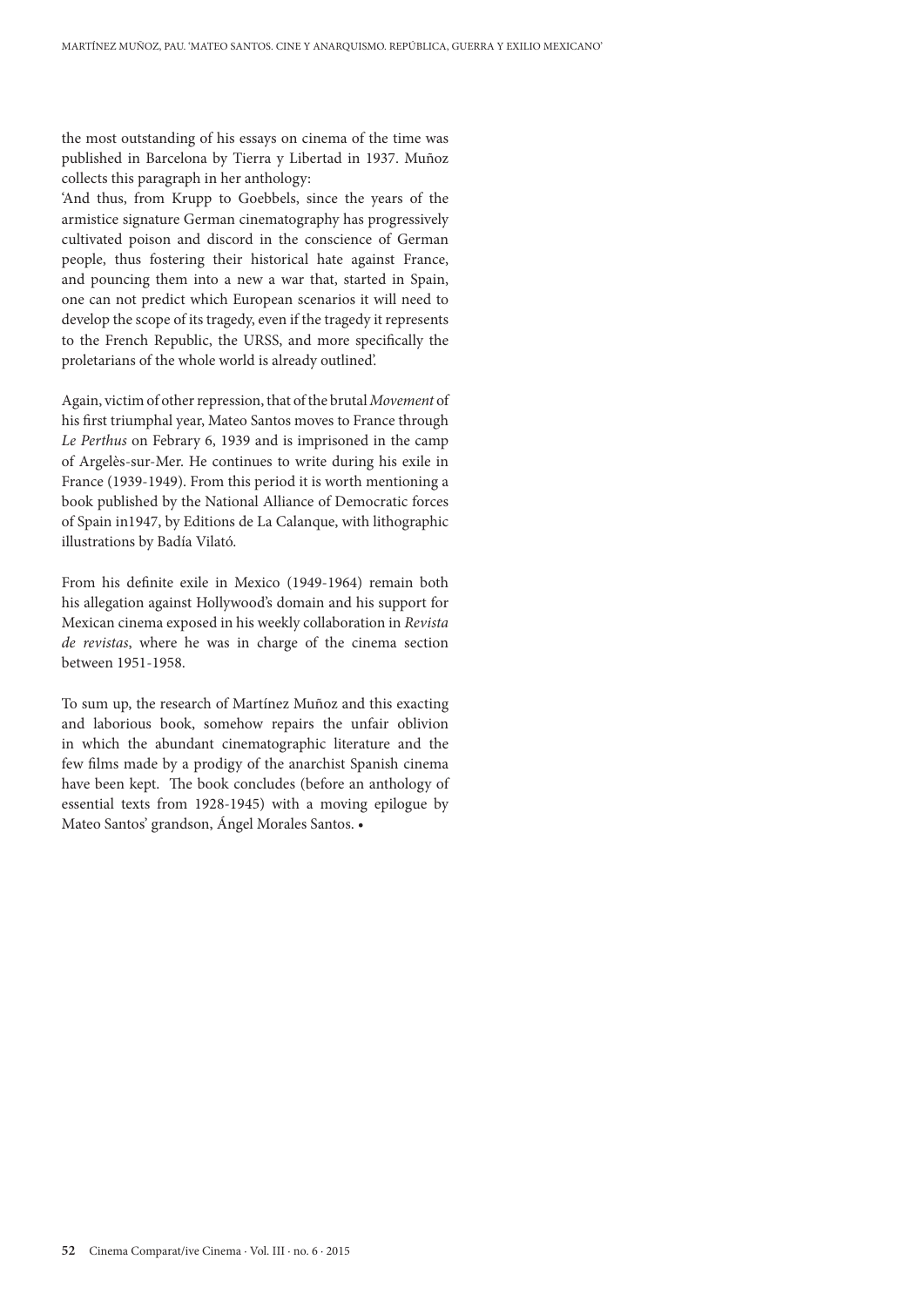the most outstanding of his essays on cinema of the time was published in Barcelona by Tierra y Libertad in 1937. Muñoz collects this paragraph in her anthology:

'And thus, from Krupp to Goebbels, since the years of the armistice signature German cinematography has progressively cultivated poison and discord in the conscience of German people, thus fostering their historical hate against France, and pouncing them into a new a war that, started in Spain, one can not predict which European scenarios it will need to develop the scope of its tragedy, even if the tragedy it represents to the French Republic, the URSS, and more specifically the proletarians of the whole world is already outlined'.

Again, victim of other repression, that of the brutal *Movement* of his first triumphal year, Mateo Santos moves to France through *Le Perthus* on Febrary 6, 1939 and is imprisoned in the camp of Argelès-sur-Mer. He continues to write during his exile in France (1939-1949). From this period it is worth mentioning a book published by the National Alliance of Democratic forces of Spain in1947, by Editions de La Calanque, with lithographic illustrations by Badía Vilató.

From his definite exile in Mexico (1949-1964) remain both his allegation against Hollywood's domain and his support for Mexican cinema exposed in his weekly collaboration in *Revista de revistas*, where he was in charge of the cinema section between 1951-1958.

To sum up, the research of Martínez Muñoz and this exacting and laborious book, somehow repairs the unfair oblivion in which the abundant cinematographic literature and the few films made by a prodigy of the anarchist Spanish cinema have been kept. The book concludes (before an anthology of essential texts from 1928-1945) with a moving epilogue by Mateo Santos' grandson, Ángel Morales Santos. •